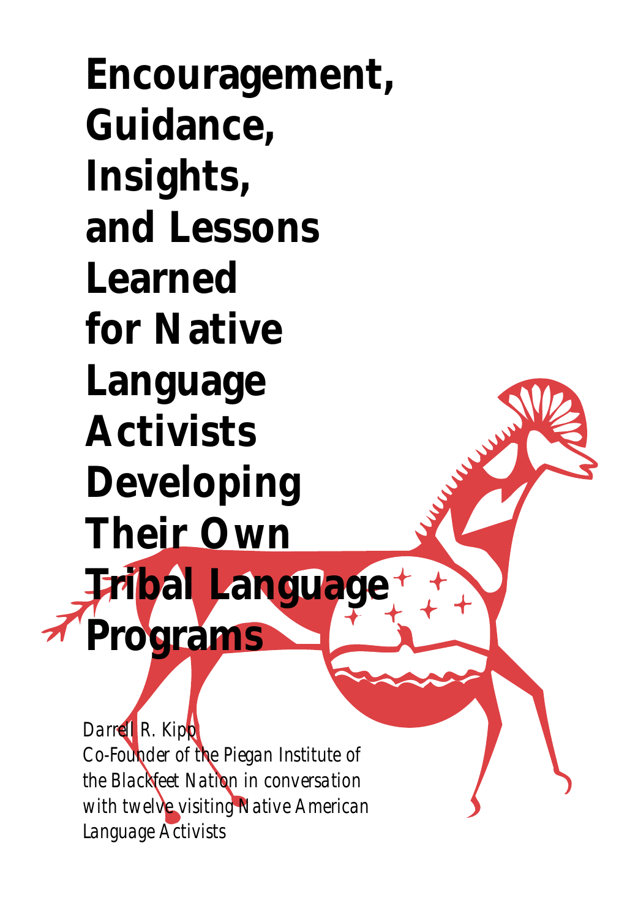# Encouragement, Guidance, Insights, and Lessons Learned for Native Language Activists Developing Their Own Tribal Language Programs

*Darrell R. Kipp*
*Co-Founder of the Piegan Institute of the Blackfeet Nation in conversation with twelve visiting Native American Language Activists*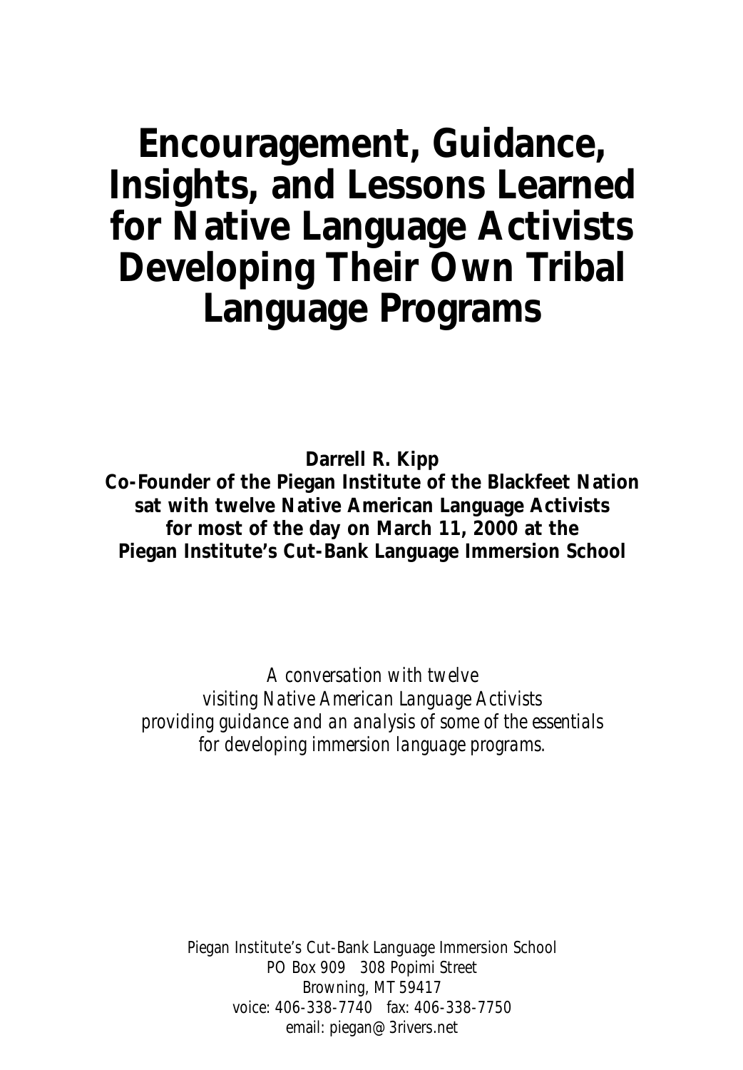# Encouragement, Guidance, Insights, and Lessons Learned for Native Language Activists Developing Their Own Tribal Language Programs

**Darrell R. Kipp**
**Co-Founder of the Piegan Institute of the Blackfeet Nation sat with twelve Native American Language Activists for most of the day on March 11, 2000 at the Piegan Institute's Cut-Bank Language Immersion School**

*A conversation with twelve visiting Native American Language Activists providing guidance and an analysis of some of the essentials for developing immersion language programs.*

Piegan Institute's Cut-Bank Language Immersion School
PO Box 909   308 Popimi Street
Browning, MT 59417
voice: 406-338-7740   fax: 406-338-7750
email: piegan@3rivers.net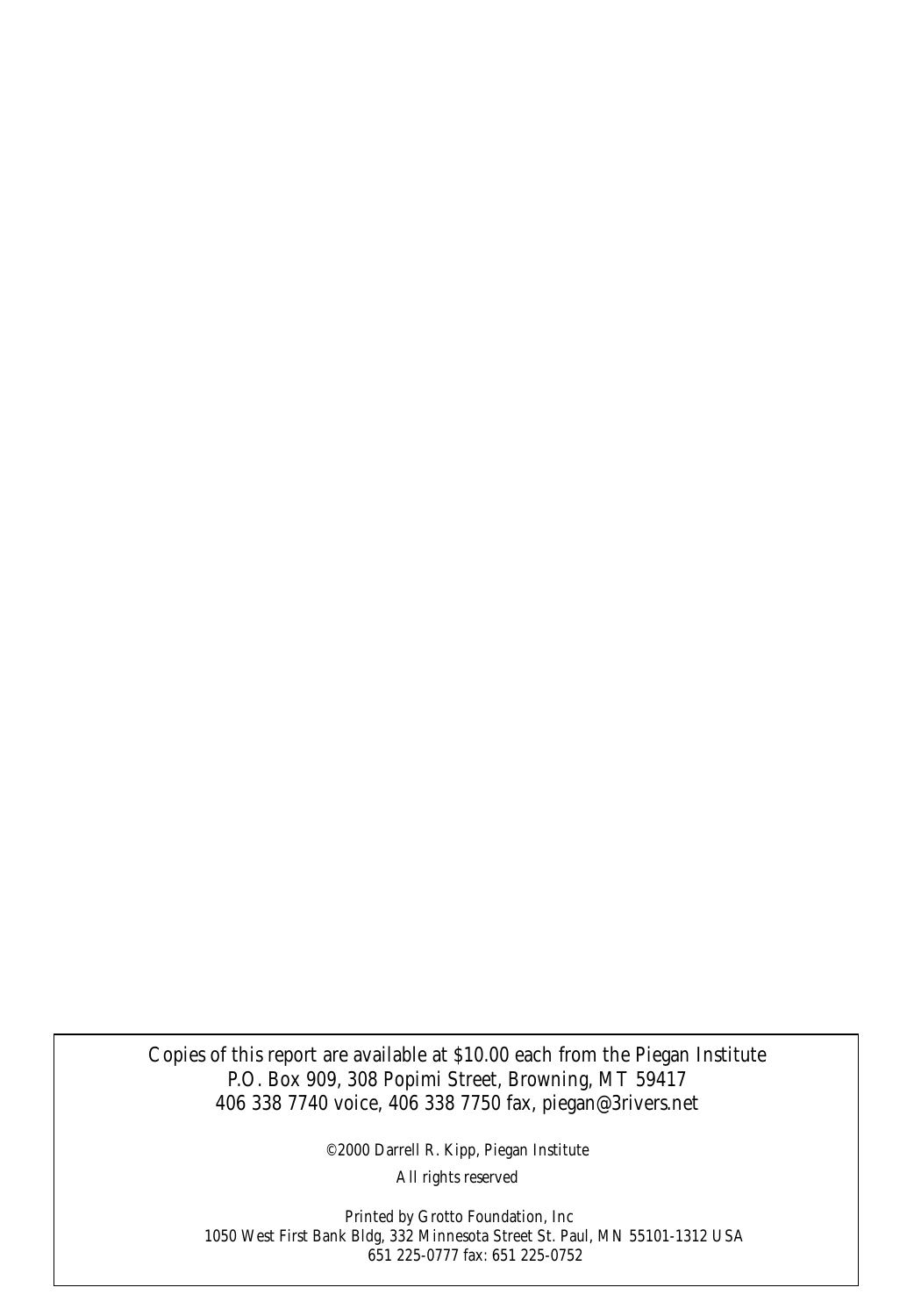Copies of this report are available at $10.00 each from the Piegan Institute
P.O. Box 909, 308 Popimi Street, Browning, MT 59417
406 338 7740 voice, 406 338 7750 fax, piegan@3rivers.net

©2000 Darrell R. Kipp, Piegan Institute

All rights reserved

Printed by Grotto Foundation, Inc
1050 West First Bank Bldg, 332 Minnesota Street St. Paul, MN 55101-1312 USA
651 225-0777 fax: 651 225-0752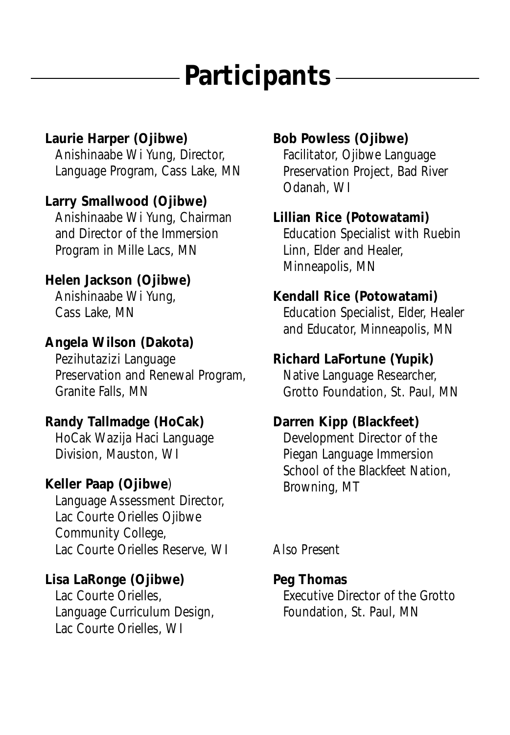# Participants

**Laurie Harper (Ojibwe)**
Anishinaabe Wi Yung, Director, Language Program, Cass Lake, MN

**Larry Smallwood (Ojibwe)**
Anishinaabe Wi Yung, Chairman and Director of the Immersion Program in Mille Lacs, MN

**Helen Jackson (Ojibwe)**
Anishinaabe Wi Yung, Cass Lake, MN

**Angela Wilson (Dakota)**
Pezihutazizi Language Preservation and Renewal Program, Granite Falls, MN

**Randy Tallmadge (HoCak)**
HoCak Wazija Haci Language Division, Mauston, WI

**Keller Paap (Ojibwe)**
Language Assessment Director, Lac Courte Orielles Ojibwe Community College, Lac Courte Orielles Reserve, WI

**Lisa LaRonge (Ojibwe)**
Lac Courte Orielles, Language Curriculum Design, Lac Courte Orielles, WI

**Bob Powless (Ojibwe)**
Facilitator, Ojibwe Language Preservation Project, Bad River Odanah, WI

**Lillian Rice (Potowatami)**
Education Specialist with Ruebin Linn, Elder and Healer, Minneapolis, MN

**Kendall Rice (Potowatami)**
Education Specialist, Elder, Healer and Educator, Minneapolis, MN

**Richard LaFortune (Yupik)**
Native Language Researcher, Grotto Foundation, St. Paul, MN

**Darren Kipp (Blackfeet)**
Development Director of the Piegan Language Immersion School of the Blackfeet Nation, Browning, MT

*Also Present*

**Peg Thomas**
Executive Director of the Grotto Foundation, St. Paul, MN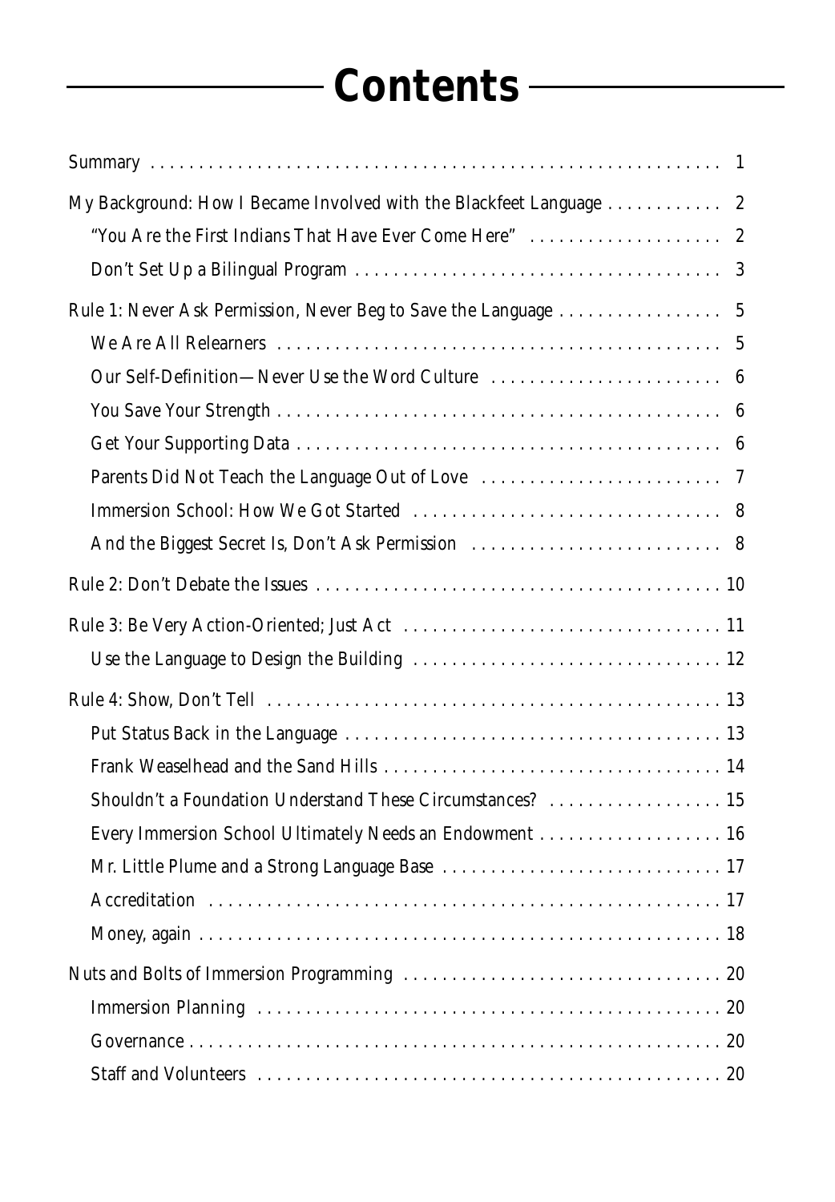# Contents

Summary . . . . . 1

My Background: How I Became Involved with the Blackfeet Language . . . . . 2

- "You Are the First Indians That Have Ever Come Here" . . . . . 2
- Don't Set Up a Bilingual Program . . . . . 3

Rule 1: Never Ask Permission, Never Beg to Save the Language . . . . . 5

- We Are All Relearners . . . . . 5
- Our Self-Definition—Never Use the Word Culture . . . . . 6
- You Save Your Strength . . . . . 6
- Get Your Supporting Data . . . . . 6
- Parents Did Not Teach the Language Out of Love . . . . . 7
- Immersion School: How We Got Started . . . . . 8
- And the Biggest Secret Is, Don't Ask Permission . . . . . 8

Rule 2: Don't Debate the Issues . . . . . 10

Rule 3: Be Very Action-Oriented; Just Act . . . . . 11

- Use the Language to Design the Building . . . . . 12

Rule 4: Show, Don't Tell . . . . . 13

- Put Status Back in the Language . . . . . 13
- Frank Weaselhead and the Sand Hills . . . . . 14
- Shouldn't a Foundation Understand These Circumstances? . . . . . 15
- Every Immersion School Ultimately Needs an Endowment . . . . . 16
- Mr. Little Plume and a Strong Language Base . . . . . 17
- Accreditation . . . . . 17
- Money, again . . . . . 18

Nuts and Bolts of Immersion Programming . . . . . 20

- Immersion Planning . . . . . 20
- Governance . . . . . 20
- Staff and Volunteers . . . . . 20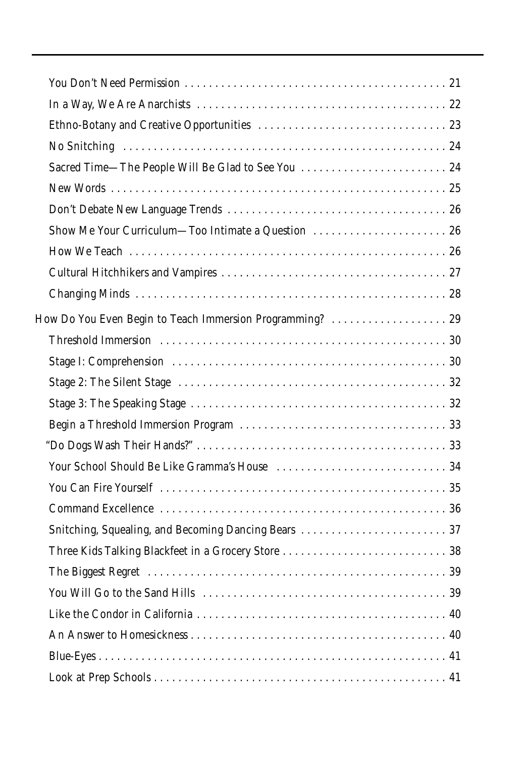- You Don't Need Permission . . . . . . . . . . . . . . . . . . . . . . . . . . . . . . . . . . . . . . . . . . . . 21
- In a Way, We Are Anarchists . . . . . . . . . . . . . . . . . . . . . . . . . . . . . . . . . . . . . . . . . . 22
- Ethno-Botany and Creative Opportunities . . . . . . . . . . . . . . . . . . . . . . . . . . . . . . . 23
- No Snitching . . . . . . . . . . . . . . . . . . . . . . . . . . . . . . . . . . . . . . . . . . . . . . . . . . . . . 24
- Sacred Time—The People Will Be Glad to See You . . . . . . . . . . . . . . . . . . . . . . . . 24
- New Words . . . . . . . . . . . . . . . . . . . . . . . . . . . . . . . . . . . . . . . . . . . . . . . . . . . . . . . 25
- Don't Debate New Language Trends . . . . . . . . . . . . . . . . . . . . . . . . . . . . . . . . . . . . 26
- Show Me Your Curriculum—Too Intimate a Question . . . . . . . . . . . . . . . . . . . . . . 26
- How We Teach . . . . . . . . . . . . . . . . . . . . . . . . . . . . . . . . . . . . . . . . . . . . . . . . . . . . 26
- Cultural Hitchhikers and Vampires . . . . . . . . . . . . . . . . . . . . . . . . . . . . . . . . . . . . . 27
- Changing Minds . . . . . . . . . . . . . . . . . . . . . . . . . . . . . . . . . . . . . . . . . . . . . . . . . . . 28

How Do You Even Begin to Teach Immersion Programming? . . . . . . . . . . . . . . . . . . . 29

- Threshold Immersion . . . . . . . . . . . . . . . . . . . . . . . . . . . . . . . . . . . . . . . . . . . . . . . . 30
- Stage I: Comprehension . . . . . . . . . . . . . . . . . . . . . . . . . . . . . . . . . . . . . . . . . . . . . 30
- Stage 2: The Silent Stage . . . . . . . . . . . . . . . . . . . . . . . . . . . . . . . . . . . . . . . . . . . . . 32
- Stage 3: The Speaking Stage . . . . . . . . . . . . . . . . . . . . . . . . . . . . . . . . . . . . . . . . . . 32
- Begin a Threshold Immersion Program . . . . . . . . . . . . . . . . . . . . . . . . . . . . . . . . . . 33
- "Do Dogs Wash Their Hands?" . . . . . . . . . . . . . . . . . . . . . . . . . . . . . . . . . . . . . . . . . 33
- Your School Should Be Like Gramma's House . . . . . . . . . . . . . . . . . . . . . . . . . . . . 34
- You Can Fire Yourself . . . . . . . . . . . . . . . . . . . . . . . . . . . . . . . . . . . . . . . . . . . . . . . 35
- Command Excellence . . . . . . . . . . . . . . . . . . . . . . . . . . . . . . . . . . . . . . . . . . . . . . . . 36
- Snitching, Squealing, and Becoming Dancing Bears . . . . . . . . . . . . . . . . . . . . . . . . 37
- Three Kids Talking Blackfeet in a Grocery Store . . . . . . . . . . . . . . . . . . . . . . . . . . . 38
- The Biggest Regret . . . . . . . . . . . . . . . . . . . . . . . . . . . . . . . . . . . . . . . . . . . . . . . . . 39
- You Will Go to the Sand Hills . . . . . . . . . . . . . . . . . . . . . . . . . . . . . . . . . . . . . . . . . 39
- Like the Condor in California . . . . . . . . . . . . . . . . . . . . . . . . . . . . . . . . . . . . . . . . . 40
- An Answer to Homesickness . . . . . . . . . . . . . . . . . . . . . . . . . . . . . . . . . . . . . . . . . . 40
- Blue-Eyes . . . . . . . . . . . . . . . . . . . . . . . . . . . . . . . . . . . . . . . . . . . . . . . . . . . . . . . . . 41
- Look at Prep Schools . . . . . . . . . . . . . . . . . . . . . . . . . . . . . . . . . . . . . . . . . . . . . . . . 41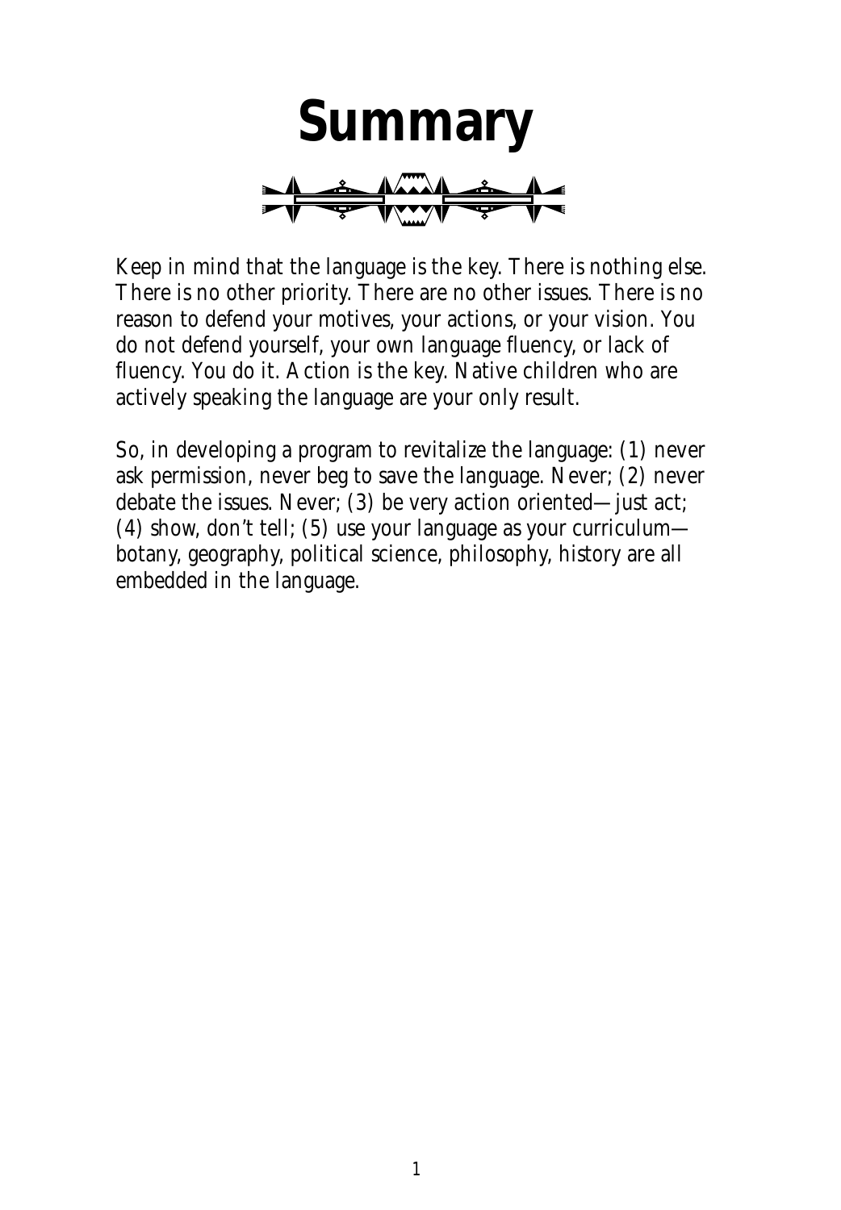# Summary

Keep in mind that the language is the key. There is nothing else. There is no other priority. There are no other issues. There is no reason to defend your motives, your actions, or your vision. You do not defend yourself, your own language fluency, or lack of fluency. You do it. Action is the key. Native children who are actively speaking the language are your only result.

So, in developing a program to revitalize the language: (1) never ask permission, never beg to save the language. Never; (2) never debate the issues. Never; (3) be very action oriented—just act; (4) show, don't tell; (5) use your language as your curriculum—botany, geography, political science, philosophy, history are all embedded in the language.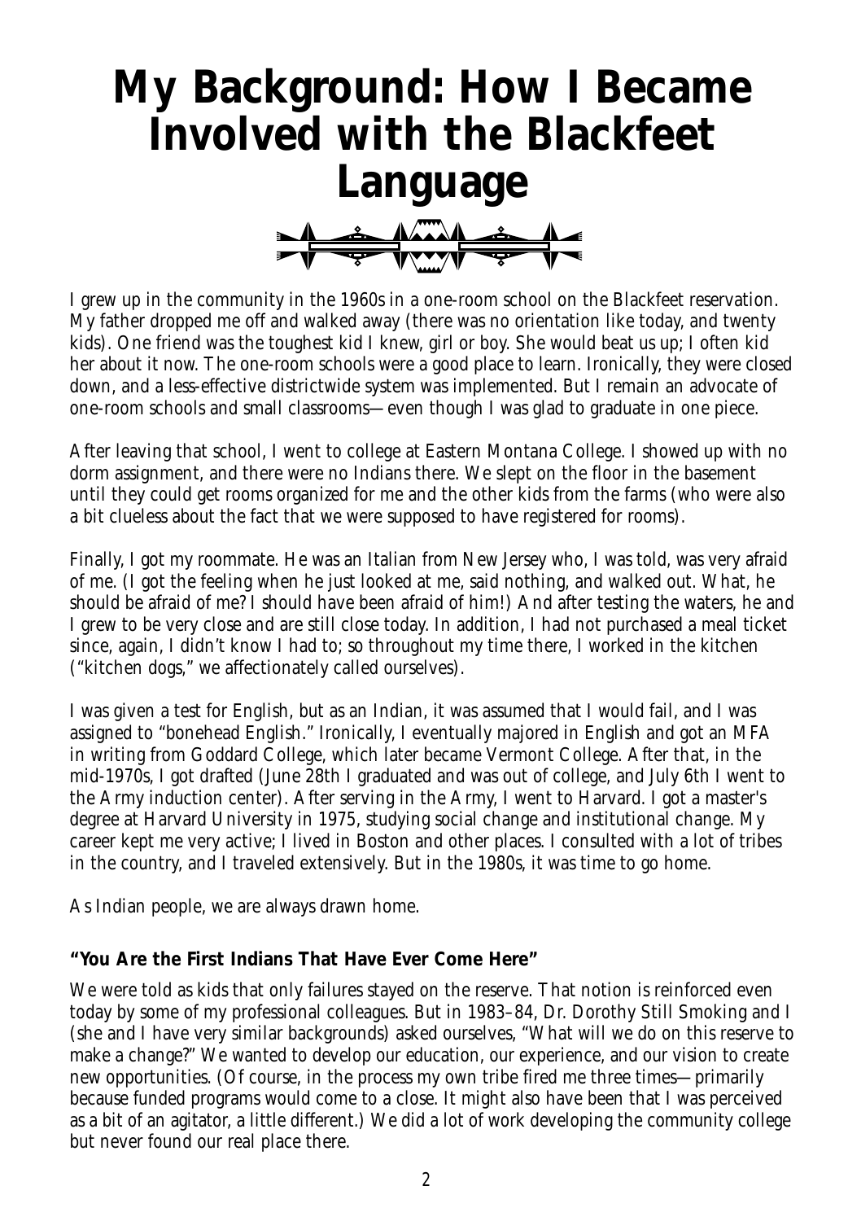# My Background: How I Became Involved with the Blackfeet Language

I grew up in the community in the 1960s in a one-room school on the Blackfeet reservation. My father dropped me off and walked away (there was no orientation like today, and twenty kids). One friend was the toughest kid I knew, girl or boy. She would beat us up; I often kid her about it now. The one-room schools were a good place to learn. Ironically, they were closed down, and a less-effective districtwide system was implemented. But I remain an advocate of one-room schools and small classrooms—even though I was glad to graduate in one piece.

After leaving that school, I went to college at Eastern Montana College. I showed up with no dorm assignment, and there were no Indians there. We slept on the floor in the basement until they could get rooms organized for me and the other kids from the farms (who were also a bit clueless about the fact that we were supposed to have registered for rooms).

Finally, I got my roommate. He was an Italian from New Jersey who, I was told, was very afraid of me. (I got the feeling when he just looked at me, said nothing, and walked out. What, he should be afraid of me? I should have been afraid of him!) And after testing the waters, he and I grew to be very close and are still close today. In addition, I had not purchased a meal ticket since, again, I didn't know I had to; so throughout my time there, I worked in the kitchen ("kitchen dogs," we affectionately called ourselves).

I was given a test for English, but as an Indian, it was assumed that I would fail, and I was assigned to "bonehead English." Ironically, I eventually majored in English and got an MFA in writing from Goddard College, which later became Vermont College. After that, in the mid-1970s, I got drafted (June 28th I graduated and was out of college, and July 6th I went to the Army induction center). After serving in the Army, I went to Harvard. I got a master's degree at Harvard University in 1975, studying social change and institutional change. My career kept me very active; I lived in Boston and other places. I consulted with a lot of tribes in the country, and I traveled extensively. But in the 1980s, it was time to go home.

As Indian people, we are always drawn home.

**"You Are the First Indians That Have Ever Come Here"**

We were told as kids that only failures stayed on the reserve. That notion is reinforced even today by some of my professional colleagues. But in 1983–84, Dr. Dorothy Still Smoking and I (she and I have very similar backgrounds) asked ourselves, "What will we do on this reserve to make a change?" We wanted to develop our education, our experience, and our vision to create new opportunities. (Of course, in the process my own tribe fired me three times—primarily because funded programs would come to a close. It might also have been that I was perceived as a bit of an agitator, a little different.) We did a lot of work developing the community college but never found our real place there.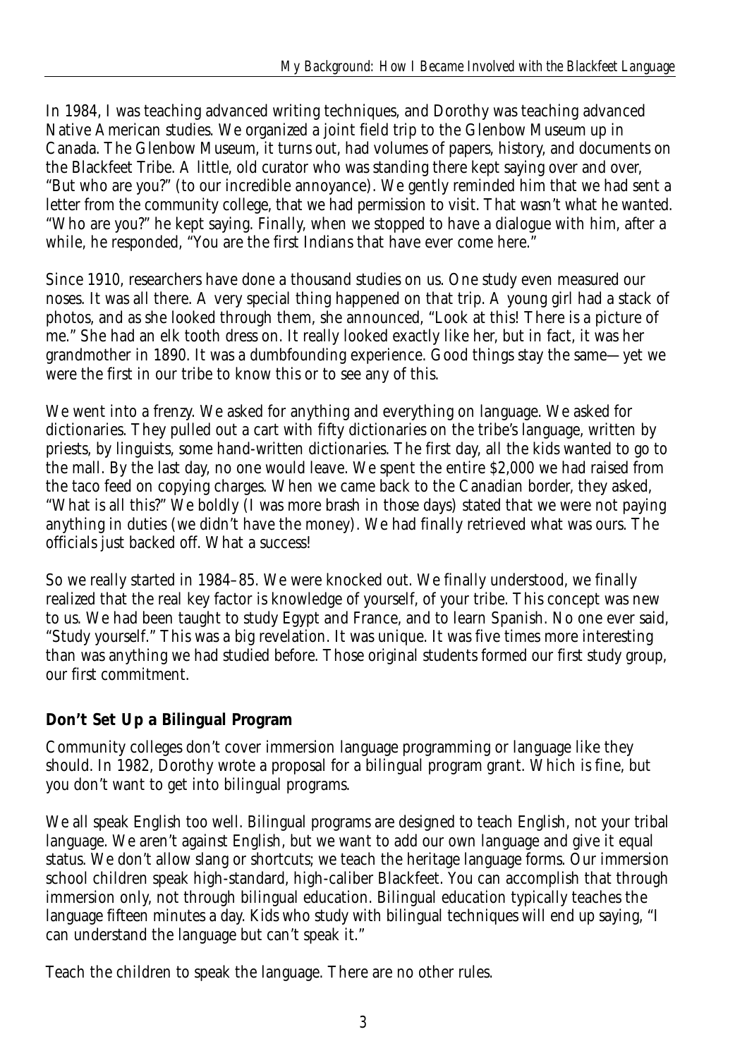In 1984, I was teaching advanced writing techniques, and Dorothy was teaching advanced Native American studies. We organized a joint field trip to the Glenbow Museum up in Canada. The Glenbow Museum, it turns out, had volumes of papers, history, and documents on the Blackfeet Tribe. A little, old curator who was standing there kept saying over and over, "But who are you?" (to our incredible annoyance). We gently reminded him that we had sent a letter from the community college, that we had permission to visit. That wasn't what he wanted. "Who are you?" he kept saying. Finally, when we stopped to have a dialogue with him, after a while, he responded, "You are the first Indians that have ever come here."

Since 1910, researchers have done a thousand studies on us. One study even measured our noses. It was all there. A very special thing happened on that trip. A young girl had a stack of photos, and as she looked through them, she announced, "Look at this! There is a picture of me." She had an elk tooth dress on. It really looked exactly like her, but in fact, it was her grandmother in 1890. It was a dumbfounding experience. Good things stay the same—yet we were the first in our tribe to know this or to see any of this.

We went into a frenzy. We asked for anything and everything on language. We asked for dictionaries. They pulled out a cart with fifty dictionaries on the tribe's language, written by priests, by linguists, some hand-written dictionaries. The first day, all the kids wanted to go to the mall. By the last day, no one would leave. We spent the entire $2,000 we had raised from the taco feed on copying charges. When we came back to the Canadian border, they asked, "What is all this?" We boldly (I was more brash in those days) stated that we were not paying anything in duties (we didn't have the money). We had finally retrieved what was ours. The officials just backed off. What a success!

So we really started in 1984–85. We were knocked out. We finally understood, we finally realized that the real key factor is knowledge of yourself, of your tribe. This concept was new to us. We had been taught to study Egypt and France, and to learn Spanish. No one ever said, "Study yourself." This was a big revelation. It was unique. It was five times more interesting than was anything we had studied before. Those original students formed our first study group, our first commitment.

## Don't Set Up a Bilingual Program

Community colleges don't cover immersion language programming or language like they should. In 1982, Dorothy wrote a proposal for a bilingual program grant. Which is fine, but you don't want to get into bilingual programs.

We all speak English too well. Bilingual programs are designed to teach English, not your tribal language. We aren't against English, but we want to add our own language and give it equal status. We don't allow slang or shortcuts; we teach the heritage language forms. Our immersion school children speak high-standard, high-caliber Blackfeet. You can accomplish that through immersion only, not through bilingual education. Bilingual education typically teaches the language fifteen minutes a day. Kids who study with bilingual techniques will end up saying, "I can understand the language but can't speak it."

Teach the children to speak the language. There are no other rules.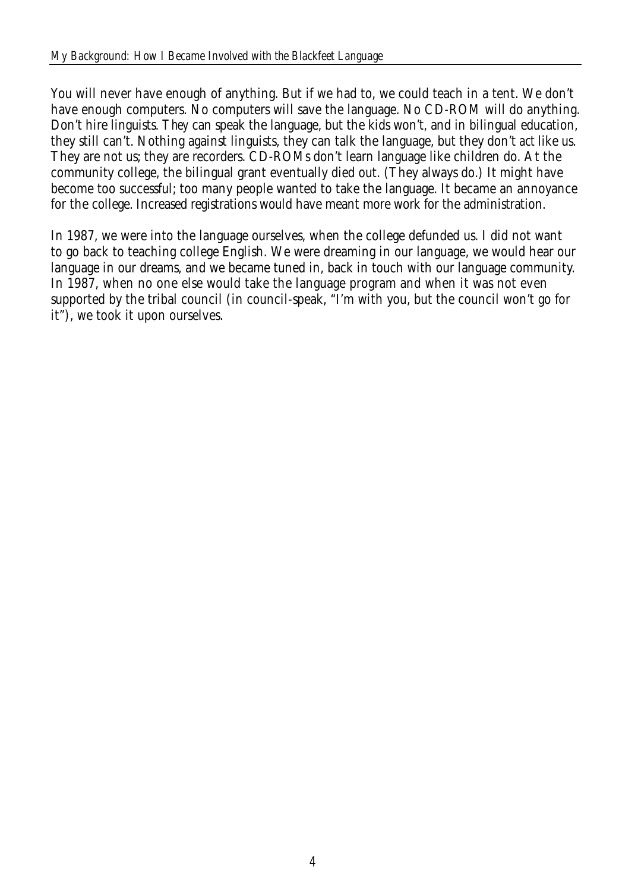You will never have enough of anything. But if we had to, we could teach in a tent. We don't have enough computers. No computers will save the language. No CD-ROM will do anything. Don't hire linguists. They can speak the language, but the kids won't, and in bilingual education, they still can't. Nothing against linguists, they can talk the language, but they don't *act* like us. They are not us; they are recorders. CD-ROMs don't learn language like children do. At the community college, the bilingual grant eventually died out. (They always do.) It might have become too successful; too many people wanted to take the language. It became an annoyance for the college. Increased registrations would have meant more work for the administration.

In 1987, we were into the language ourselves, when the college defunded us. I did not want to go back to teaching college English. We were dreaming in our language, we would hear our language in our dreams, and we became tuned in, back in touch with our language community. In 1987, when no one else would take the language program and when it was not even supported by the tribal council (in council-speak, "I'm with you, but the council won't go for it"), we took it upon ourselves.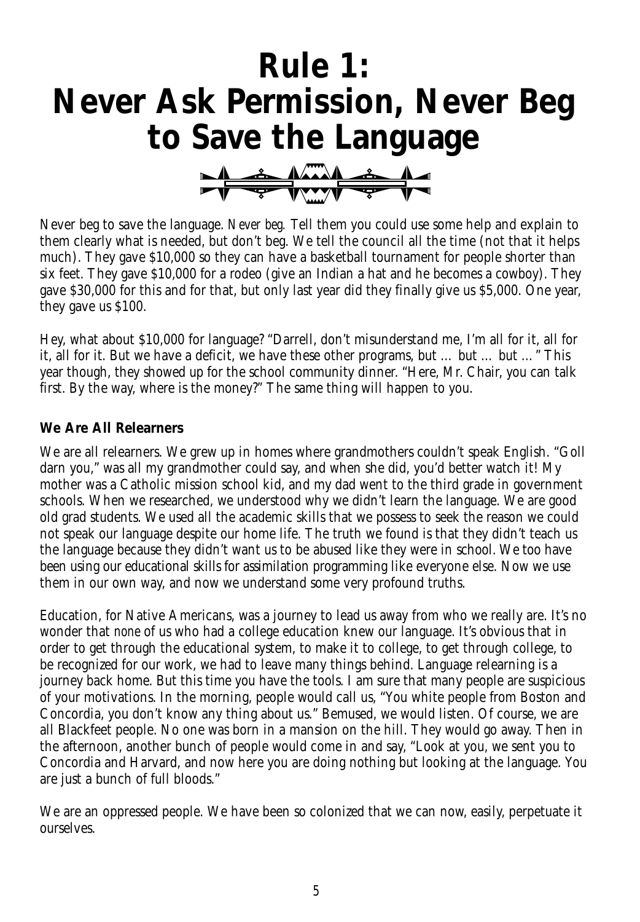# Rule 1: Never Ask Permission, Never Beg to Save the Language

Never beg to save the language. *Never beg.* Tell them you could use some help and explain to them clearly what is needed, but don't beg. We tell the council all the time (not that it helps much). They gave $10,000 so they can have a basketball tournament for people shorter than six feet. They gave $10,000 for a rodeo (give an Indian a hat and he becomes a cowboy). They gave $30,000 for this and for that, but only last year did they finally give us $5,000. One year, they gave us $100.

Hey, what about $10,000 for language? "Darrell, don't misunderstand me, I'm all for it, all for it, all for it. But we have a deficit, we have these other programs, but … but … but …" This year though, they showed up for the school community dinner. "Here, Mr. Chair, you can talk first. By the way, where is the money?" The same thing will happen to you.

### We Are All Relearners

We are all relearners. We grew up in homes where grandmothers couldn't speak English. "Goll darn you," was all my grandmother could say, and when she did, you'd better watch it! My mother was a Catholic mission school kid, and my dad went to the third grade in government schools. When we researched, we understood why we didn't learn the language. We are good old grad students. We used all the academic skills that we possess to seek the reason we could not speak our language despite our home life. The truth we found is that they didn't teach us the language because they didn't want us to be abused like they were in school. We too have been using our educational skills for assimilation programming like everyone else. Now we use them in our own way, and now we understand some very profound truths.

Education, for Native Americans, was a journey to lead us away from who we really are. It's no wonder that *none* of us who had a college education knew our language. It's obvious that in order to get through the educational system, to make it to college, to get through college, to be recognized for our work, we had to leave many things behind. Language relearning is a journey back home. But this time you have the tools. I am sure that many people are suspicious of your motivations. In the morning, people would call us, "You white people from Boston and Concordia, you don't know any thing about us." Bemused, we would listen. Of course, we are all Blackfeet people. No one was born in a mansion on the hill. They would go away. Then in the afternoon, another bunch of people would come in and say, "Look at you, we sent you to Concordia and Harvard, and now here you are doing nothing but looking at the language. You are just a bunch of full bloods."

We are an oppressed people. We have been so colonized that we can now, easily, perpetuate it ourselves.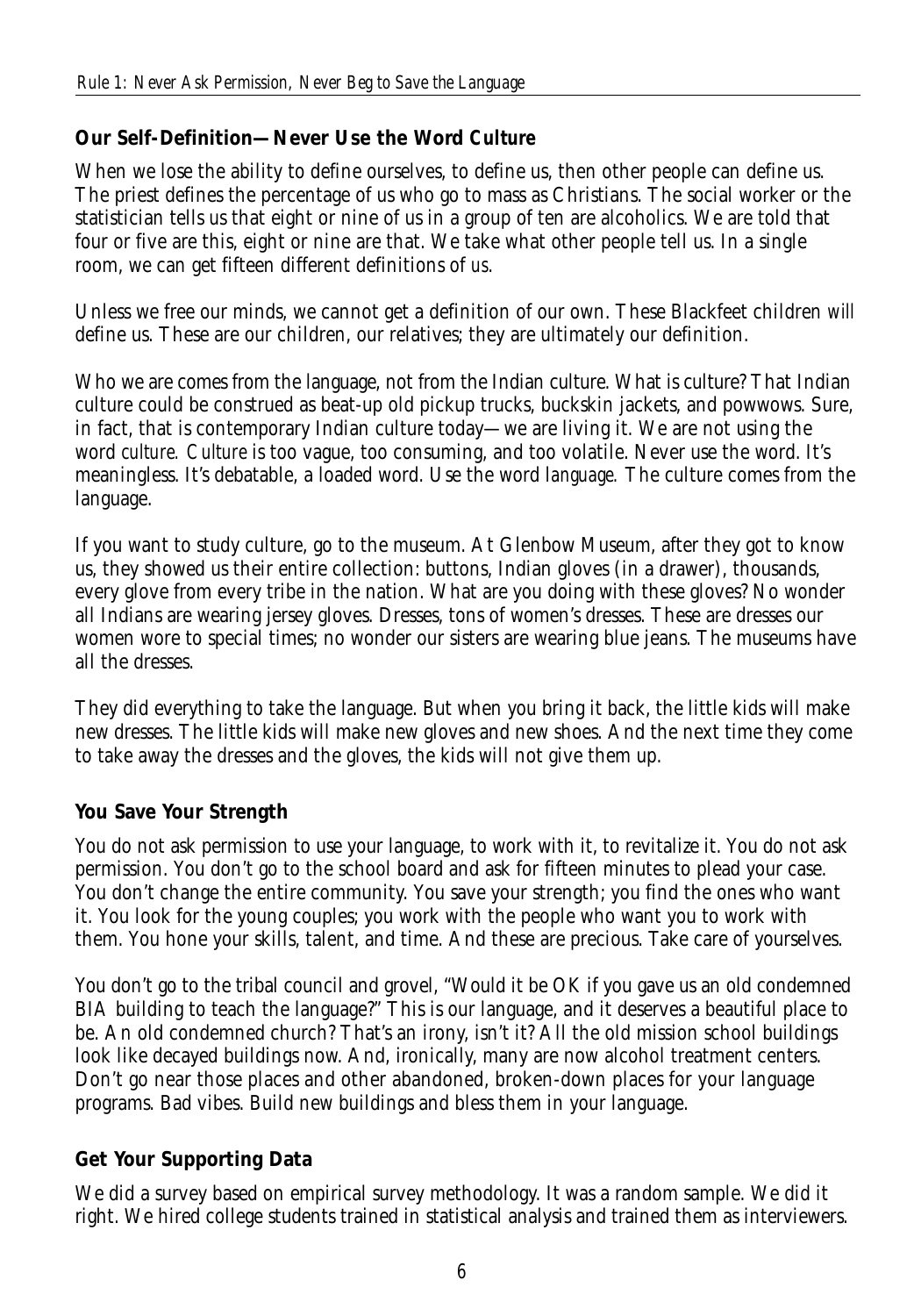### Our Self-Definition—Never Use the Word Culture

When we lose the ability to define ourselves, to define us, then other people can define us. The priest defines the percentage of us who go to mass as Christians. The social worker or the statistician tells us that eight or nine of us in a group of ten are alcoholics. We are told that four or five are this, eight or nine are that. We take what other people tell us. In a single room, we can get fifteen different definitions of us.

Unless we free our minds, we cannot get a definition of our own. These Blackfeet children will define us. These are our children, our relatives; they are ultimately our definition.

Who we are comes from the language, not from the Indian culture. What is culture? That Indian culture could be construed as beat-up old pickup trucks, buckskin jackets, and powwows. Sure, in fact, that is contemporary Indian culture today—we are living it. We are not using the word *culture*. *Culture* is too vague, too consuming, and too volatile. Never use the word. It's meaningless. It's debatable, a loaded word. Use the word *language*. The culture comes from the language.

If you want to study culture, go to the museum. At Glenbow Museum, after they got to know us, they showed us their entire collection: buttons, Indian gloves (in a drawer), thousands, every glove from every tribe in the nation. What are you doing with these gloves? No wonder all Indians are wearing jersey gloves. Dresses, tons of women's dresses. These are dresses our women wore to special times; no wonder our sisters are wearing blue jeans. The museums have all the dresses.

They did everything to take the language. But when you bring it back, the little kids will make new dresses. The little kids will make new gloves and new shoes. And the next time they come to take away the dresses and the gloves, the kids will not give them up.

### You Save Your Strength

You do not ask permission to use your language, to work with it, to revitalize it. You do not ask permission. You don't go to the school board and ask for fifteen minutes to plead your case. You don't change the entire community. You save your strength; you find the ones who want it. You look for the young couples; you work with the people who want you to work with them. You hone your skills, talent, and time. And these are precious. Take care of yourselves.

You don't go to the tribal council and grovel, "Would it be OK if you gave us an old condemned BIA building to teach the language?" This is our language, and it deserves a beautiful place to be. An old condemned church? That's an irony, isn't it? All the old mission school buildings look like decayed buildings now. And, ironically, many are now alcohol treatment centers. Don't go near those places and other abandoned, broken-down places for your language programs. Bad vibes. Build new buildings and bless them in your language.

### Get Your Supporting Data

We did a survey based on empirical survey methodology. It was a random sample. We did it right. We hired college students trained in statistical analysis and trained them as interviewers.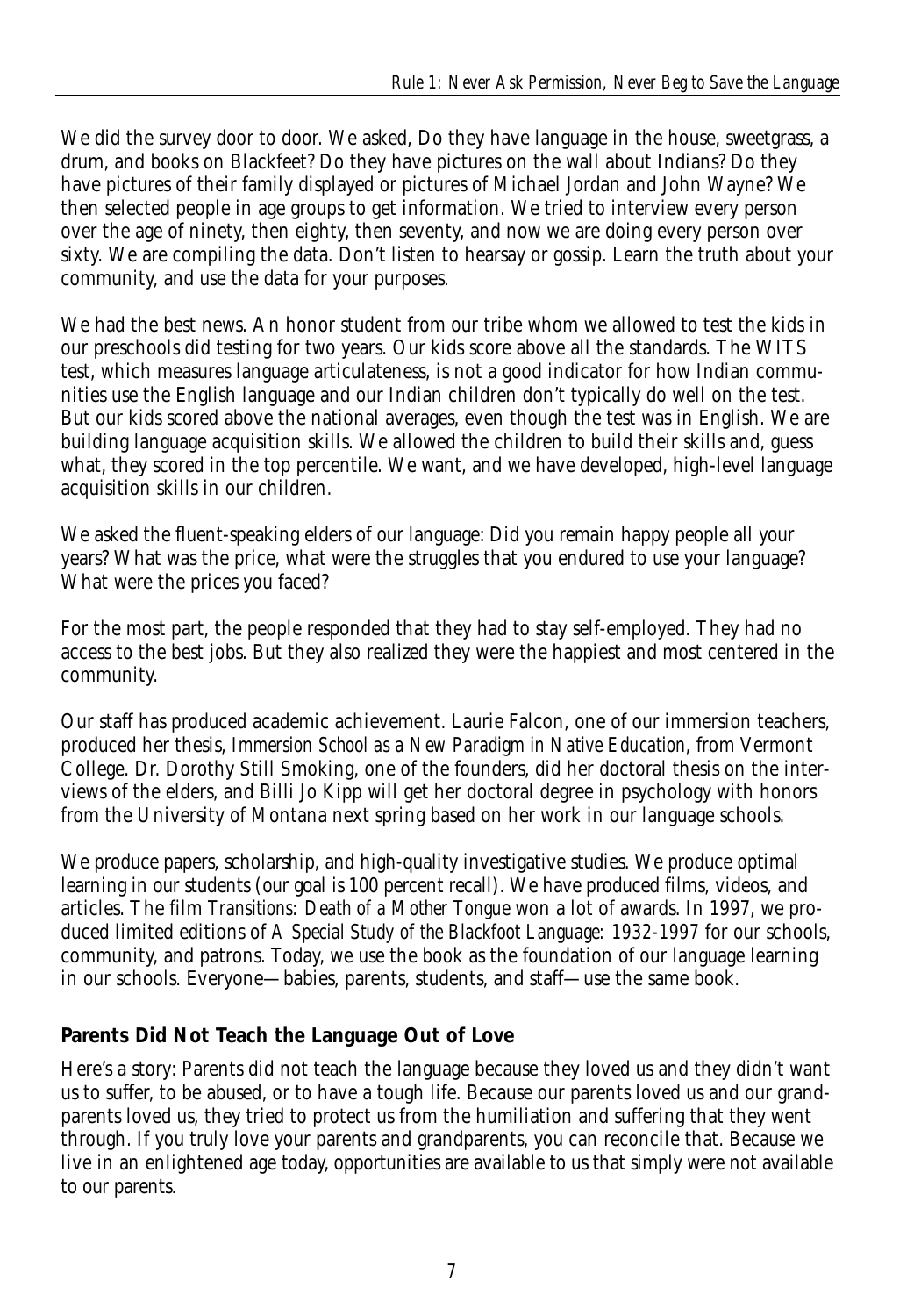We did the survey door to door. We asked, Do they have language in the house, sweetgrass, a drum, and books on Blackfeet? Do they have pictures on the wall about Indians? Do they have pictures of their family displayed or pictures of Michael Jordan and John Wayne? We then selected people in age groups to get information. We tried to interview every person over the age of ninety, then eighty, then seventy, and now we are doing every person over sixty. We are compiling the data. Don't listen to hearsay or gossip. Learn the truth about your community, and use the data for your purposes.

We had the best news. An honor student from our tribe whom we allowed to test the kids in our preschools did testing for two years. Our kids score above all the standards. The WITS test, which measures language articulateness, is not a good indicator for how Indian communities use the English language and our Indian children don't typically do well on the test. But our kids scored above the national averages, even though the test was in English. We are building language acquisition skills. We allowed the children to build their skills and, guess what, they scored in the top percentile. We want, and we have developed, high-level language acquisition skills in our children.

We asked the fluent-speaking elders of our language: Did you remain happy people all your years? What was the price, what were the struggles that you endured to use your language? What were the prices you faced?

For the most part, the people responded that they had to stay self-employed. They had no access to the best jobs. But they also realized they were the happiest and most centered in the community.

Our staff has produced academic achievement. Laurie Falcon, one of our immersion teachers, produced her thesis, *Immersion School as a New Paradigm in Native Education*, from Vermont College. Dr. Dorothy Still Smoking, one of the founders, did her doctoral thesis on the interviews of the elders, and Billi Jo Kipp will get her doctoral degree in psychology with honors from the University of Montana next spring based on her work in our language schools.

We produce papers, scholarship, and high-quality investigative studies. We produce optimal learning in our students (our goal is 100 percent recall). We have produced films, videos, and articles. The film *Transitions: Death of a Mother Tongue* won a lot of awards. In 1997, we produced limited editions of *A Special Study of the Blackfoot Language: 1932-1997* for our schools, community, and patrons. Today, we use the book as the foundation of our language learning in our schools. Everyone—babies, parents, students, and staff—use the same book.

### Parents Did Not Teach the Language Out of Love

Here's a story: Parents did not teach the language because they loved us and they didn't want us to suffer, to be abused, or to have a tough life. Because our parents loved us and our grandparents loved us, they tried to protect us from the humiliation and suffering that they went through. If you truly love your parents and grandparents, you can reconcile that. Because we live in an enlightened age today, opportunities are available to us that simply were not available to our parents.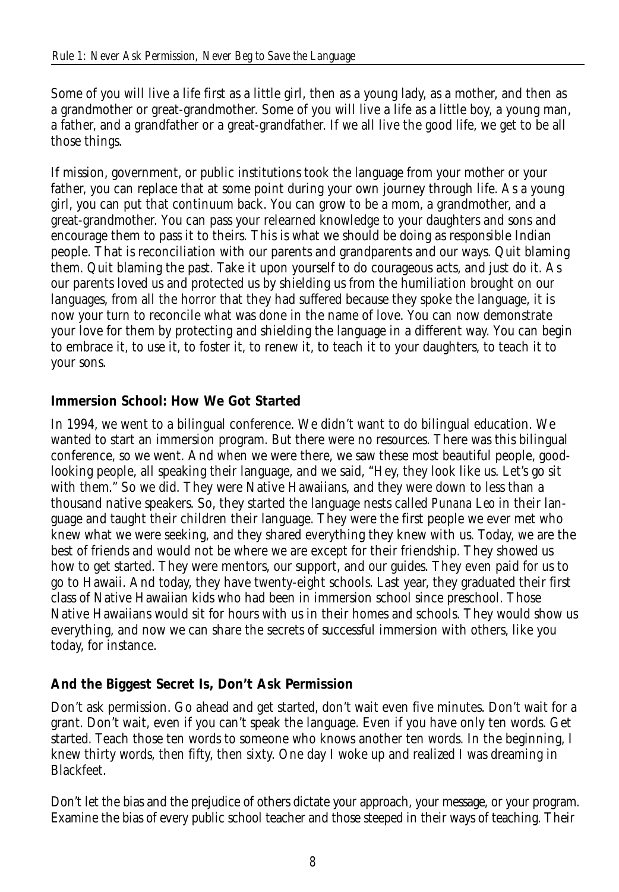Some of you will live a life first as a little girl, then as a young lady, as a mother, and then as a grandmother or great-grandmother. Some of you will live a life as a little boy, a young man, a father, and a grandfather or a great-grandfather. If we all live the good life, we get to be all those things.

If mission, government, or public institutions took the language from your mother or your father, you can replace that at some point during your own journey through life. As a young girl, you can put that continuum back. You can grow to be a mom, a grandmother, and a great-grandmother. You can pass your relearned knowledge to your daughters and sons and encourage them to pass it to theirs. This is what we should be doing as responsible Indian people. That is reconciliation with our parents and grandparents and our ways. Quit blaming them. Quit blaming the past. Take it upon yourself to do courageous acts, and just do it. As our parents loved us and protected us by shielding us from the humiliation brought on our languages, from all the horror that they had suffered because they spoke the language, it is now your turn to reconcile what was done in the name of love. You can now demonstrate your love for them by protecting and shielding the language in a different way. You can begin to embrace it, to use it, to foster it, to renew it, to teach it to your daughters, to teach it to your sons.

### Immersion School: How We Got Started

In 1994, we went to a bilingual conference. We didn't want to do bilingual education. We wanted to start an immersion program. But there were no resources. There was this bilingual conference, so we went. And when we were there, we saw these most beautiful people, good-looking people, all speaking their language, and we said, "Hey, they look like us. Let's go sit with them." So we did. They were Native Hawaiians, and they were down to less than a thousand native speakers. So, they started the language nests called *Punana Leo* in their language and taught their children their language. They were the first people we ever met who knew what we were seeking, and they shared everything they knew with us. Today, we are the best of friends and would not be where we are except for their friendship. They showed us how to get started. They were mentors, our support, and our guides. They even paid for us to go to Hawaii. And today, they have twenty-eight schools. Last year, they graduated their first class of Native Hawaiian kids who had been in immersion school since preschool. Those Native Hawaiians would sit for hours with us in their homes and schools. They would show us everything, and now we can share the secrets of successful immersion with others, like you today, for instance.

### And the Biggest Secret Is, Don't Ask Permission

Don't ask permission. Go ahead and get started, don't wait even five minutes. Don't wait for a grant. Don't wait, even if you can't speak the language. Even if you have only ten words. Get started. Teach those ten words to someone who knows another ten words. In the beginning, I knew thirty words, then fifty, then sixty. One day I woke up and realized I was dreaming in Blackfeet.

Don't let the bias and the prejudice of others dictate your approach, your message, or your program. Examine the bias of every public school teacher and those steeped in their ways of teaching. Their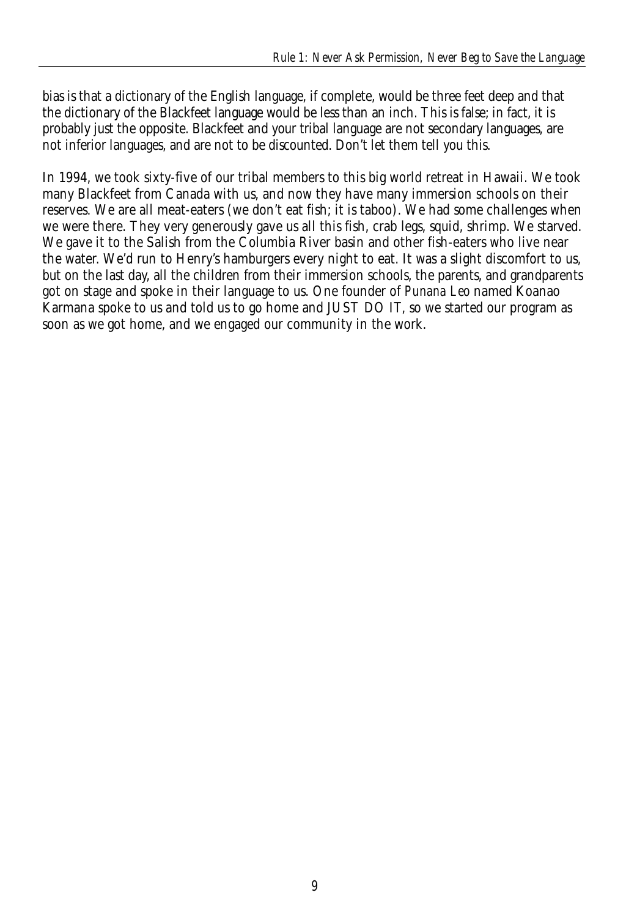bias is that a dictionary of the English language, if complete, would be three feet deep and that the dictionary of the Blackfeet language would be less than an inch. This is false; in fact, it is probably just the opposite. Blackfeet and your tribal language are not secondary languages, are not inferior languages, and are not to be discounted. Don't let them tell you this.

In 1994, we took sixty-five of our tribal members to this big world retreat in Hawaii. We took many Blackfeet from Canada with us, and now they have many immersion schools on their reserves. We are all meat-eaters (we don't eat fish; it is taboo). We had some challenges when we were there. They very generously gave us all this fish, crab legs, squid, shrimp. We starved. We gave it to the Salish from the Columbia River basin and other fish-eaters who live near the water. We'd run to Henry's hamburgers every night to eat. It was a slight discomfort to us, but on the last day, all the children from their immersion schools, the parents, and grandparents got on stage and spoke in their language to us. One founder of *Punana Leo* named Koanao Karmana spoke to us and told us to go home and JUST DO IT, so we started our program as soon as we got home, and we engaged our community in the work.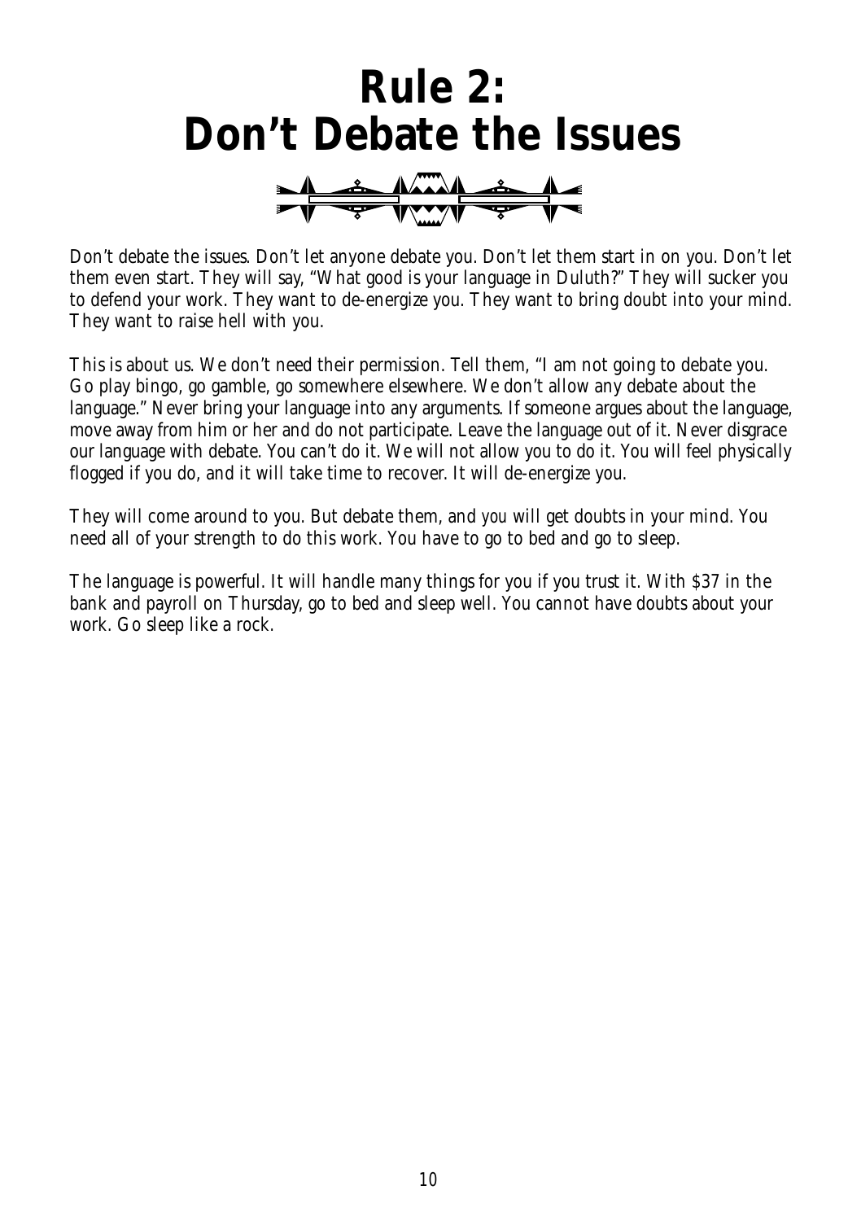# Rule 2: Don't Debate the Issues

Don't debate the issues. Don't let anyone debate you. Don't let them start in on you. Don't let them even start. They will say, "What good is your language in Duluth?" They will sucker you to defend your work. They want to de-energize you. They want to bring doubt into your mind. They want to raise hell with you.

This is about us. We don't need their permission. Tell them, "I am not going to debate you. Go play bingo, go gamble, go somewhere elsewhere. We don't allow any debate about the language." Never bring your language into any arguments. If someone argues about the language, move away from him or her and do not participate. Leave the language out of it. Never disgrace our language with debate. You can't do it. We will not allow you to do it. You will feel physically flogged if you do, and it will take time to recover. It will de-energize you.

They will come around to you. But debate them, and *you* will get doubts in your mind. You need all of your strength to do this work. You have to go to bed and go to sleep.

The language is powerful. It will handle many things for you if you trust it. With $37 in the bank and payroll on Thursday, go to bed and sleep well. You cannot have doubts about your work. Go sleep like a rock.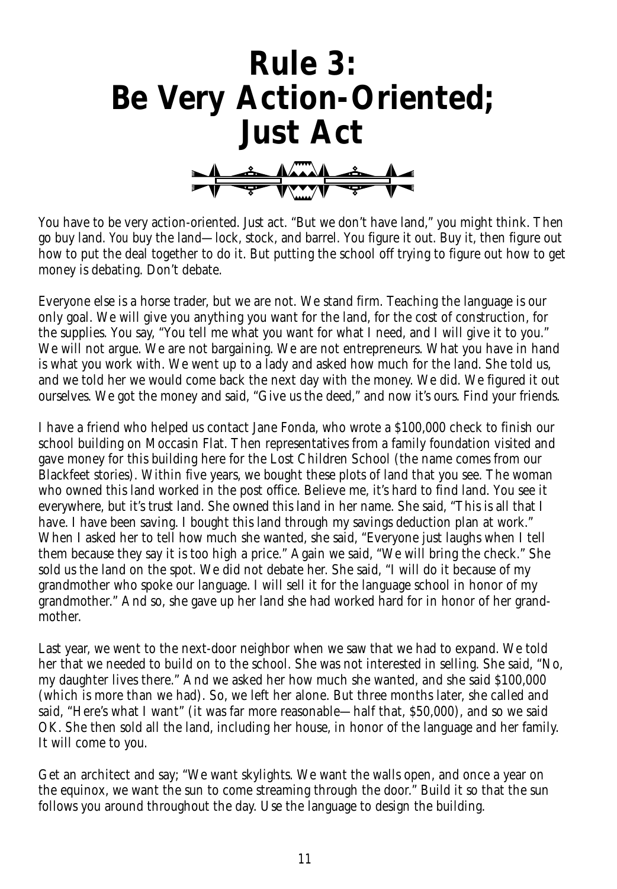# Rule 3: Be Very Action-Oriented; Just Act

You have to be very action-oriented. Just act. "But we don't have land," you might think. Then go buy land. You buy the land—lock, stock, and barrel. You figure it out. Buy it, then figure out how to put the deal together to do it. But putting the school off trying to figure out how to get money is debating. Don't debate.

Everyone else is a horse trader, but we are not. We stand firm. Teaching the language is our only goal. We will give you anything you want for the land, for the cost of construction, for the supplies. You say, "You tell me what you want for what I need, and I will give it to you." We will not argue. We are not bargaining. We are not entrepreneurs. What you have in hand is what you work with. We went up to a lady and asked how much for the land. She told us, and we told her we would come back the next day with the money. We did. We figured it out ourselves. We got the money and said, "Give us the deed," and now it's ours. Find your friends.

I have a friend who helped us contact Jane Fonda, who wrote a $100,000 check to finish our school building on Moccasin Flat. Then representatives from a family foundation visited and gave money for this building here for the Lost Children School (the name comes from our Blackfeet stories). Within five years, we bought these plots of land that you see. The woman who owned this land worked in the post office. Believe me, it's hard to find land. You see it everywhere, but it's trust land. She owned this land in her name. She said, "This is all that I have. I have been saving. I bought this land through my savings deduction plan at work." When I asked her to tell how much she wanted, she said, "Everyone just laughs when I tell them because they say it is too high a price." Again we said, "We will bring the check." She sold us the land on the spot. We did not debate her. She said, "I will do it because of my grandmother who spoke our language. I will sell it for the language school in honor of my grandmother." And so, she gave up her land she had worked hard for in honor of her grandmother.

Last year, we went to the next-door neighbor when we saw that we had to expand. We told her that we needed to build on to the school. She was not interested in selling. She said, "No, my daughter lives there." And we asked her how much she wanted, and she said $100,000 (which is more than we had). So, we left her alone. But three months later, she called and said, "Here's what I want" (it was far more reasonable—half that, $50,000), and so we said OK. She then sold all the land, including her house, in honor of the language and her family. It will come to you.

Get an architect and say; "We want skylights. We want the walls open, and once a year on the equinox, we want the sun to come streaming through the door." Build it so that the sun follows you around throughout the day. Use the language to design the building.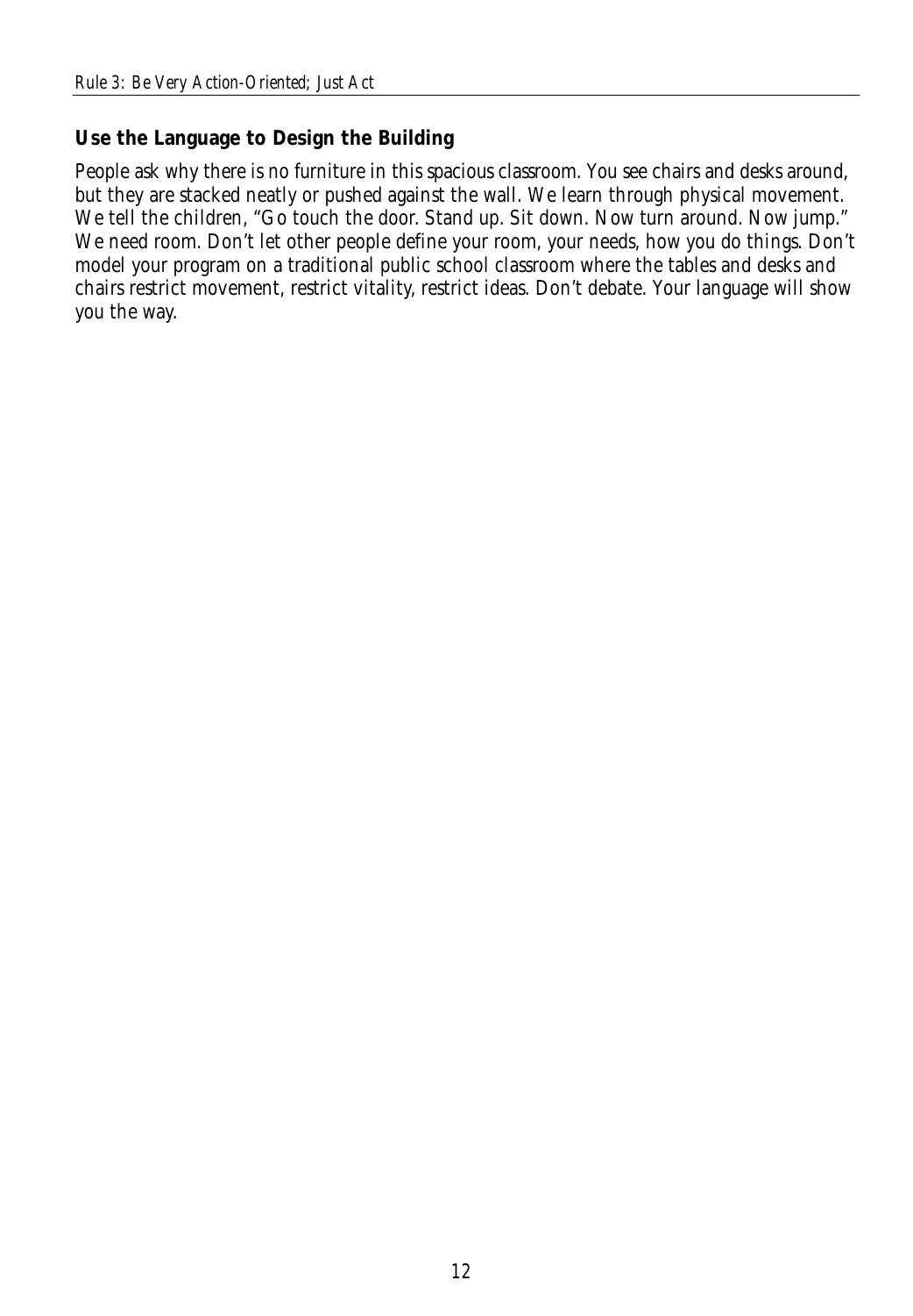## Use the Language to Design the Building

People ask why there is no furniture in this spacious classroom. You see chairs and desks around, but they are stacked neatly or pushed against the wall. We learn through physical movement. We tell the children, "Go touch the door. Stand up. Sit down. Now turn around. Now jump." We need room. Don't let other people define your room, your needs, how you do things. Don't model your program on a traditional public school classroom where the tables and desks and chairs restrict movement, restrict vitality, restrict ideas. Don't debate. Your language will show you the way.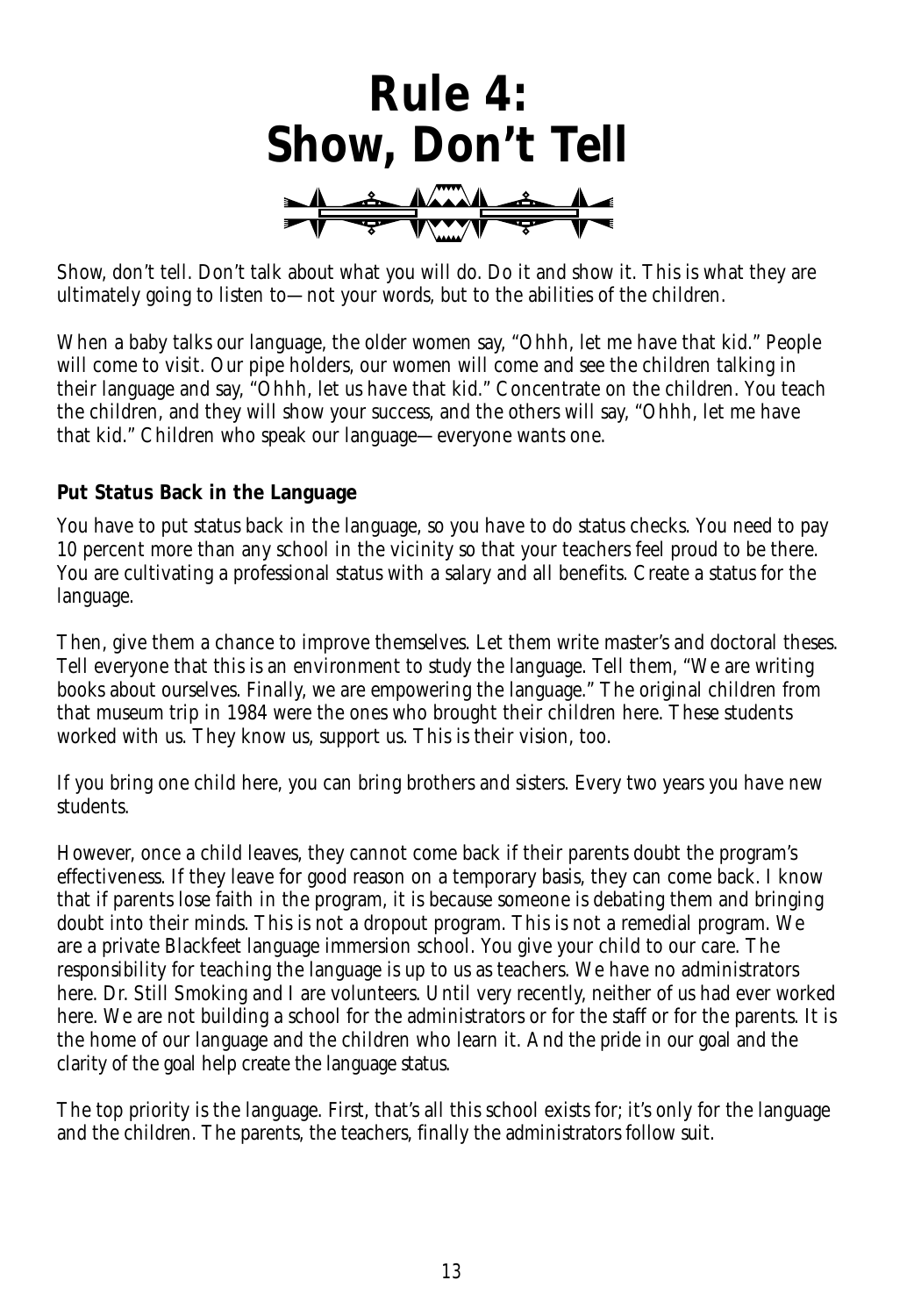# Rule 4: Show, Don't Tell

Show, don't tell. Don't talk about what you will do. Do it and show it. This is what they are ultimately going to listen to—not your words, but to the abilities of the children.

When a baby talks our language, the older women say, "Ohhh, let me have that kid." People will come to visit. Our pipe holders, our women will come and see the children talking in their language and say, "Ohhh, let us have that kid." Concentrate on the children. You teach the children, and they will show your success, and the others will say, "Ohhh, let me have that kid." Children who speak our language—everyone wants one.

**Put Status Back in the Language**

You have to put status back in the language, so you have to do status checks. You need to pay 10 percent more than any school in the vicinity so that your teachers feel proud to be there. You are cultivating a professional status with a salary and all benefits. Create a status for the language.

Then, give them a chance to improve themselves. Let them write master's and doctoral theses. Tell everyone that this is an environment to study the language. Tell them, "We are writing books about ourselves. Finally, we are empowering the language." The original children from that museum trip in 1984 were the ones who brought their children here. These students worked with us. They know us, support us. This is their vision, too.

If you bring one child here, you can bring brothers and sisters. Every two years you have new students.

However, once a child leaves, they cannot come back if their parents doubt the program's effectiveness. If they leave for good reason on a temporary basis, they can come back. I know that if parents lose faith in the program, it is because someone is debating them and bringing doubt into their minds. This is not a dropout program. This is not a remedial program. We are a private Blackfeet language immersion school. You give your child to our care. The responsibility for teaching the language is up to us as teachers. We have no administrators here. Dr. Still Smoking and I are volunteers. Until very recently, neither of us had ever worked here. We are not building a school for the administrators or for the staff or for the parents. It is the home of our language and the children who learn it. And the pride in our goal and the clarity of the goal help create the language status.

The top priority is the language. First, that's all this school exists for; it's only for the language and the children. The parents, the teachers, finally the administrators follow suit.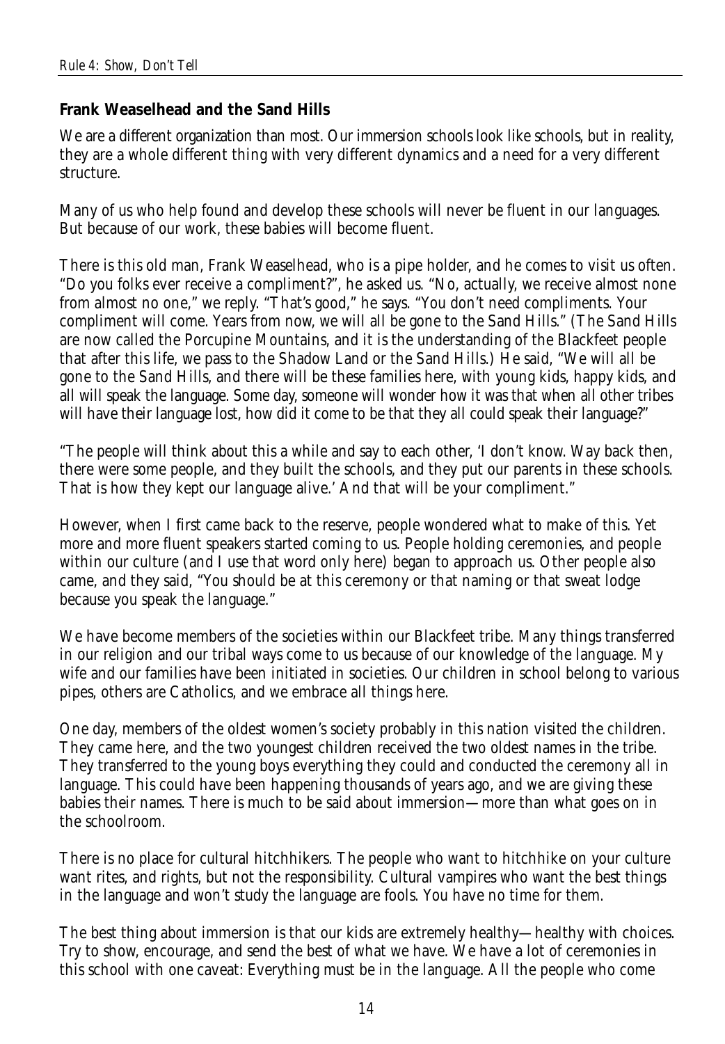**Frank Weaselhead and the Sand Hills**

We are a different organization than most. Our immersion schools look like schools, but in reality, they are a whole different thing with very different dynamics and a need for a very different structure.

Many of us who help found and develop these schools will never be fluent in our languages. But because of our work, these babies will become fluent.

There is this old man, Frank Weaselhead, who is a pipe holder, and he comes to visit us often. "Do you folks ever receive a compliment?", he asked us. "No, actually, we receive almost none from almost no one," we reply. "That's good," he says. "You don't need compliments. Your compliment will come. Years from now, we will all be gone to the Sand Hills." (The Sand Hills are now called the Porcupine Mountains, and it is the understanding of the Blackfeet people that after this life, we pass to the Shadow Land or the Sand Hills.) He said, "We will all be gone to the Sand Hills, and there will be these families here, with young kids, happy kids, and all will speak the language. Some day, someone will wonder how it was that when all other tribes will have their language lost, how did it come to be that they all could speak their language?"

"The people will think about this a while and say to each other, 'I don't know. Way back then, there were some people, and they built the schools, and they put our parents in these schools. That is how they kept our language alive.' And that will be your compliment."

However, when I first came back to the reserve, people wondered what to make of this. Yet more and more fluent speakers started coming to us. People holding ceremonies, and people within our culture (and I use that word only here) began to approach us. Other people also came, and they said, "You should be at this ceremony or that naming or that sweat lodge because you speak the language."

We have become members of the societies within our Blackfeet tribe. Many things transferred in our religion and our tribal ways come to us because of our knowledge of the language. My wife and our families have been initiated in societies. Our children in school belong to various pipes, others are Catholics, and we embrace all things here.

One day, members of the oldest women's society probably in this nation visited the children. They came here, and the two youngest children received the two oldest names in the tribe. They transferred to the young boys everything they could and conducted the ceremony all in language. This could have been happening thousands of years ago, and we are giving these babies their names. There is much to be said about immersion—more than what goes on in the schoolroom.

There is no place for cultural hitchhikers. The people who want to hitchhike on your culture want rites, and rights, but not the responsibility. Cultural vampires who want the best things in the language and won't study the language are fools. You have no time for them.

The best thing about immersion is that our kids are extremely healthy—healthy with choices. Try to show, encourage, and send the best of what we have. We have a lot of ceremonies in this school with one caveat: Everything must be in the language. All the people who come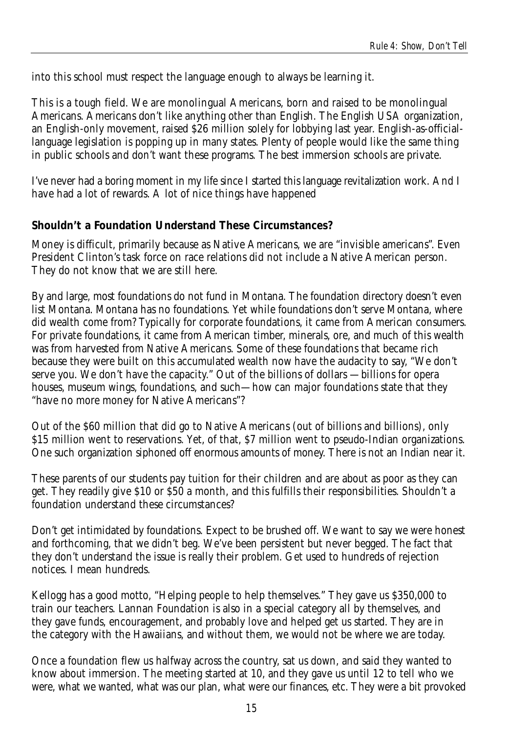into this school must respect the language enough to always be learning it.

This is a tough field. We are monolingual Americans, born and raised to be monolingual Americans. Americans don't like anything other than English. The English USA organization, an English-only movement, raised $26 million solely for lobbying last year. English-as-official-language legislation is popping up in many states. Plenty of people would like the same thing in public schools and don't want these programs. The best immersion schools are private.

I've never had a boring moment in my life since I started this language revitalization work. And I have had a lot of rewards. A lot of nice things have happened

**Shouldn't a Foundation Understand These Circumstances?**

Money is difficult, primarily because as Native Americans, we are "invisible americans". Even President Clinton's task force on race relations did not include a Native American person. They do not know that we are still here.

By and large, most foundations do not fund in Montana. The foundation directory doesn't even list Montana. Montana has no foundations. Yet while foundations don't serve Montana, where did wealth come from? Typically for corporate foundations, it came from American consumers. For private foundations, it came from American timber, minerals, ore, and much of this wealth was from harvested from Native Americans. Some of these foundations that became rich because they were built on this accumulated wealth now have the audacity to say, "We don't serve you. We don't have the capacity." Out of the billions of dollars —billions for opera houses, museum wings, foundations, and such—how can major foundations state that they "have no more money for Native Americans"?

Out of the $60 million that did go to Native Americans (out of billions and billions), only $15 million went to reservations. Yet, of that, $7 million went to pseudo-Indian organizations. One such organization siphoned off enormous amounts of money. There is not an Indian near it.

These parents of our students pay tuition for their children and are about as poor as they can get. They readily give $10 or $50 a month, and this fulfills their responsibilities. Shouldn't a foundation understand these circumstances?

Don't get intimidated by foundations. Expect to be brushed off. We want to say we were honest and forthcoming, that we didn't beg. We've been persistent but never begged. The fact that they don't understand the issue is really their problem. Get used to hundreds of rejection notices. I mean hundreds.

Kellogg has a good motto, "Helping people to help themselves." They gave us $350,000 to train our teachers. Lannan Foundation is also in a special category all by themselves, and they gave funds, encouragement, and probably love and helped get us started. They are in the category with the Hawaiians, and without them, we would not be where we are today.

Once a foundation flew us halfway across the country, sat us down, and said they wanted to know about immersion. The meeting started at 10, and they gave us until 12 to tell who we were, what we wanted, what was our plan, what were our finances, etc. They were a bit provoked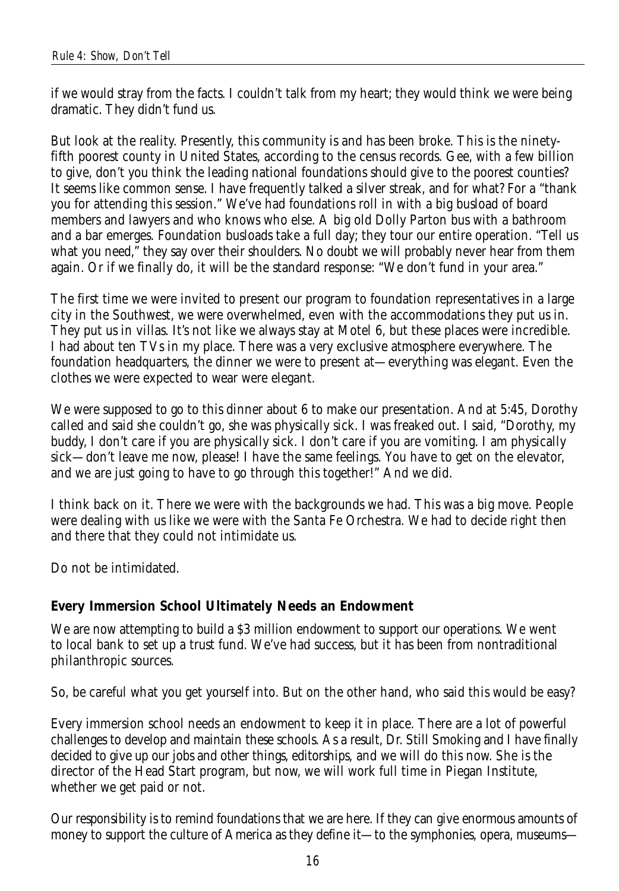if we would stray from the facts. I couldn't talk from my heart; they would think we were being dramatic. They didn't fund us.

But look at the reality. Presently, this community is and has been broke. This is the ninety-fifth poorest county in United States, according to the census records. Gee, with a few billion to give, don't you think the leading national foundations should give to the poorest counties? It seems like common sense. I have frequently talked a silver streak, and for what? For a "thank you for attending this session." We've had foundations roll in with a big busload of board members and lawyers and who knows who else. A big old Dolly Parton bus with a bathroom and a bar emerges. Foundation busloads take a full day; they tour our entire operation. "Tell us what you need," they say over their shoulders. No doubt we will probably never hear from them again. Or if we finally do, it will be the standard response: "We don't fund in your area."

The first time we were invited to present our program to foundation representatives in a large city in the Southwest, we were overwhelmed, even with the accommodations they put us in. They put us in villas. It's not like we always stay at Motel 6, but these places were incredible. I had about ten TVs in my place. There was a very exclusive atmosphere everywhere. The foundation headquarters, the dinner we were to present at—everything was elegant. Even the clothes we were expected to wear were elegant.

We were supposed to go to this dinner about 6 to make our presentation. And at 5:45, Dorothy called and said she couldn't go, she was physically sick. I was freaked out. I said, "Dorothy, my buddy, I don't care if you are physically sick. I don't care if you are vomiting. I am physically sick—don't leave me now, please! I have the same feelings. You have to get on the elevator, and we are just going to have to go through this together!" And we did.

I think back on it. There we were with the backgrounds we had. This was a big move. People were dealing with us like we were with the Santa Fe Orchestra. We had to decide right then and there that they could not intimidate us.

Do not be intimidated.

**Every Immersion School Ultimately Needs an Endowment**

We are now attempting to build a $3 million endowment to support our operations. We went to local bank to set up a trust fund. We've had success, but it has been from nontraditional philanthropic sources.

So, be careful what you get yourself into. But on the other hand, who said this would be easy?

Every immersion school needs an endowment to keep it in place. There are a lot of powerful challenges to develop and maintain these schools. As a result, Dr. Still Smoking and I have finally decided to give up our jobs and other things, editorships, and we will do this now. She is the director of the Head Start program, but now, we will work full time in Piegan Institute, whether we get paid or not.

Our responsibility is to remind foundations that we are here. If they can give enormous amounts of money to support the culture of America as they define it—to the symphonies, opera, museums—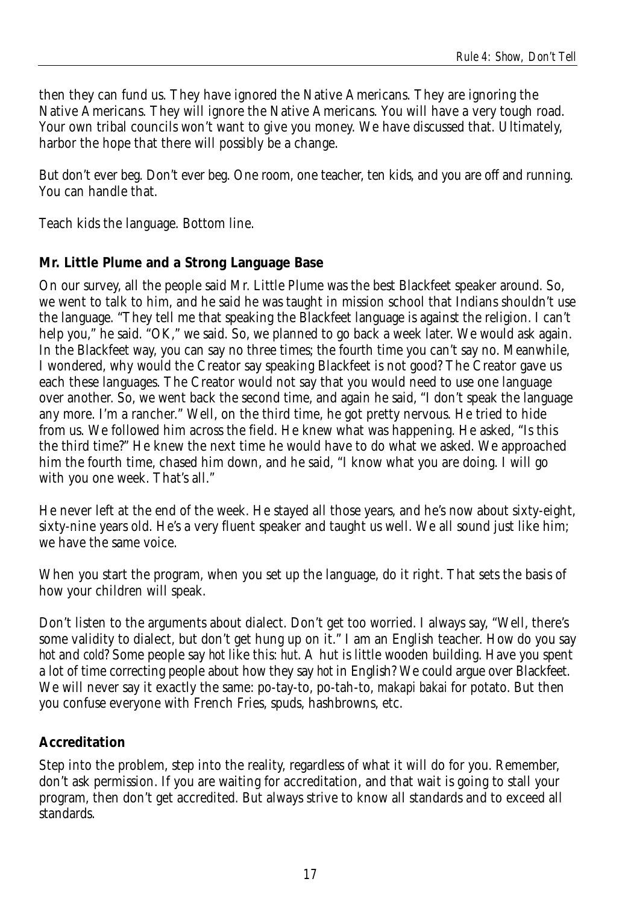then they can fund us. They have ignored the Native Americans. They are ignoring the Native Americans. They will ignore the Native Americans. You will have a very tough road. Your own tribal councils won't want to give you money. We have discussed that. Ultimately, harbor the hope that there will possibly be a change.

But don't ever beg. Don't ever beg. One room, one teacher, ten kids, and you are off and running. You can handle that.

Teach kids the language. Bottom line.

### Mr. Little Plume and a Strong Language Base

On our survey, all the people said Mr. Little Plume was the best Blackfeet speaker around. So, we went to talk to him, and he said he was taught in mission school that Indians shouldn't use the language. "They tell me that speaking the Blackfeet language is against the religion. I can't help you," he said. "OK," we said. So, we planned to go back a week later. We would ask again. In the Blackfeet way, you can say no three times; the fourth time you can't say no. Meanwhile, I wondered, why would the Creator say speaking Blackfeet is not good? The Creator gave us each these languages. The Creator would not say that you would need to use one language over another. So, we went back the second time, and again he said, "I don't speak the language any more. I'm a rancher." Well, on the third time, he got pretty nervous. He tried to hide from us. We followed him across the field. He knew what was happening. He asked, "Is this the third time?" He knew the next time he would have to do what we asked. We approached him the fourth time, chased him down, and he said, "I know what you are doing. I will go with you one week. That's all."

He never left at the end of the week. He stayed all those years, and he's now about sixty-eight, sixty-nine years old. He's a very fluent speaker and taught us well. We all sound just like him; we have the same voice.

When you start the program, when you set up the language, do it right. That sets the basis of how your children will speak.

Don't listen to the arguments about dialect. Don't get too worried. I always say, "Well, there's some validity to dialect, but don't get hung up on it." I am an English teacher. How do you say *hot* and *cold*? Some people say *hot* like this: *hut*. A hut is little wooden building. Have you spent a lot of time correcting people about how they say *hot* in English? We could argue over Blackfeet. We will never say it exactly the same: po-tay-to, po-tah-to, *makapi bakai* for potato. But then you confuse everyone with French Fries, spuds, hashbrowns, etc.

### Accreditation

Step into the problem, step into the reality, regardless of what it will do for you. Remember, don't ask permission. If you are waiting for accreditation, and that wait is going to stall your program, then don't get accredited. But always strive to know all standards and to exceed all standards.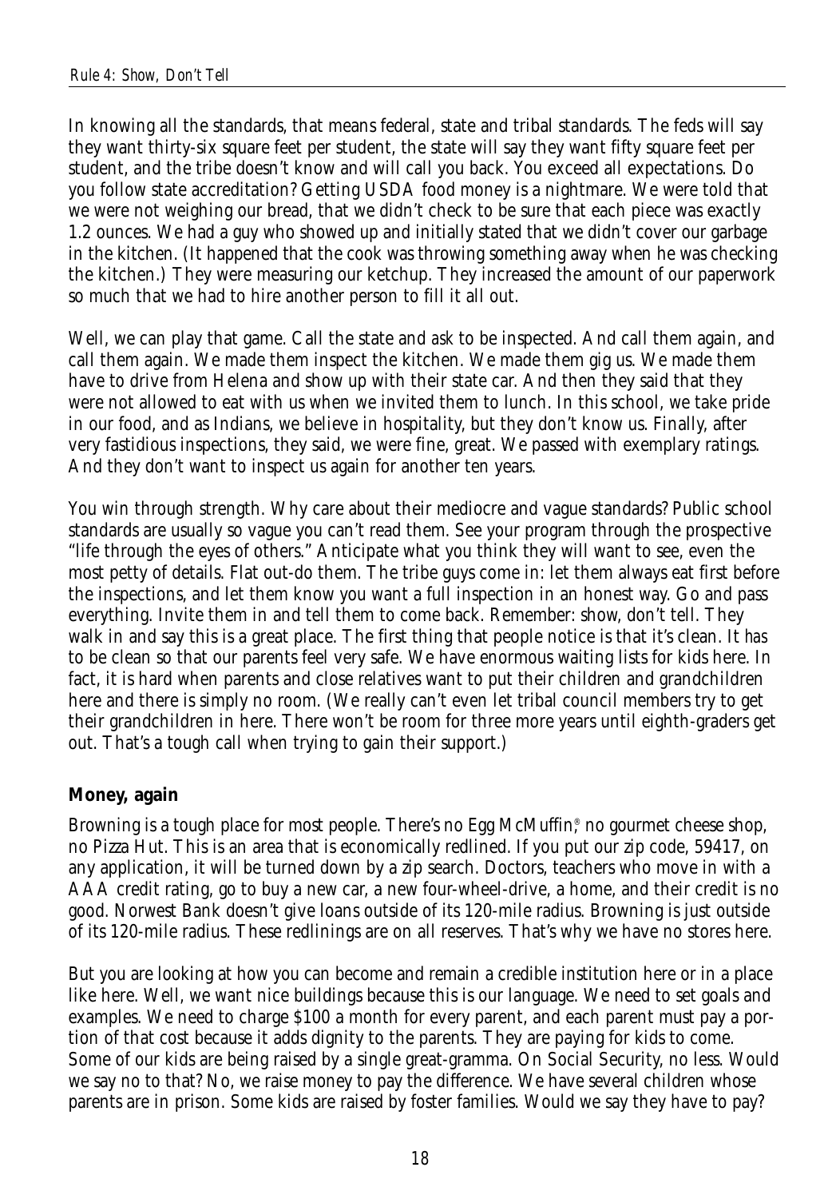In knowing all the standards, that means federal, state and tribal standards. The feds will say they want thirty-six square feet per student, the state will say they want fifty square feet per student, and the tribe doesn't know and will call you back. You exceed all expectations. Do you follow state accreditation? Getting USDA food money is a nightmare. We were told that we were not weighing our bread, that we didn't check to be sure that each piece was exactly 1.2 ounces. We had a guy who showed up and initially stated that we didn't cover our garbage in the kitchen. (It happened that the cook was throwing something away when he was checking the kitchen.) They were measuring our ketchup. They increased the amount of our paperwork so much that we had to hire another person to fill it all out.

Well, we can play that game. Call the state and *ask* to be inspected. And call them again, and call them again. We made them inspect the kitchen. We made them gig us. We made them have to drive from Helena and show up with their state car. And then they said that they were not allowed to eat with us when we invited them to lunch. In this school, we take pride in our food, and as Indians, we believe in hospitality, but they don't know us. Finally, after very fastidious inspections, they said, we were fine, great. We passed with exemplary ratings. And they don't want to inspect us again for another ten years.

You win through strength. Why care about their mediocre and vague standards? Public school standards are usually so vague you can't read them. See your program through the prospective "life through the eyes of others." Anticipate what you think they will want to see, even the most petty of details. Flat out-do them. The tribe guys come in: let them always eat first before the inspections, and let them know you want a full inspection in an honest way. Go and pass everything. Invite them in and tell them to come back. Remember: show, don't tell. They walk in and say this is a great place. The first thing that people notice is that it's clean. It *has* to be clean so that our parents feel very safe. We have enormous waiting lists for kids here. In fact, it is hard when parents and close relatives want to put their children and grandchildren here and there is simply no room. (We really can't even let tribal council members try to get their grandchildren in here. There won't be room for three more years until eighth-graders get out. That's a tough call when trying to gain their support.)

**Money, again**

Browning is a tough place for most people. There's no Egg McMuffin®, no gourmet cheese shop, no Pizza Hut. This is an area that is economically redlined. If you put our zip code, 59417, on any application, it will be turned down by a zip search. Doctors, teachers who move in with a AAA credit rating, go to buy a new car, a new four-wheel-drive, a home, and their credit is no good. Norwest Bank doesn't give loans outside of its 120-mile radius. Browning is just outside of its 120-mile radius. These redlinings are on all reserves. That's why we have no stores here.

But you are looking at how you can become and remain a credible institution here or in a place like here. Well, we want nice buildings because this is our language. We need to set goals and examples. We need to charge $100 a month for every parent, and each parent must pay a portion of that cost because it adds dignity to the parents. They are paying for kids to come. Some of our kids are being raised by a single great-gramma. On Social Security, no less. Would we say no to that? No, we raise money to pay the difference. We have several children whose parents are in prison. Some kids are raised by foster families. Would we say they have to pay?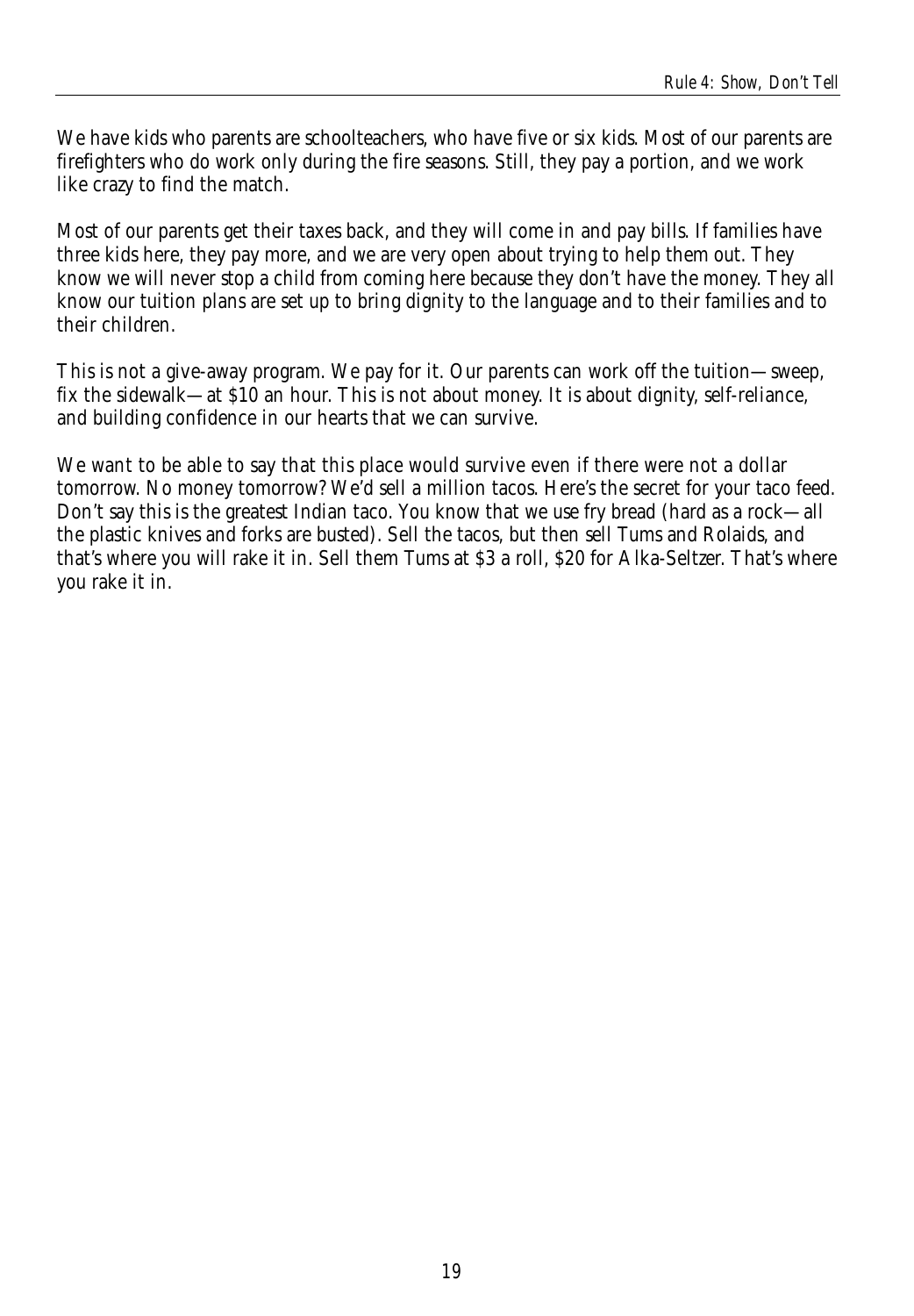We have kids who parents are schoolteachers, who have five or six kids. Most of our parents are firefighters who do work only during the fire seasons. Still, they pay a portion, and we work like crazy to find the match.

Most of our parents get their taxes back, and they will come in and pay bills. If families have three kids here, they pay more, and we are very open about trying to help them out. They know we will never stop a child from coming here because they don't have the money. They all know our tuition plans are set up to bring dignity to the language and to their families and to their children.

This is not a give-away program. We pay for it. Our parents can work off the tuition—sweep, fix the sidewalk—at $10 an hour. This is not about money. It is about dignity, self-reliance, and building confidence in our hearts that we can survive.

We want to be able to say that this place would survive even if there were not a dollar tomorrow. No money tomorrow? We'd sell a million tacos. Here's the secret for your taco feed. Don't say this is the greatest Indian taco. You know that we use fry bread (hard as a rock—all the plastic knives and forks are busted). Sell the tacos, but then sell Tums and Rolaids, and that's where you will rake it in. Sell them Tums at $3 a roll, $20 for Alka-Seltzer. That's where you rake it in.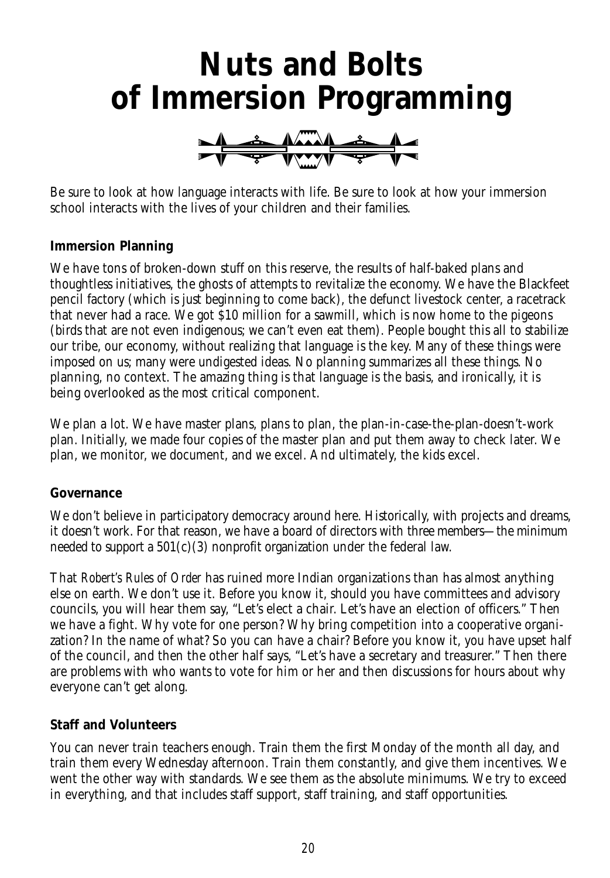# Nuts and Bolts of Immersion Programming

Be sure to look at how language interacts with life. Be sure to look at how your immersion school interacts with the lives of your children and their families.

**Immersion Planning**

We have tons of broken-down stuff on this reserve, the results of half-baked plans and thoughtless initiatives, the ghosts of attempts to revitalize the economy. We have the Blackfeet pencil factory (which is just beginning to come back), the defunct livestock center, a racetrack that never had a race. We got $10 million for a sawmill, which is now home to the pigeons (birds that are not even indigenous; we can't even eat them). People bought this all to stabilize our tribe, our economy, without realizing that language is the key. Many of these things were imposed on us; many were undigested ideas. No planning summarizes all these things. No planning, no context. The amazing thing is that language is the basis, and ironically, it is being overlooked as the most critical component.

We plan a lot. We have master plans, plans to plan, the plan-in-case-the-plan-doesn't-work plan. Initially, we made four copies of the master plan and put them away to check later. We plan, we monitor, we document, and we excel. And ultimately, the kids excel.

**Governance**

We don't believe in participatory democracy around here. Historically, with projects and dreams, it doesn't work. For that reason, we have a board of directors with three members—the minimum needed to support a 501(c)(3) nonprofit organization under the federal law.

That *Robert's Rules of Order* has ruined more Indian organizations than has almost anything else on earth. We don't use it. Before you know it, should you have committees and advisory councils, you will hear them say, "Let's elect a chair. Let's have an election of officers." Then we have a fight. Why vote for one person? Why bring competition into a cooperative organization? In the name of what? So you can have a chair? Before you know it, you have upset half of the council, and then the other half says, "Let's have a secretary and treasurer." Then there are problems with who wants to vote for him or her and then discussions for hours about why everyone can't get along.

**Staff and Volunteers**

You can never train teachers enough. Train them the first Monday of the month all day, and train them every Wednesday afternoon. Train them constantly, and give them incentives. We went the other way with standards. We see them as the absolute minimums. We try to exceed in everything, and that includes staff support, staff training, and staff opportunities.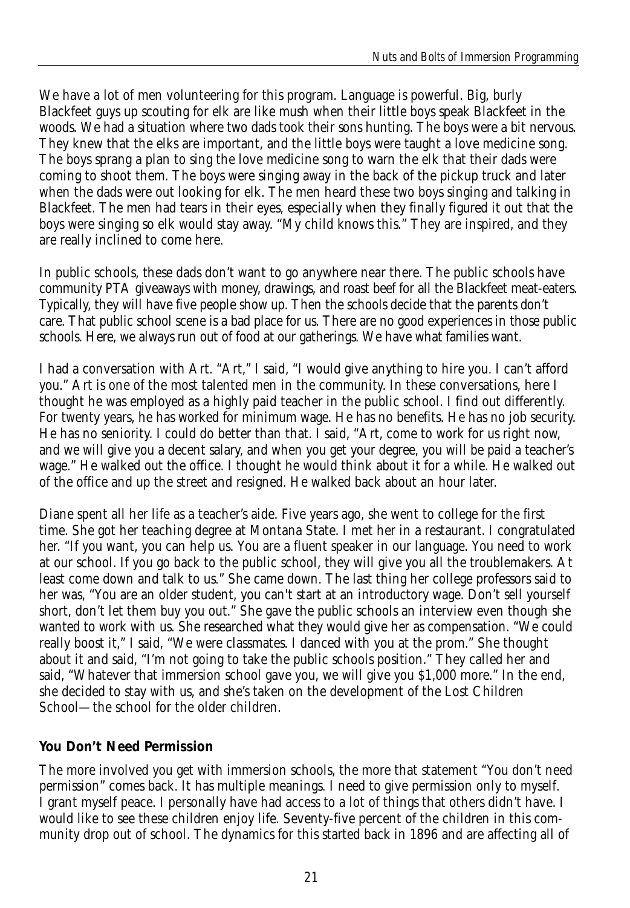We have a lot of men volunteering for this program. Language is powerful. Big, burly Blackfeet guys up scouting for elk are like mush when their little boys speak Blackfeet in the woods. We had a situation where two dads took their sons hunting. The boys were a bit nervous. They knew that the elks are important, and the little boys were taught a love medicine song. The boys sprang a plan to sing the love medicine song to warn the elk that their dads were coming to shoot them. The boys were singing away in the back of the pickup truck and later when the dads were out looking for elk. The men heard these two boys singing and talking in Blackfeet. The men had tears in their eyes, especially when they finally figured it out that the boys were singing so elk would stay away. "My child knows this." They are inspired, and they are really inclined to come here.

In public schools, these dads don't want to go anywhere near there. The public schools have community PTA giveaways with money, drawings, and roast beef for all the Blackfeet meat-eaters. Typically, they will have five people show up. Then the schools decide that the parents don't care. That public school scene is a bad place for us. There are no good experiences in those public schools. Here, we always run out of food at our gatherings. We have what families want.

I had a conversation with Art. "Art," I said, "I would give anything to hire you. I can't afford you." Art is one of the most talented men in the community. In these conversations, here I thought he was employed as a highly paid teacher in the public school. I find out differently. For twenty years, he has worked for minimum wage. He has no benefits. He has no job security. He has no seniority. I could do better than that. I said, "Art, come to work for us right now, and we will give you a decent salary, and when you get your degree, you will be paid a teacher's wage." He walked out the office. I thought he would think about it for a while. He walked out of the office and up the street and resigned. He walked back about an hour later.

Diane spent all her life as a teacher's aide. Five years ago, she went to college for the first time. She got her teaching degree at Montana State. I met her in a restaurant. I congratulated her. "If you want, you can help us. You are a fluent speaker in our language. You need to work at our school. If you go back to the public school, they will give you all the troublemakers. At least come down and talk to us." She came down. The last thing her college professors said to her was, "You are an older student, you can't start at an introductory wage. Don't sell yourself short, don't let them buy you out." She gave the public schools an interview even though she wanted to work with us. She researched what they would give her as compensation. "We could really boost it," I said, "We were classmates. I danced with you at the prom." She thought about it and said, "I'm not going to take the public schools position." They called her and said, "Whatever that immersion school gave you, we will give you $1,000 more." In the end, she decided to stay with us, and she's taken on the development of the Lost Children School—the school for the older children.

**You Don't Need Permission**

The more involved you get with immersion schools, the more that statement "You don't need permission" comes back. It has multiple meanings. I need to give permission only to myself. I grant myself peace. I personally have had access to a lot of things that others didn't have. I would like to see these children enjoy life. Seventy-five percent of the children in this community drop out of school. The dynamics for this started back in 1896 and are affecting all of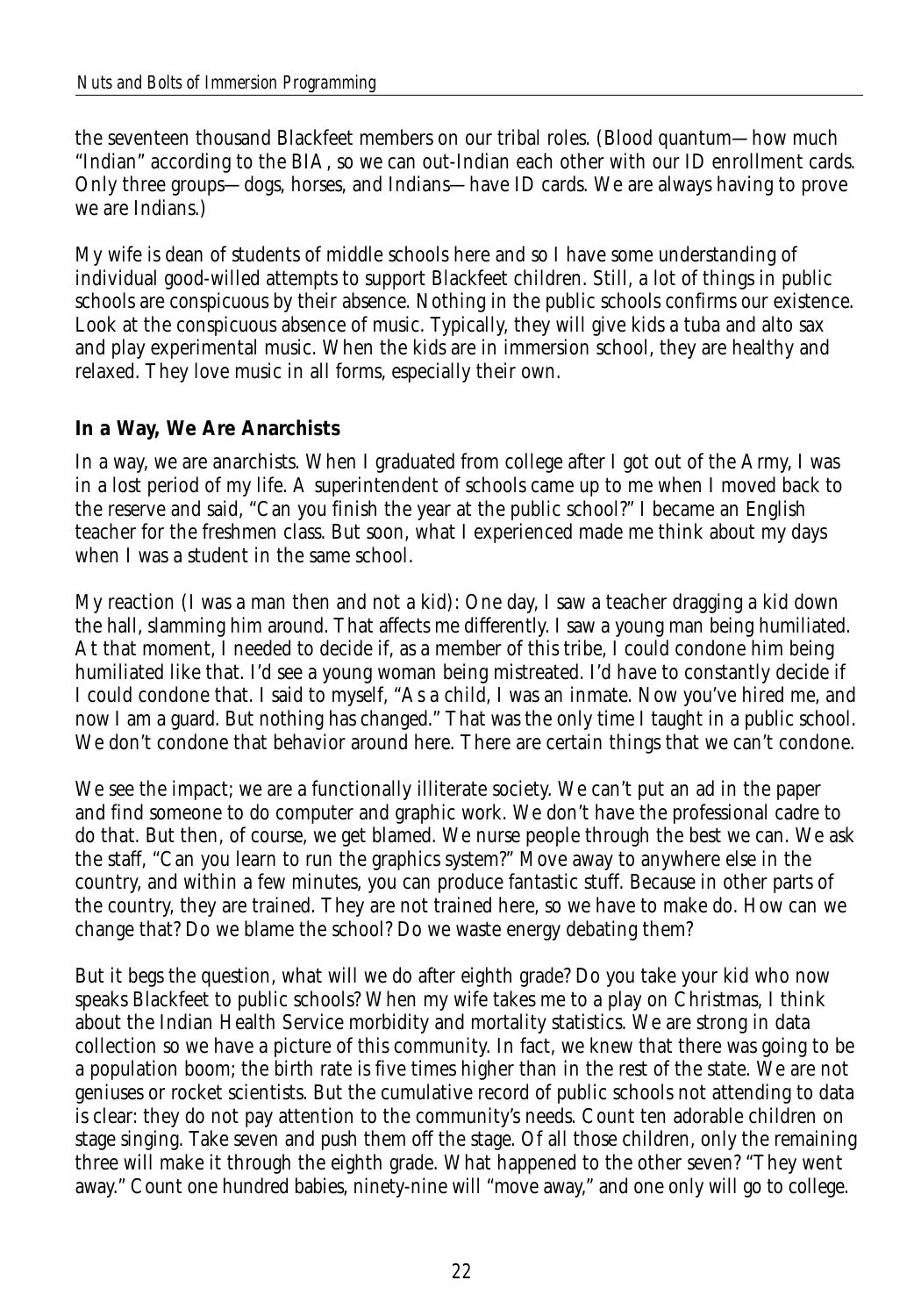the seventeen thousand Blackfeet members on our tribal roles. (Blood quantum—how much "Indian" according to the BIA, so we can out-Indian each other with our ID enrollment cards. Only three groups—dogs, horses, and Indians—have ID cards. We are always having to prove we are Indians.)

My wife is dean of students of middle schools here and so I have some understanding of individual good-willed attempts to support Blackfeet children. Still, a lot of things in public schools are conspicuous by their absence. Nothing in the public schools confirms our existence. Look at the conspicuous absence of music. Typically, they will give kids a tuba and alto sax and play experimental music. When the kids are in immersion school, they are healthy and relaxed. They love music in all forms, especially their own.

### In a Way, We Are Anarchists

In a way, we are anarchists. When I graduated from college after I got out of the Army, I was in a lost period of my life. A superintendent of schools came up to me when I moved back to the reserve and said, "Can you finish the year at the public school?" I became an English teacher for the freshmen class. But soon, what I experienced made me think about my days when I was a student in the same school.

My reaction (I was a man then and not a kid): One day, I saw a teacher dragging a kid down the hall, slamming him around. That affects me differently. I saw a young man being humiliated. At that moment, I needed to decide if, as a member of this tribe, I could condone him being humiliated like that. I'd see a young woman being mistreated. I'd have to constantly decide if I could condone that. I said to myself, "As a child, I was an inmate. Now you've hired me, and now I am a guard. But nothing has changed." That was the only time I taught in a public school. We don't condone that behavior around here. There are certain things that we can't condone.

We see the impact; we are a functionally illiterate society. We can't put an ad in the paper and find someone to do computer and graphic work. We don't have the professional cadre to do that. But then, of course, we get blamed. We nurse people through the best we can. We ask the staff, "Can you learn to run the graphics system?" Move away to anywhere else in the country, and within a few minutes, you can produce fantastic stuff. Because in other parts of the country, they are trained. They are not trained here, so we have to make do. How can we change that? Do we blame the school? Do we waste energy debating them?

But it begs the question, what will we do after eighth grade? Do you take your kid who now speaks Blackfeet to public schools? When my wife takes me to a play on Christmas, I think about the Indian Health Service morbidity and mortality statistics. We are strong in data collection so we have a picture of this community. In fact, we knew that there was going to be a population boom; the birth rate is five times higher than in the rest of the state. We are not geniuses or rocket scientists. But the cumulative record of public schools not attending to data is clear: they do not pay attention to the community's needs. Count ten adorable children on stage singing. Take seven and push them off the stage. Of all those children, only the remaining three will make it through the eighth grade. What happened to the other seven? "They went away." Count one hundred babies, ninety-nine will "move away," and one only will go to college.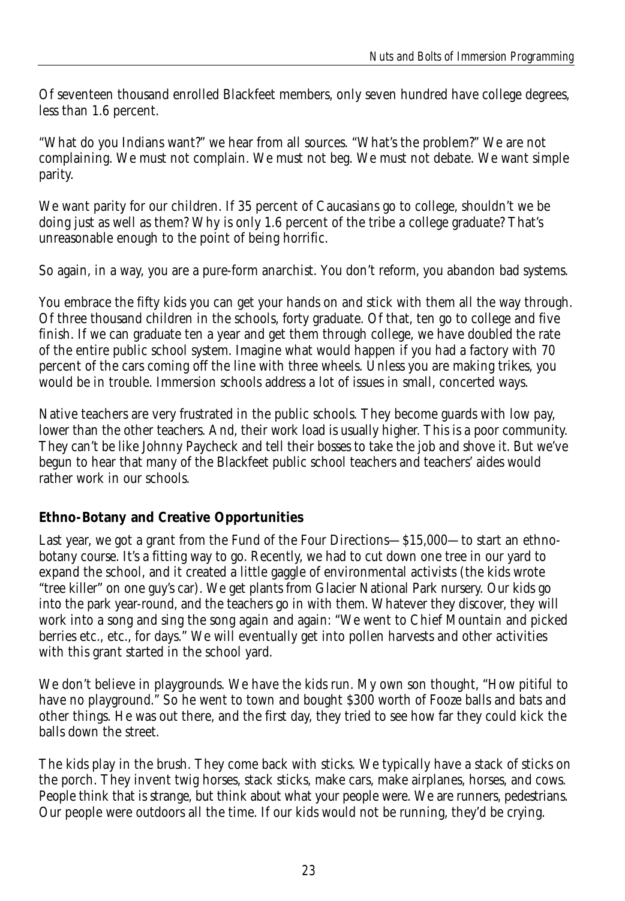Of seventeen thousand enrolled Blackfeet members, only seven hundred have college degrees, less than 1.6 percent.

"What do you Indians want?" we hear from all sources. "What's the problem?" We are not complaining. We must not complain. We must not beg. We must not debate. We want simple parity.

We want parity for our children. If 35 percent of Caucasians go to college, shouldn't we be doing just as well as them? Why is only 1.6 percent of the tribe a college graduate? That's unreasonable enough to the point of being horrific.

So again, in a way, you are a pure-form anarchist. You don't reform, you abandon bad systems.

You embrace the fifty kids you can get your hands on and stick with them all the way through. Of three thousand children in the schools, forty graduate. Of that, ten go to college and five finish. If we can graduate ten a year and get them through college, we have doubled the rate of the entire public school system. Imagine what would happen if you had a factory with 70 percent of the cars coming off the line with three wheels. Unless you are making trikes, you would be in trouble. Immersion schools address a lot of issues in small, concerted ways.

Native teachers are very frustrated in the public schools. They become guards with low pay, lower than the other teachers. And, their work load is usually higher. This is a poor community. They can't be like Johnny Paycheck and tell their bosses to take the job and shove it. But we've begun to hear that many of the Blackfeet public school teachers and teachers' aides would rather work in our schools.

## Ethno-Botany and Creative Opportunities

Last year, we got a grant from the Fund of the Four Directions—$15,000—to start an ethno-botany course. It's a fitting way to go. Recently, we had to cut down one tree in our yard to expand the school, and it created a little gaggle of environmental activists (the kids wrote "tree killer" on one guy's car). We get plants from Glacier National Park nursery. Our kids go into the park year-round, and the teachers go in with them. Whatever they discover, they will work into a song and sing the song again and again: "We went to Chief Mountain and picked berries etc., etc., for days." We will eventually get into pollen harvests and other activities with this grant started in the school yard.

We don't believe in playgrounds. We have the kids run. My own son thought, "How pitiful to have no playground." So he went to town and bought $300 worth of Fooze balls and bats and other things. He was out there, and the first day, they tried to see how far they could kick the balls down the street.

The kids play in the brush. They come back with sticks. We typically have a stack of sticks on the porch. They invent twig horses, stack sticks, make cars, make airplanes, horses, and cows. People think that is strange, but think about what your people were. We are runners, pedestrians. Our people were outdoors all the time. If our kids would not be running, they'd be crying.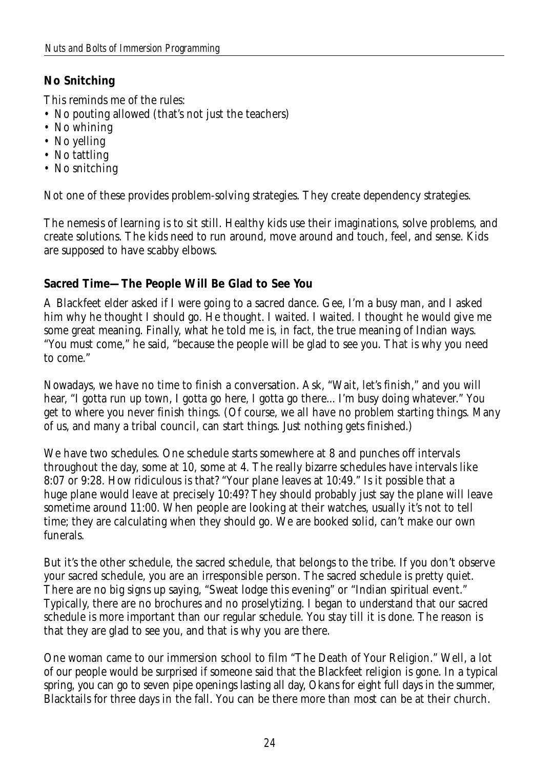### No Snitching

This reminds me of the rules:

- No pouting allowed (that's not just the teachers)
- No whining
- No yelling
- No tattling
- No snitching

Not one of these provides problem-solving strategies. They create dependency strategies.

The nemesis of learning is to sit still. Healthy kids use their imaginations, solve problems, and create solutions. The kids need to run around, move around and touch, feel, and sense. Kids are supposed to have scabby elbows.

### Sacred Time—The People Will Be Glad to See You

A Blackfeet elder asked if I were going to a sacred dance. Gee, I'm a busy man, and I asked him why he thought I should go. He thought. I waited. I waited. I thought he would give me some great meaning. Finally, what he told me is, in fact, the true meaning of Indian ways. "You must come," he said, "because the people will be glad to see you. That is why you need to come."

Nowadays, we have no time to finish a conversation. Ask, "Wait, let's finish," and you will hear, "I gotta run up town, I gotta go here, I gotta go there... I'm busy doing whatever." You get to where you never finish things. (Of course, we all have no problem starting things. Many of us, and many a tribal council, can start things. Just nothing gets finished.)

We have two schedules. One schedule starts somewhere at 8 and punches off intervals throughout the day, some at 10, some at 4. The really bizarre schedules have intervals like 8:07 or 9:28. How ridiculous is that? "Your plane leaves at 10:49." Is it possible that a huge plane would leave at precisely 10:49? They should probably just say the plane will leave sometime around 11:00. When people are looking at their watches, usually it's not to tell time; they are calculating when they should go. We are booked solid, can't make our own funerals.

But it's the other schedule, the sacred schedule, that belongs to the tribe. If you don't observe your sacred schedule, you are an irresponsible person. The sacred schedule is pretty quiet. There are no big signs up saying, "Sweat lodge this evening" or "Indian spiritual event." Typically, there are no brochures and no proselytizing. I began to understand that our sacred schedule is more important than our regular schedule. You stay till it is done. The reason is that they are glad to see you, and that is why you are there.

One woman came to our immersion school to film "The Death of Your Religion." Well, a lot of our people would be surprised if someone said that the Blackfeet religion is gone. In a typical spring, you can go to seven pipe openings lasting all day, Okans for eight full days in the summer, Blacktails for three days in the fall. You can be there more than most can be at their church.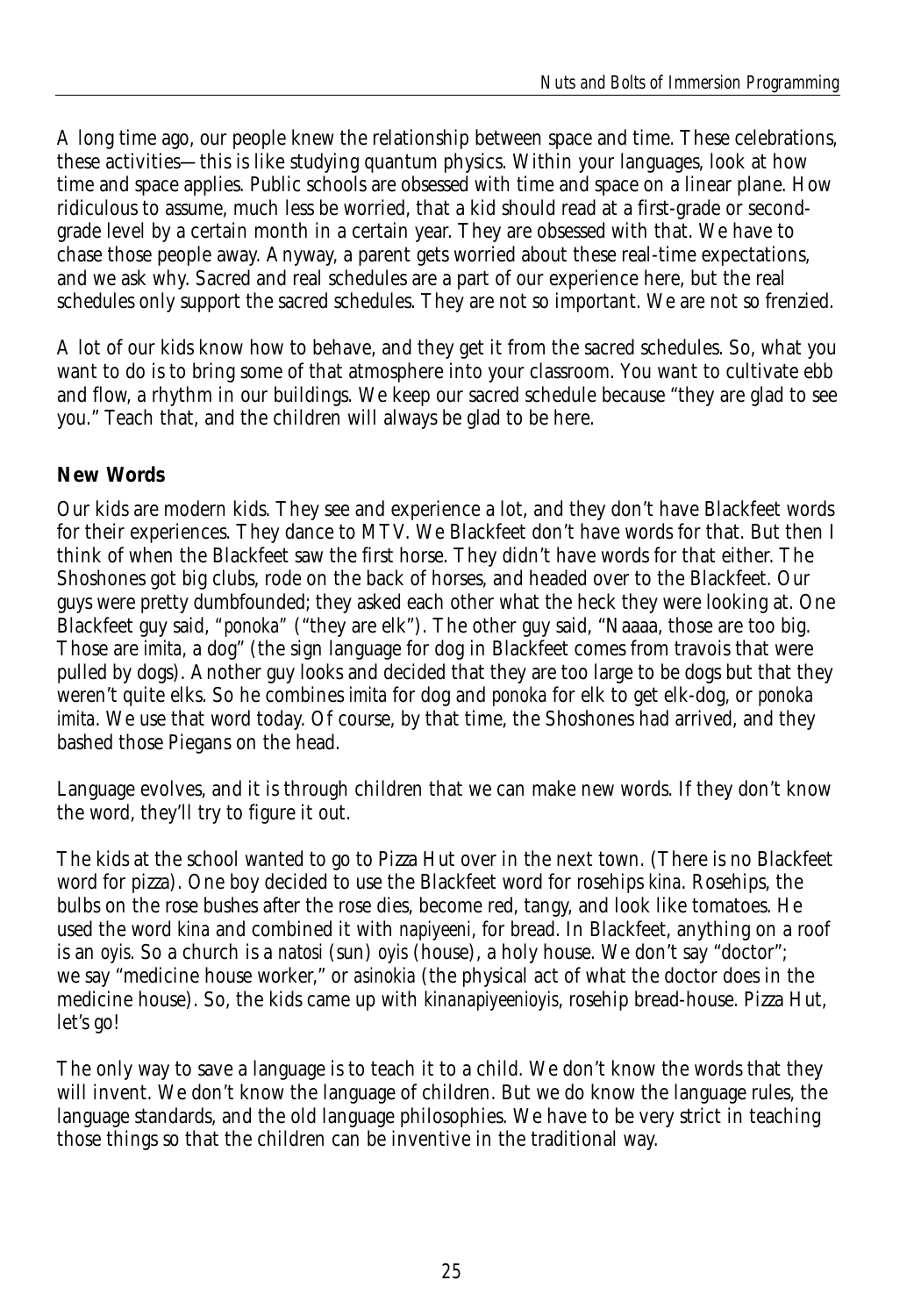A long time ago, our people knew the relationship between space and time. These celebrations, these activities—this is like studying quantum physics. Within your languages, look at how time and space applies. Public schools are obsessed with time and space on a linear plane. How ridiculous to assume, much less be worried, that a kid should read at a first-grade or second-grade level by a certain month in a certain year. They are obsessed with that. We have to chase those people away. Anyway, a parent gets worried about these real-time expectations, and we ask why. Sacred and real schedules are a part of our experience here, but the real schedules only support the sacred schedules. They are not so important. We are not so frenzied.

A lot of our kids know how to behave, and they get it from the sacred schedules. So, what you want to do is to bring some of that atmosphere into your classroom. You want to cultivate ebb and flow, a rhythm in our buildings. We keep our sacred schedule because "they are glad to see you." Teach that, and the children will always be glad to be here.

**New Words**

Our kids are modern kids. They see and experience a lot, and they don't have Blackfeet words for their experiences. They dance to MTV. We Blackfeet don't have words for that. But then I think of when the Blackfeet saw the first horse. They didn't have words for that either. The Shoshones got big clubs, rode on the back of horses, and headed over to the Blackfeet. Our guys were pretty dumbfounded; they asked each other what the heck they were looking at. One Blackfeet guy said, "*ponoka*" ("they are elk"). The other guy said, "Naaaa, those are too big. Those are *imita*, a dog" (the sign language for dog in Blackfeet comes from travois that were pulled by dogs). Another guy looks and decided that they are too large to be dogs but that they weren't quite elks. So he combines *imita* for dog and *ponoka* for elk to get elk-dog, or *ponoka imita*. We use that word today. Of course, by that time, the Shoshones had arrived, and they bashed those Piegans on the head.

Language evolves, and it is through children that we can make new words. If they don't know the word, they'll try to figure it out.

The kids at the school wanted to go to Pizza Hut over in the next town. (There is no Blackfeet word for pizza). One boy decided to use the Blackfeet word for rosehips *kina*. Rosehips, the bulbs on the rose bushes after the rose dies, become red, tangy, and look like tomatoes. He used the word *kina* and combined it with *napiyeeni*, for bread. In Blackfeet, anything on a roof is an *oyis*. So a church is a *natosi* (sun) *oyis* (house), a holy house. We don't say "doctor"; we say "medicine house worker," or *asinokia* (the physical act of what the doctor does in the medicine house). So, the kids came up with *kinanapiyeenioyis*, rosehip bread-house. Pizza Hut, let's go!

The only way to save a language is to teach it to a child. We don't know the words that they will invent. We don't know the language of children. But we do know the language rules, the language standards, and the old language philosophies. We have to be very strict in teaching those things so that the children can be inventive in the traditional way.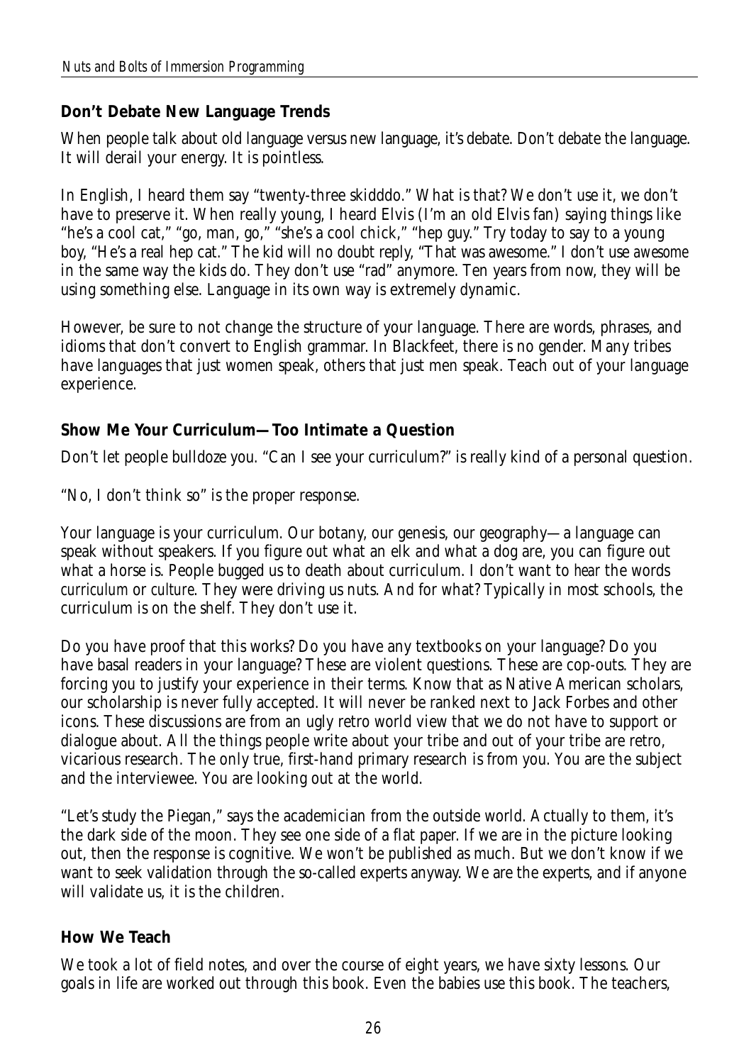## Don't Debate New Language Trends

When people talk about old language versus new language, it's debate. Don't debate the language. It will derail your energy. It is pointless.

In English, I heard them say "twenty-three skidddo." What is that? We don't use it, we don't have to preserve it. When really young, I heard Elvis (I'm an old Elvis fan) saying things like "he's a cool cat," "go, man, go," "she's a cool chick," "hep guy." Try today to say to a young boy, "He's a real hep cat." The kid will no doubt reply, "That was awesome." I don't use *awesome* in the same way the kids do. They don't use "rad" anymore. Ten years from now, they will be using something else. Language in its own way is extremely dynamic.

However, be sure to not change the structure of your language. There are words, phrases, and idioms that don't convert to English grammar. In Blackfeet, there is no gender. Many tribes have languages that just women speak, others that just men speak. Teach out of your language experience.

## Show Me Your Curriculum—Too Intimate a Question

Don't let people bulldoze you. "Can I see your curriculum?" is really kind of a personal question.

"No, I don't think so" is the proper response.

Your language is your curriculum. Our botany, our genesis, our geography—a language can speak without speakers. If you figure out what an elk and what a dog are, you can figure out what a horse is. People bugged us to death about curriculum. I don't want to *hear* the words *curriculum* or *culture*. They were driving us nuts. And for what? Typically in most schools, the curriculum is on the shelf. They don't use it.

Do you have proof that this works? Do you have any textbooks on your language? Do you have basal readers in your language? These are violent questions. These are cop-outs. They are forcing you to justify your experience in their terms. Know that as Native American scholars, our scholarship is never fully accepted. It will never be ranked next to Jack Forbes and other icons. These discussions are from an ugly retro world view that we do not have to support or dialogue about. All the things people write about your tribe and out of your tribe are retro, vicarious research. The only true, first-hand primary research is from you. You are the subject and the interviewee. You are looking out at the world.

"Let's study the Piegan," says the academician from the outside world. Actually to them, it's the dark side of the moon. They see one side of a flat paper. If we are in the picture looking out, then the response is cognitive. We won't be published as much. But we don't know if we want to seek validation through the so-called experts anyway. We are the experts, and if anyone will validate us, it is the children.

## How We Teach

We took a lot of field notes, and over the course of eight years, we have sixty lessons. Our goals in life are worked out through this book. Even the babies use this book. The teachers,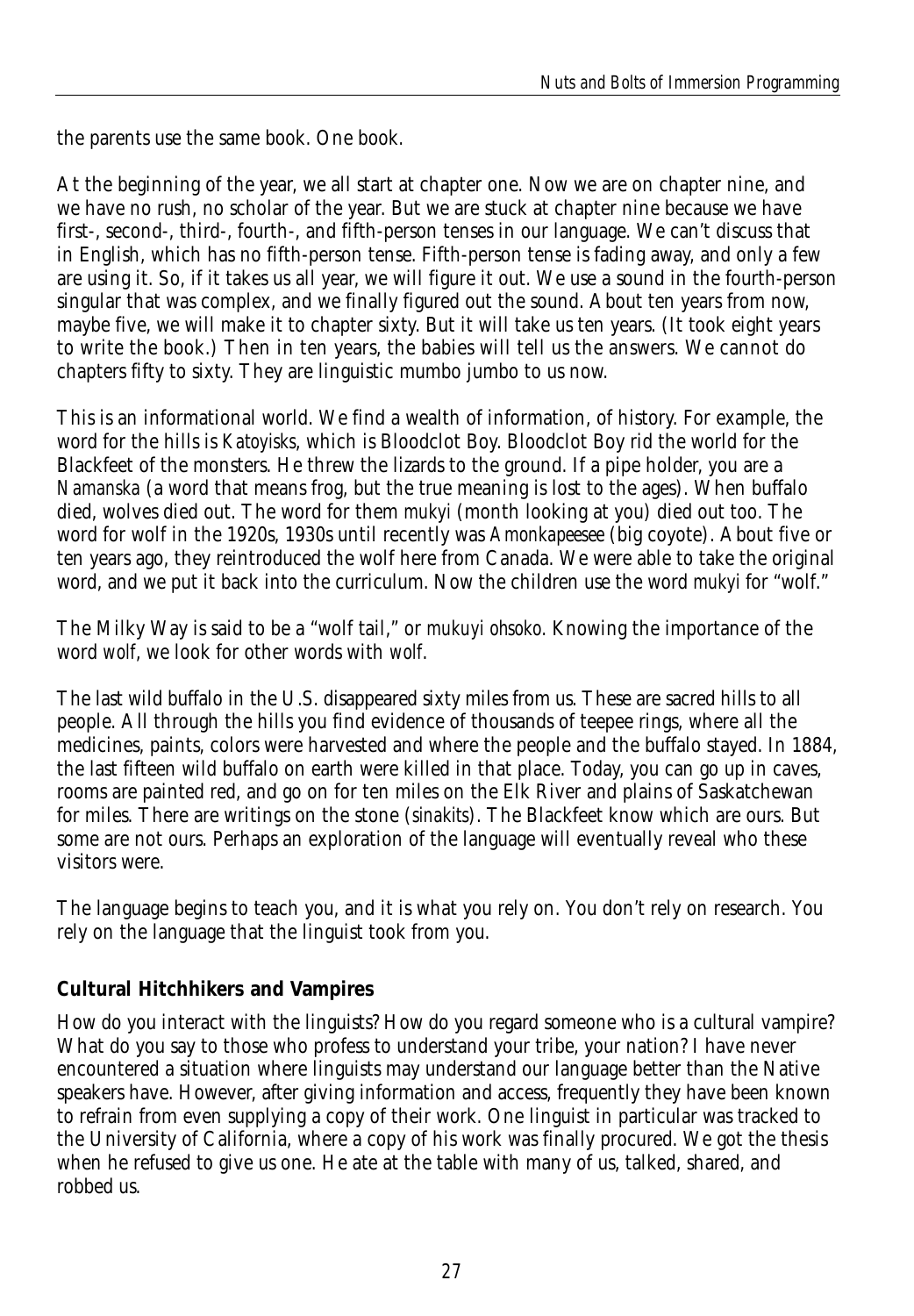the parents use the same book. One book.

At the beginning of the year, we all start at chapter one. Now we are on chapter nine, and we have no rush, no scholar of the year. But we are stuck at chapter nine because we have first-, second-, third-, fourth-, and fifth-person tenses in our language. We can't discuss that in English, which has no fifth-person tense. Fifth-person tense is fading away, and only a few are using it. So, if it takes us all year, we will figure it out. We use a sound in the fourth-person singular that was complex, and we finally figured out the sound. About ten years from now, maybe five, we will make it to chapter sixty. But it will take us ten years. (It took eight years to write the book.) Then in ten years, the babies will tell us the answers. We cannot do chapters fifty to sixty. They are linguistic mumbo jumbo to us now.

This is an informational world. We find a wealth of information, of history. For example, the word for the hills is *Katoyisks*, which is Bloodclot Boy. Bloodclot Boy rid the world for the Blackfeet of the monsters. He threw the lizards to the ground. If a pipe holder, you are a *Namanska* (a word that means frog, but the true meaning is lost to the ages). When buffalo died, wolves died out. The word for them *mukyi* (month looking at you) died out too. The word for wolf in the 1920s, 1930s until recently was *Amonkapeesee* (big coyote). About five or ten years ago, they reintroduced the wolf here from Canada. We were able to take the original word, and we put it back into the curriculum. Now the children use the word *mukyi* for "wolf."

The Milky Way is said to be a "wolf tail," or *mukuyi ohsoko*. Knowing the importance of the word *wolf*, we look for other words with *wolf*.

The last wild buffalo in the U.S. disappeared sixty miles from us. These are sacred hills to all people. All through the hills you find evidence of thousands of teepee rings, where all the medicines, paints, colors were harvested and where the people and the buffalo stayed. In 1884, the last fifteen wild buffalo on earth were killed in that place. Today, you can go up in caves, rooms are painted red, and go on for ten miles on the Elk River and plains of Saskatchewan for miles. There are writings on the stone (*sinakits*). The Blackfeet know which are ours. But some are not ours. Perhaps an exploration of the language will eventually reveal who these visitors were.

The language begins to teach you, and it is what you rely on. You don't rely on research. You rely on the language that the linguist took from you.

**Cultural Hitchhikers and Vampires**

How do you interact with the linguists? How do you regard someone who is a cultural vampire? What do you say to those who profess to understand your tribe, your nation? I have never encountered a situation where linguists may understand our language better than the Native speakers have. However, after giving information and access, frequently they have been known to refrain from even supplying a copy of their work. One linguist in particular was tracked to the University of California, where a copy of his work was finally procured. We got the thesis when he refused to give us one. He ate at the table with many of us, talked, shared, and robbed us.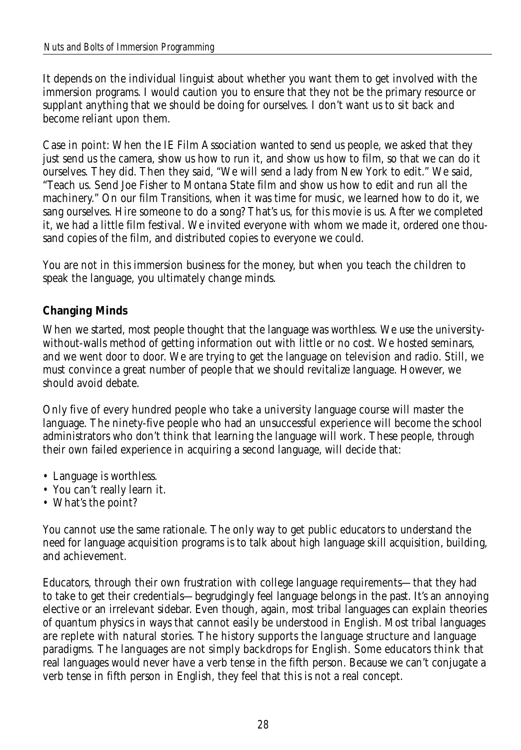It depends on the individual linguist about whether you want them to get involved with the immersion programs. I would caution you to ensure that they not be the primary resource or supplant anything that we should be doing for ourselves. I don't want us to sit back and become reliant upon them.

Case in point: When the IE Film Association wanted to send us people, we asked that they just send us the camera, show us how to run it, and show us how to film, so that we can do it ourselves. They did. Then they said, "We will send a lady from New York to edit." We said, "Teach us. Send Joe Fisher to Montana State film and show us how to edit and run all the machinery." On our film *Transitions*, when it was time for music, we learned how to do it, we sang ourselves. Hire someone to do a song? That's us, for this movie is us. After we completed it, we had a little film festival. We invited everyone with whom we made it, ordered one thousand copies of the film, and distributed copies to everyone we could.

You are not in this immersion business for the money, but when you teach the children to speak the language, you ultimately change minds.

## Changing Minds

When we started, most people thought that the language was worthless. We use the university-without-walls method of getting information out with little or no cost. We hosted seminars, and we went door to door. We are trying to get the language on television and radio. Still, we must convince a great number of people that we should revitalize language. However, we should avoid debate.

Only five of every hundred people who take a university language course will master the language. The ninety-five people who had an unsuccessful experience will become the school administrators who don't think that learning the language will work. These people, through their own failed experience in acquiring a second language, will decide that:

- Language is worthless.
- You can't really learn it.
- What's the point?

You cannot use the same rationale. The only way to get public educators to understand the need for language acquisition programs is to talk about high language skill acquisition, building, and achievement.

Educators, through their own frustration with college language requirements—that they had to take to get their credentials—begrudgingly feel language belongs in the past. It's an annoying elective or an irrelevant sidebar. Even though, again, most tribal languages can explain theories of quantum physics in ways that cannot easily be understood in English. Most tribal languages are replete with natural stories. The history supports the language structure and language paradigms. The languages are not simply backdrops for English. Some educators think that real languages would never have a verb tense in the fifth person. Because we can't conjugate a verb tense in fifth person in English, they feel that this is not a real concept.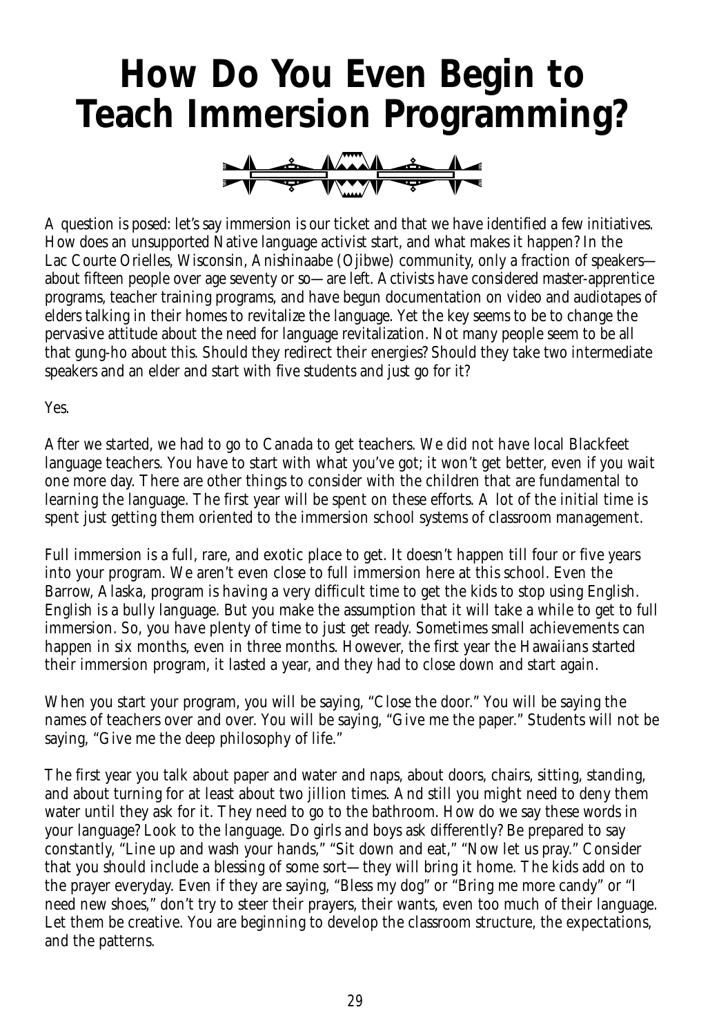# How Do You Even Begin to Teach Immersion Programming?

A question is posed: let's say immersion is our ticket and that we have identified a few initiatives. How does an unsupported Native language activist start, and what makes it happen? In the Lac Courte Orielles, Wisconsin, Anishinaabe (Ojibwe) community, only a fraction of speakers—about fifteen people over age seventy or so—are left. Activists have considered master-apprentice programs, teacher training programs, and have begun documentation on video and audiotapes of elders talking in their homes to revitalize the language. Yet the key seems to be to change the pervasive attitude about the need for language revitalization. Not many people seem to be all that gung-ho about this. Should they redirect their energies? Should they take two intermediate speakers and an elder and start with five students and just go for it?

Yes.

After we started, we had to go to Canada to get teachers. We did not have local Blackfeet language teachers. You have to start with what you've got; it won't get better, even if you wait one more day. There are other things to consider with the children that are fundamental to learning the language. The first year will be spent on these efforts. A lot of the initial time is spent just getting them oriented to the immersion school systems of classroom management.

Full immersion is a full, rare, and exotic place to get. It doesn't happen till four or five years into your program. We aren't even close to full immersion here at this school. Even the Barrow, Alaska, program is having a very difficult time to get the kids to stop using English. English is a bully language. But you make the assumption that it will take a while to get to full immersion. So, you have plenty of time to just get ready. Sometimes small achievements can happen in six months, even in three months. However, the first year the Hawaiians started their immersion program, it lasted a year, and they had to close down and start again.

When you start your program, you will be saying, "Close the door." You will be saying the names of teachers over and over. You will be saying, "Give me the paper." Students will not be saying, "Give me the deep philosophy of life."

The first year you talk about paper and water and naps, about doors, chairs, sitting, standing, and about turning for at least about two jillion times. And still you might need to deny them water until they ask for it. They need to go to the bathroom. How do we say these words in your language? Look to the language. Do girls and boys ask differently? Be prepared to say constantly, "Line up and wash your hands," "Sit down and eat," "Now let us pray." Consider that you should include a blessing of some sort—they will bring it home. The kids add on to the prayer everyday. Even if they are saying, "Bless my dog" or "Bring me more candy" or "I need new shoes," don't try to steer their prayers, their wants, even too much of their language. Let them be creative. You are beginning to develop the classroom structure, the expectations, and the patterns.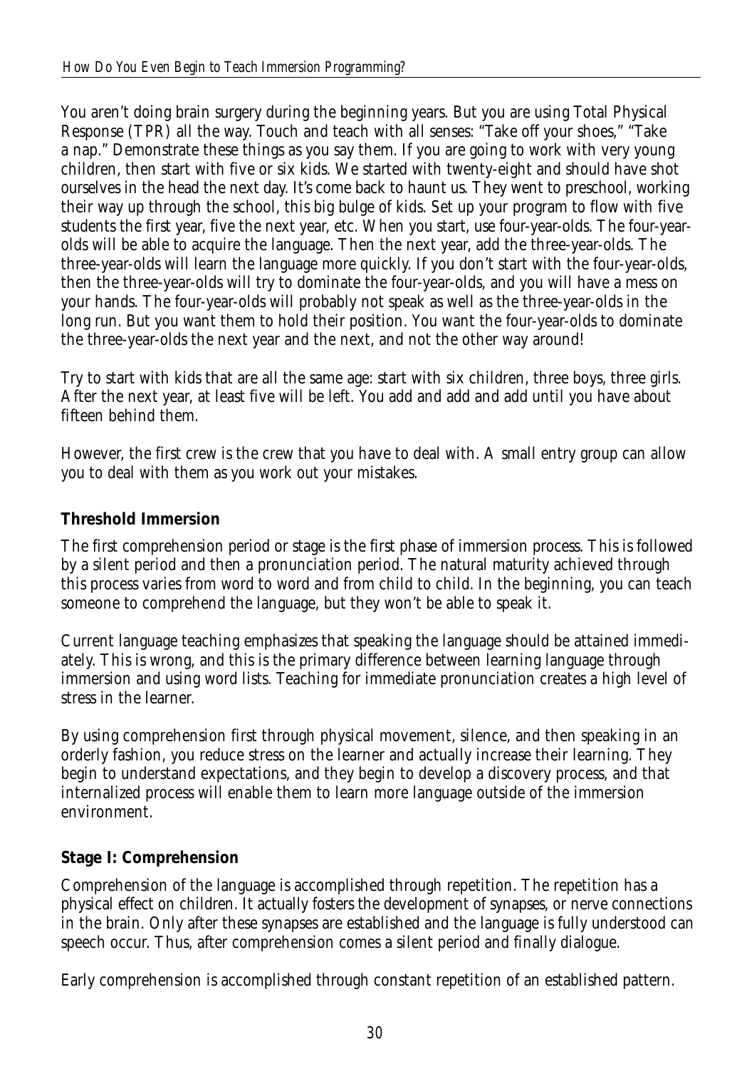You aren't doing brain surgery during the beginning years. But you are using Total Physical Response (TPR) all the way. Touch and teach with all senses: "Take off your shoes," "Take a nap." Demonstrate these things as you say them. If you are going to work with very young children, then start with five or six kids. We started with twenty-eight and should have shot ourselves in the head the next day. It's come back to haunt us. They went to preschool, working their way up through the school, this big bulge of kids. Set up your program to flow with five students the first year, five the next year, etc. When you start, use four-year-olds. The four-year-olds will be able to acquire the language. Then the next year, add the three-year-olds. The three-year-olds will learn the language more quickly. If you don't start with the four-year-olds, then the three-year-olds will try to dominate the four-year-olds, and you will have a mess on your hands. The four-year-olds will probably not speak as well as the three-year-olds in the long run. But you want them to hold their position. You want the four-year-olds to dominate the three-year-olds the next year and the next, and not the other way around!

Try to start with kids that are all the same age: start with six children, three boys, three girls. After the next year, at least five will be left. You add and add and add until you have about fifteen behind them.

However, the first crew is the crew that you have to deal with. A small entry group can allow you to deal with them as you work out your mistakes.

### Threshold Immersion

The first comprehension period or stage is the first phase of immersion process. This is followed by a silent period and then a pronunciation period. The natural maturity achieved through this process varies from word to word and from child to child. In the beginning, you can teach someone to comprehend the language, but they won't be able to speak it.

Current language teaching emphasizes that speaking the language should be attained immediately. This is wrong, and this is the primary difference between learning language through immersion and using word lists. Teaching for immediate pronunciation creates a high level of stress in the learner.

By using comprehension first through physical movement, silence, and then speaking in an orderly fashion, you reduce stress on the learner and actually increase their learning. They begin to understand expectations, and they begin to develop a discovery process, and that internalized process will enable them to learn more language outside of the immersion environment.

### Stage I: Comprehension

Comprehension of the language is accomplished through repetition. The repetition has a physical effect on children. It actually fosters the development of synapses, or nerve connections in the brain. Only after these synapses are established and the language is fully understood can speech occur. Thus, after comprehension comes a silent period and finally dialogue.

Early comprehension is accomplished through constant repetition of an established pattern.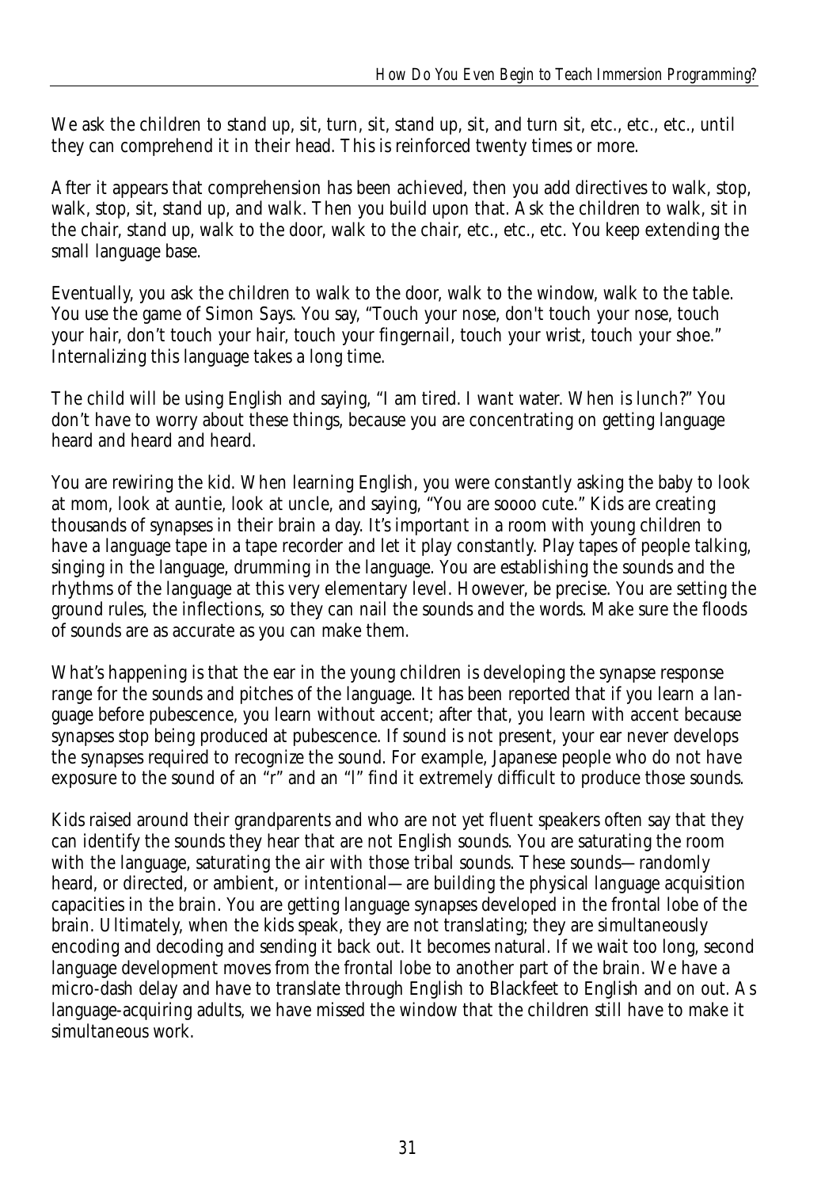We ask the children to stand up, sit, turn, sit, stand up, sit, and turn sit, etc., etc., etc., until they can comprehend it in their head. This is reinforced twenty times or more.

After it appears that comprehension has been achieved, then you add directives to walk, stop, walk, stop, sit, stand up, and walk. Then you build upon that. Ask the children to walk, sit in the chair, stand up, walk to the door, walk to the chair, etc., etc., etc. You keep extending the small language base.

Eventually, you ask the children to walk to the door, walk to the window, walk to the table. You use the game of Simon Says. You say, "Touch your nose, don't touch your nose, touch your hair, don't touch your hair, touch your fingernail, touch your wrist, touch your shoe." Internalizing this language takes a long time.

The child will be using English and saying, "I am tired. I want water. When is lunch?" You don't have to worry about these things, because you are concentrating on getting language heard and heard and heard.

You are rewiring the kid. When learning English, you were constantly asking the baby to look at mom, look at auntie, look at uncle, and saying, "You are soooo cute." Kids are creating thousands of synapses in their brain a day. It's important in a room with young children to have a language tape in a tape recorder and let it play constantly. Play tapes of people talking, singing in the language, drumming in the language. You are establishing the sounds and the rhythms of the language at this very elementary level. However, be precise. You are setting the ground rules, the inflections, so they can nail the sounds and the words. Make sure the floods of sounds are as accurate as you can make them.

What's happening is that the ear in the young children is developing the synapse response range for the sounds and pitches of the language. It has been reported that if you learn a language before pubescence, you learn without accent; after that, you learn with accent because synapses stop being produced at pubescence. If sound is not present, your ear never develops the synapses required to recognize the sound. For example, Japanese people who do not have exposure to the sound of an "r" and an "l" find it extremely difficult to produce those sounds.

Kids raised around their grandparents and who are not yet fluent speakers often say that they can identify the sounds they hear that are not English sounds. You are saturating the room with the language, saturating the air with those tribal sounds. These sounds—randomly heard, or directed, or ambient, or intentional—are building the physical language acquisition capacities in the brain. You are getting language synapses developed in the frontal lobe of the brain. Ultimately, when the kids speak, they are not translating; they are simultaneously encoding and decoding and sending it back out. It becomes natural. If we wait too long, second language development moves from the frontal lobe to another part of the brain. We have a micro-dash delay and have to translate through English to Blackfeet to English and on out. As language-acquiring adults, we have missed the window that the children still have to make it simultaneous work.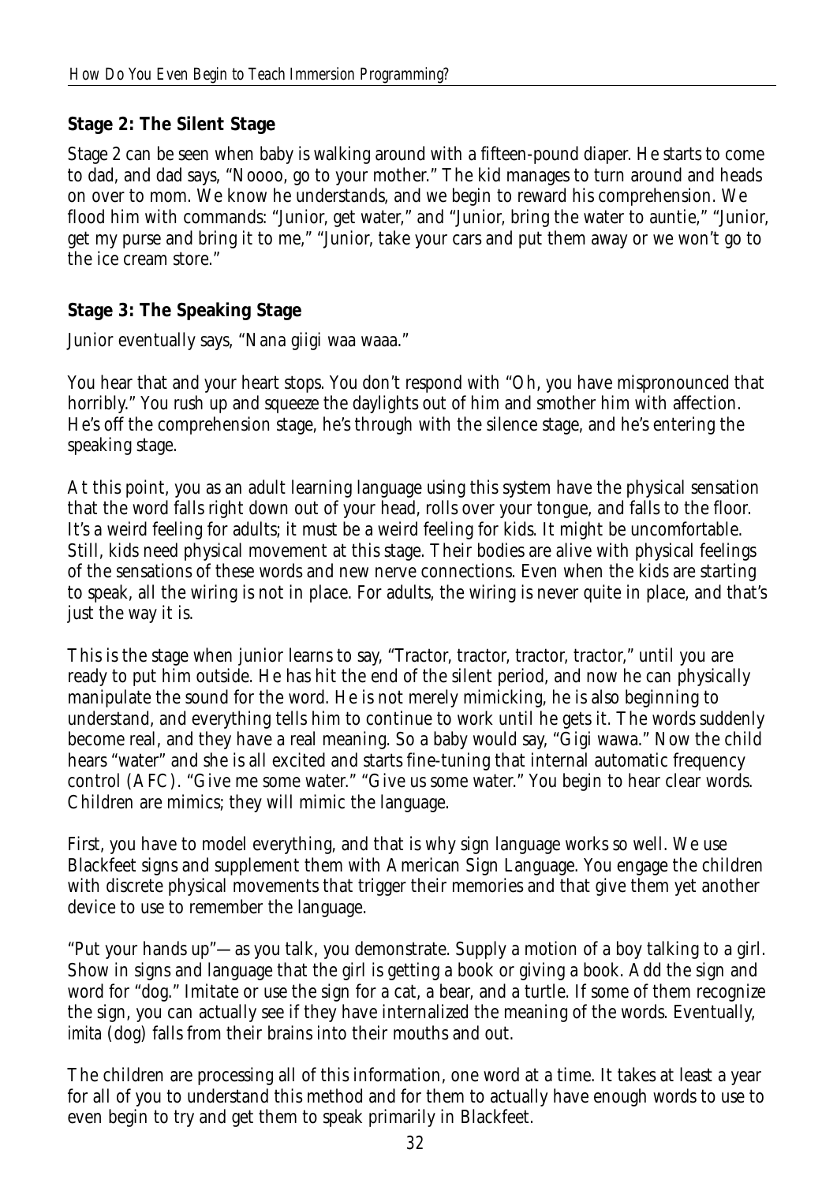## Stage 2: The Silent Stage

Stage 2 can be seen when baby is walking around with a fifteen-pound diaper. He starts to come to dad, and dad says, "Noooo, go to your mother." The kid manages to turn around and heads on over to mom. We know he understands, and we begin to reward his comprehension. We flood him with commands: "Junior, get water," and "Junior, bring the water to auntie," "Junior, get my purse and bring it to me," "Junior, take your cars and put them away or we won't go to the ice cream store."

## Stage 3: The Speaking Stage

Junior eventually says, "Nana giigi waa waaa."

You hear that and your heart stops. You don't respond with "Oh, you have mispronounced that horribly." You rush up and squeeze the daylights out of him and smother him with affection. He's off the comprehension stage, he's through with the silence stage, and he's entering the speaking stage.

At this point, you as an adult learning language using this system have the physical sensation that the word falls right down out of your head, rolls over your tongue, and falls to the floor. It's a weird feeling for adults; it must be a weird feeling for kids. It might be uncomfortable. Still, kids need physical movement at this stage. Their bodies are alive with physical feelings of the sensations of these words and new nerve connections. Even when the kids are starting to speak, all the wiring is not in place. For adults, the wiring is never quite in place, and that's just the way it is.

This is the stage when junior learns to say, "Tractor, tractor, tractor, tractor," until you are ready to put him outside. He has hit the end of the silent period, and now he can physically manipulate the sound for the word. He is not merely mimicking, he is also beginning to understand, and everything tells him to continue to work until he gets it. The words suddenly become real, and they have a real meaning. So a baby would say, "Gigi wawa." Now the child hears "water" and she is all excited and starts fine-tuning that internal automatic frequency control (AFC). "Give me some water." "Give us some water." You begin to hear clear words. Children are mimics; they will mimic the language.

First, you have to model everything, and that is why sign language works so well. We use Blackfeet signs and supplement them with American Sign Language. You engage the children with discrete physical movements that trigger their memories and that give them yet another device to use to remember the language.

"Put your hands up"—as you talk, you demonstrate. Supply a motion of a boy talking to a girl. Show in signs and language that the girl is getting a book or giving a book. Add the sign and word for "dog." Imitate or use the sign for a cat, a bear, and a turtle. If some of them recognize the sign, you can actually see if they have internalized the meaning of the words. Eventually, *imita* (dog) falls from their brains into their mouths and out.

The children are processing all of this information, one word at a time. It takes at least a year for all of you to understand this method and for them to actually have enough words to use to even begin to try and get them to speak primarily in Blackfeet.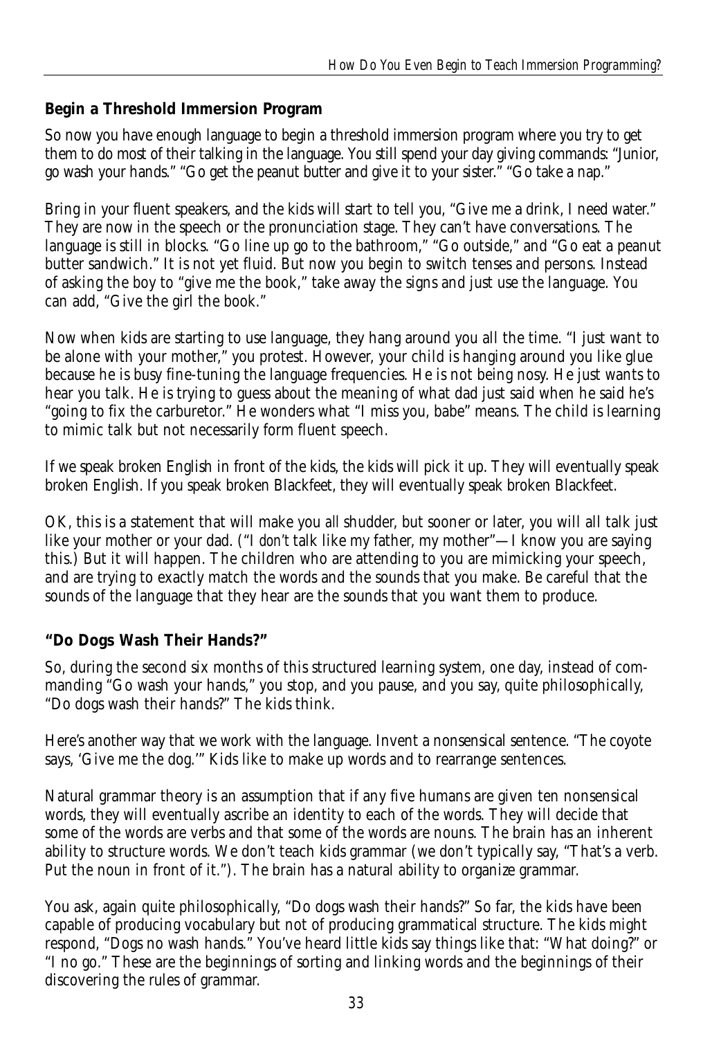## Begin a Threshold Immersion Program

So now you have enough language to begin a threshold immersion program where you try to get them to do most of their talking in the language. You still spend your day giving commands: "Junior, go wash your hands." "Go get the peanut butter and give it to your sister." "Go take a nap."

Bring in your fluent speakers, and the kids will start to tell you, "Give me a drink, I need water." They are now in the speech or the pronunciation stage. They can't have conversations. The language is still in blocks. "Go line up go to the bathroom," "Go outside," and "Go eat a peanut butter sandwich." It is not yet fluid. But now you begin to switch tenses and persons. Instead of asking the boy to "give me the book," take away the signs and just use the language. You can add, "Give the girl the book."

Now when kids are starting to use language, they hang around you all the time. "I just want to be alone with your mother," you protest. However, your child is hanging around you like glue because he is busy fine-tuning the language frequencies. He is not being nosy. He just wants to hear you talk. He is trying to guess about the meaning of what dad just said when he said he's "going to fix the carburetor." He wonders what "I miss you, babe" means. The child is learning to mimic talk but not necessarily form fluent speech.

If we speak broken English in front of the kids, the kids will pick it up. They will eventually speak broken English. If you speak broken Blackfeet, they will eventually speak broken Blackfeet.

OK, this is a statement that will make you all shudder, but sooner or later, you will all talk just like your mother or your dad. ("I *don't* talk like my father, my mother"—I know you are saying this.) But it will happen. The children who are attending to you are mimicking your speech, and are trying to exactly match the words and the sounds that you make. Be careful that the sounds of the language that they hear are the sounds that you want them to produce.

## "Do Dogs Wash Their Hands?"

So, during the second six months of this structured learning system, one day, instead of commanding "Go wash your hands," you stop, and you pause, and you say, quite philosophically, "Do dogs wash their hands?" The kids think.

Here's another way that we work with the language. Invent a nonsensical sentence. "The coyote says, 'Give me the dog.'" Kids like to make up words and to rearrange sentences.

Natural grammar theory is an assumption that if any five humans are given ten nonsensical words, they will eventually ascribe an identity to each of the words. They will decide that some of the words are verbs and that some of the words are nouns. The brain has an inherent ability to structure words. We don't teach kids grammar (we don't typically say, "That's a verb. Put the noun in front of it."). The brain has a natural ability to organize grammar.

You ask, again quite philosophically, "Do dogs wash their hands?" So far, the kids have been capable of producing vocabulary but not of producing grammatical structure. The kids might respond, "Dogs no wash hands." You've heard little kids say things like that: "What doing?" or "I no go." These are the beginnings of sorting and linking words and the beginnings of their discovering the rules of grammar.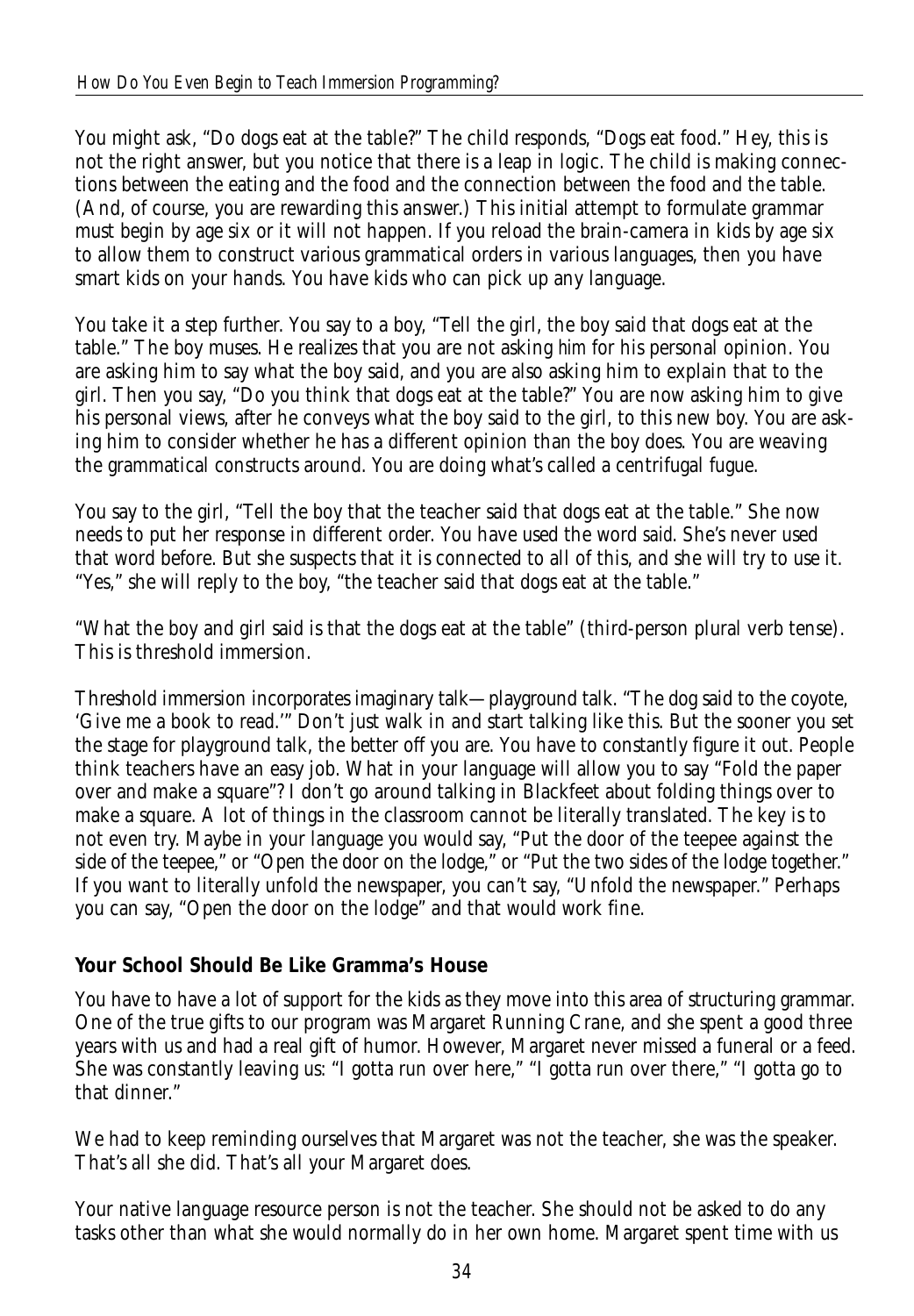You might ask, "Do dogs eat at the table?" The child responds, "Dogs eat food." Hey, this is not the right answer, but you notice that there is a leap in logic. The child is making connections between the eating and the food and the connection between the food and the table. (And, of course, you are rewarding this answer.) This initial attempt to formulate grammar must begin by age six or it will not happen. If you reload the brain-camera in kids by age six to allow them to construct various grammatical orders in various languages, then you have smart kids on your hands. You have kids who can pick up any language.

You take it a step further. You say to a boy, "Tell the girl, the boy said that dogs eat at the table." The boy muses. He realizes that you are not asking *him* for his personal opinion. You are asking him to say what the boy said, and you are also asking him to explain that to the girl. Then you say, "Do you think that dogs eat at the table?" You are now asking him to give his personal views, after he conveys what the boy said to the girl, to this new boy. You are asking him to consider whether he has a different opinion than the boy does. You are weaving the grammatical constructs around. You are doing what's called a centrifugal fugue.

You say to the girl, "Tell the boy that the teacher said that dogs eat at the table." She now needs to put her response in different order. You have used the word *said*. She's never used that word before. But she suspects that it is connected to all of this, and she will try to use it. "Yes," she will reply to the boy, "the teacher said that dogs eat at the table."

"What the boy and girl said is that the dogs eat at the table" (third-person plural verb tense). This is threshold immersion.

Threshold immersion incorporates imaginary talk—playground talk. "The dog said to the coyote, 'Give me a book to read.'" Don't just walk in and start talking like this. But the sooner you set the stage for playground talk, the better off you are. You have to constantly figure it out. People think teachers have an easy job. What in your language will allow you to say "Fold the paper over and make a square"? I don't go around talking in Blackfeet about folding things over to make a square. A lot of things in the classroom cannot be literally translated. The key is to not even try. Maybe in your language you would say, "Put the door of the teepee against the side of the teepee," or "Open the door on the lodge," or "Put the two sides of the lodge together." If you want to literally unfold the newspaper, you can't say, "Unfold the newspaper." Perhaps you can say, "Open the door on the lodge" and that would work fine.

### Your School Should Be Like Gramma's House

You have to have a lot of support for the kids as they move into this area of structuring grammar. One of the true gifts to our program was Margaret Running Crane, and she spent a good three years with us and had a real gift of humor. However, Margaret never missed a funeral or a feed. She was constantly leaving us: "I gotta run over here," "I gotta run over there," "I gotta go to that dinner."

We had to keep reminding ourselves that Margaret was not the teacher, she was the speaker. That's all she did. That's all your Margaret does.

Your native language resource person is not the teacher. She should not be asked to do any tasks other than what she would normally do in her own home. Margaret spent time with us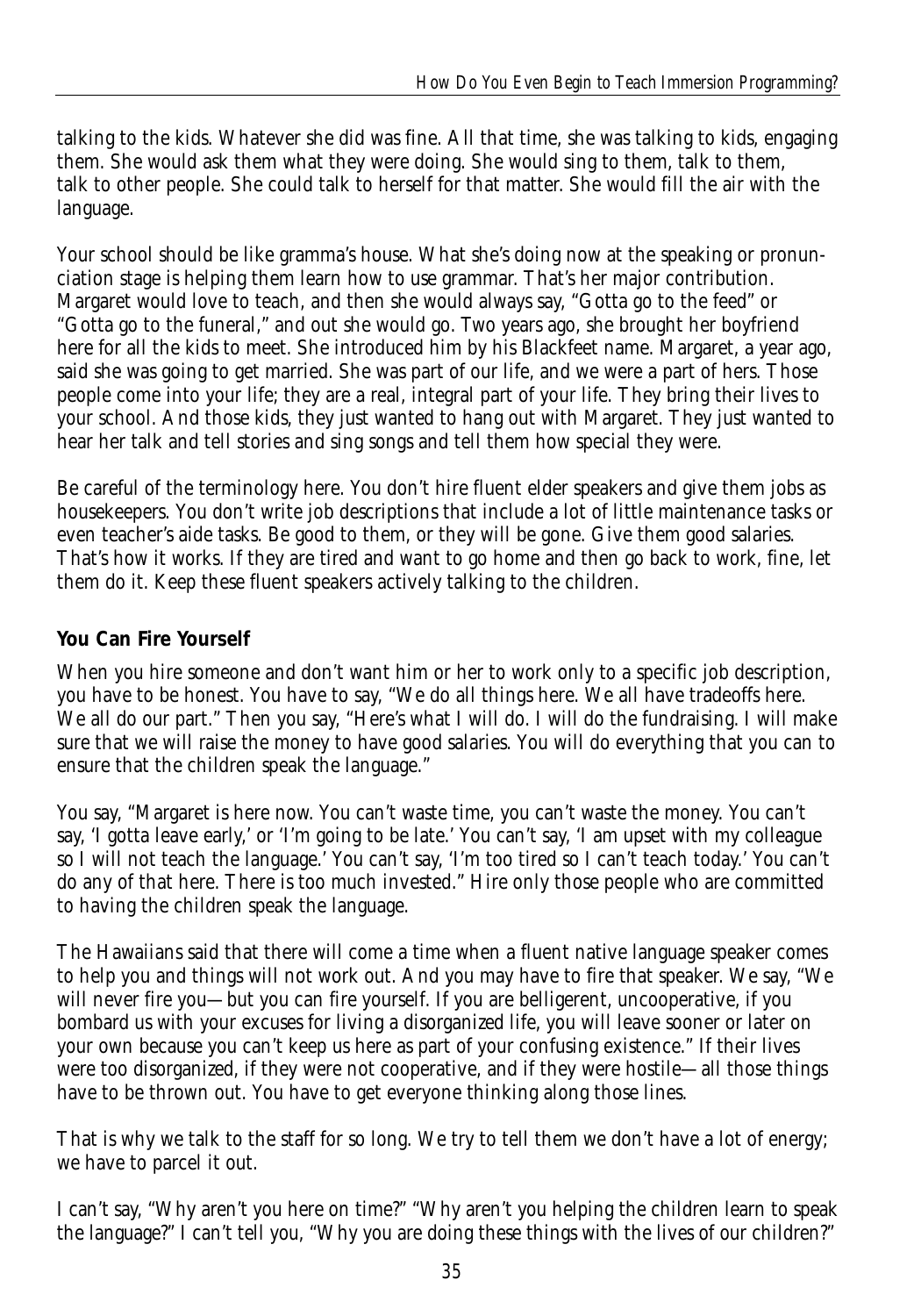talking to the kids. Whatever she did was fine. All that time, she was talking to kids, engaging them. She would ask them what they were doing. She would sing to them, talk to them, talk to other people. She could talk to herself for that matter. She would fill the air with the language.

Your school should be like gramma's house. What she's doing now at the speaking or pronunciation stage is helping them learn how to use grammar. That's her major contribution. Margaret would love to teach, and then she would always say, "Gotta go to the feed" or "Gotta go to the funeral," and out she would go. Two years ago, she brought her boyfriend here for all the kids to meet. She introduced him by his Blackfeet name. Margaret, a year ago, said she was going to get married. She was part of our life, and we were a part of hers. Those people come into your life; they are a real, integral part of your life. They bring their lives to your school. And those kids, they just wanted to hang out with Margaret. They just wanted to hear her talk and tell stories and sing songs and tell them how special they were.

Be careful of the terminology here. You don't hire fluent elder speakers and give them jobs as housekeepers. You don't write job descriptions that include a lot of little maintenance tasks or even teacher's aide tasks. Be good to them, or they will be gone. Give them good salaries. That's how it works. If they are tired and want to go home and then go back to work, fine, let them do it. Keep these fluent speakers actively talking to the children.

**You Can Fire Yourself**

When you hire someone and don't want him or her to work only to a specific job description, you have to be honest. You have to say, "We do all things here. We all have tradeoffs here. We all do our part." Then you say, "Here's what I will do. I will do the fundraising. I will make sure that we will raise the money to have good salaries. You will do everything that you can to ensure that the children speak the language."

You say, "Margaret is here now. You can't waste time, you can't waste the money. You can't say, 'I gotta leave early,' or 'I'm going to be late.' You can't say, 'I am upset with my colleague so I will not teach the language.' You can't say, 'I'm too tired so I can't teach today.' You can't do any of that here. There is too much invested." Hire only those people who are committed to having the children speak the language.

The Hawaiians said that there will come a time when a fluent native language speaker comes to help you and things will not work out. And you may have to fire that speaker. We say, "We will never fire you—but you can fire yourself. If you are belligerent, uncooperative, if you bombard us with your excuses for living a disorganized life, you will leave sooner or later on your own because you can't keep us here as part of your confusing existence." If their lives were too disorganized, if they were not cooperative, and if they were hostile—all those things have to be thrown out. You have to get everyone thinking along those lines.

That is why we talk to the staff for so long. We try to tell them we don't have a lot of energy; we have to parcel it out.

I can't say, "Why aren't you here on time?" "Why aren't you helping the children learn to speak the language?" I can't tell you, "Why you are doing these things with the lives of our children?"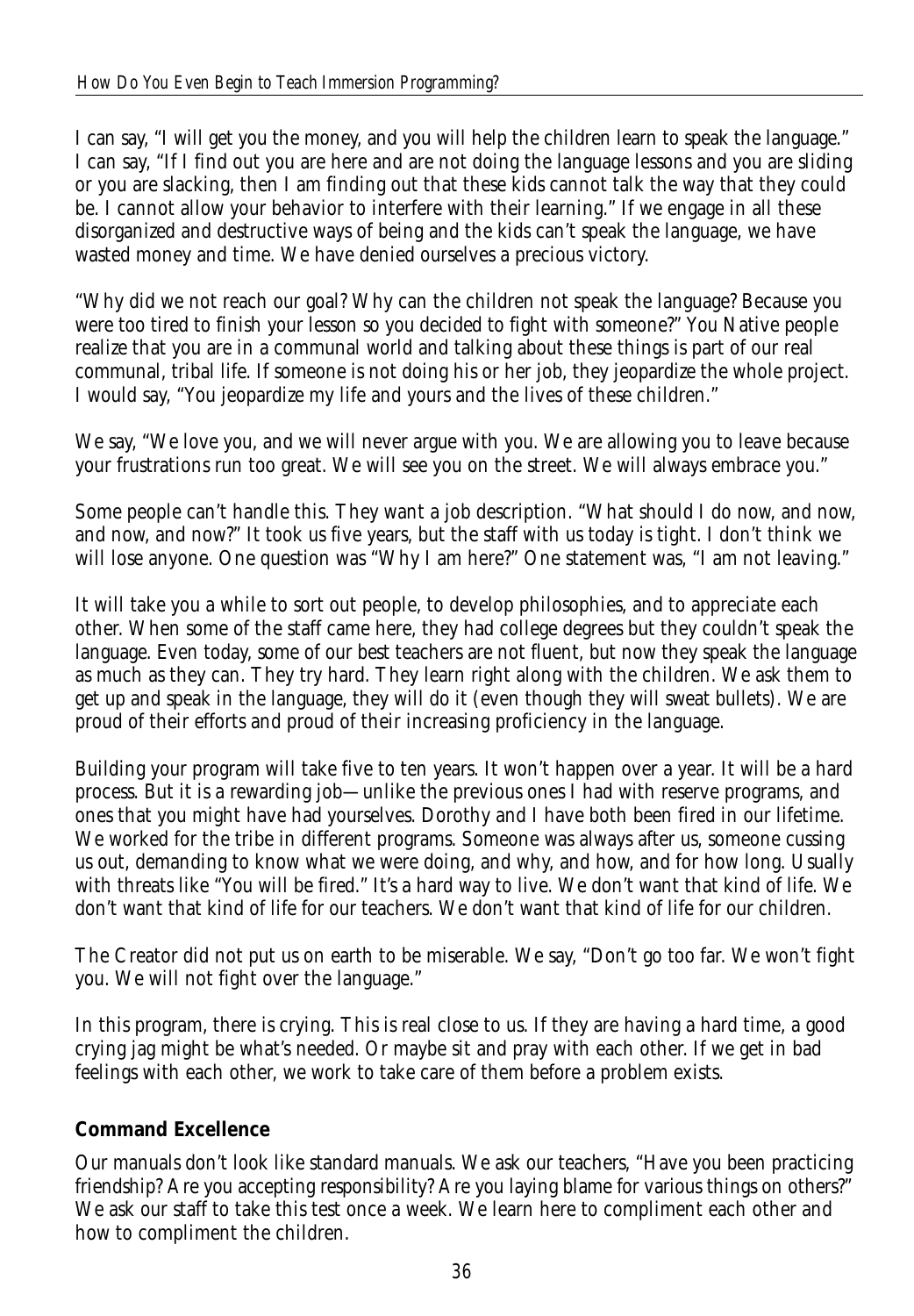I can say, "I will get you the money, and you will help the children learn to speak the language." I can say, "If I find out you are here and are not doing the language lessons and you are sliding or you are slacking, then I am finding out that these kids cannot talk the way that they could be. I cannot allow your behavior to interfere with their learning." If we engage in all these disorganized and destructive ways of being and the kids can't speak the language, we have wasted money and time. We have denied ourselves a precious victory.

"Why did we not reach our goal? Why can the children not speak the language? Because you were too tired to finish your lesson so you decided to fight with someone?" You Native people realize that you are in a communal world and talking about these things is part of our real communal, tribal life. If someone is not doing his or her job, they jeopardize the whole project. I would say, "You jeopardize my life and yours and the lives of these children."

We say, "We love you, and we will never argue with you. We are allowing you to leave because your frustrations run too great. We will see you on the street. We will always embrace you."

Some people can't handle this. They want a job description. "What should I do now, and now, and now, and now?" It took us five years, but the staff with us today is tight. I don't think we will lose anyone. One question was "Why I am here?" One statement was, "I am not leaving."

It will take you a while to sort out people, to develop philosophies, and to appreciate each other. When some of the staff came here, they had college degrees but they couldn't speak the language. Even today, some of our best teachers are not fluent, but now they speak the language as much as they can. They try hard. They learn right along with the children. We ask them to get up and speak in the language, they will do it (even though they will sweat bullets). We are proud of their efforts and proud of their increasing proficiency in the language.

Building your program will take five to ten years. It won't happen over a year. It will be a hard process. But it is a rewarding job—unlike the previous ones I had with reserve programs, and ones that you might have had yourselves. Dorothy and I have both been fired in our lifetime. We worked for the tribe in different programs. Someone was always after us, someone cussing us out, demanding to know what we were doing, and why, and how, and for how long. Usually with threats like "You will be fired." It's a hard way to live. We don't want that kind of life. We don't want that kind of life for our teachers. We don't want that kind of life for our children.

The Creator did not put us on earth to be miserable. We say, "Don't go too far. We won't fight you. We will not fight over the language."

In this program, there is crying. This is real close to us. If they are having a hard time, a good crying jag might be what's needed. Or maybe sit and pray with each other. If we get in bad feelings with each other, we work to take care of them before a problem exists.

**Command Excellence**

Our manuals don't look like standard manuals. We ask our teachers, "Have you been practicing friendship? Are you accepting responsibility? Are you laying blame for various things on others?" We ask our staff to take this test once a week. We learn here to compliment each other and how to compliment the children.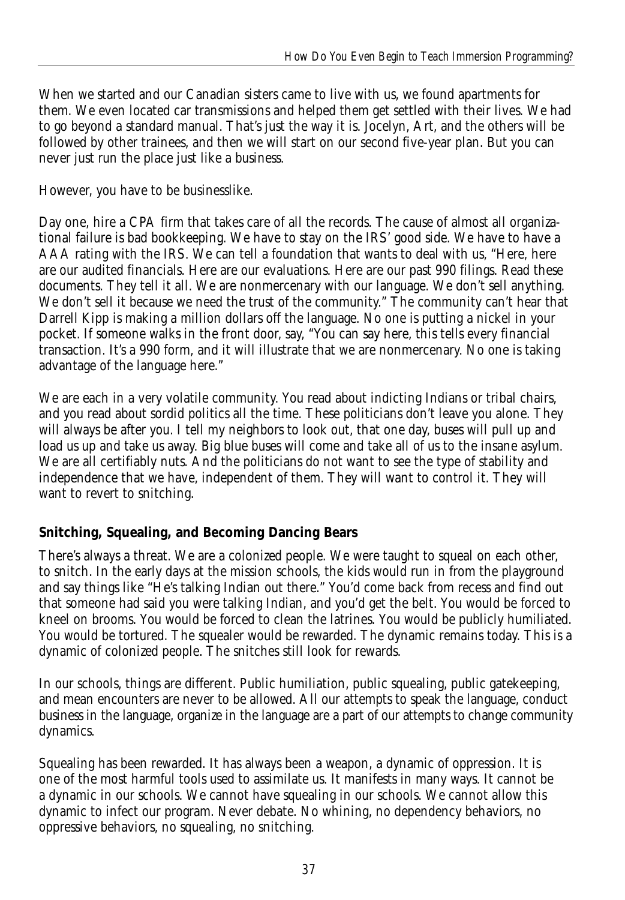When we started and our Canadian sisters came to live with us, we found apartments for them. We even located car transmissions and helped them get settled with their lives. We had to go beyond a standard manual. That's just the way it is. Jocelyn, Art, and the others will be followed by other trainees, and then we will start on our second five-year plan. But you can never just run the place just like a business.

However, you have to be businesslike.

Day one, hire a CPA firm that takes care of all the records. The cause of almost all organizational failure is bad bookkeeping. We have to stay on the IRS' good side. We have to have a AAA rating with the IRS. We can tell a foundation that wants to deal with us, "Here, here are our audited financials. Here are our evaluations. Here are our past 990 filings. Read these documents. They tell it all. We are nonmercenary with our language. We don't sell anything. We don't sell it because we need the trust of the community." The community can't hear that Darrell Kipp is making a million dollars off the language. No one is putting a nickel in your pocket. If someone walks in the front door, say, "You can say here, this tells every financial transaction. It's a 990 form, and it will illustrate that we are nonmercenary. No one is taking advantage of the language here."

We are each in a very volatile community. You read about indicting Indians or tribal chairs, and you read about sordid politics all the time. These politicians don't leave you alone. They will always be after you. I tell my neighbors to look out, that one day, buses will pull up and load us up and take us away. Big blue buses will come and take all of us to the insane asylum. We are all certifiably nuts. And the politicians do not want to see the type of stability and independence that we have, independent of them. They will want to control it. They will want to revert to snitching.

## Snitching, Squealing, and Becoming Dancing Bears

There's always a threat. We are a colonized people. We were taught to squeal on each other, to snitch. In the early days at the mission schools, the kids would run in from the playground and say things like "He's talking Indian out there." You'd come back from recess and find out that someone had said you were talking Indian, and you'd get the belt. You would be forced to kneel on brooms. You would be forced to clean the latrines. You would be publicly humiliated. You would be tortured. The squealer would be rewarded. The dynamic remains today. This is a dynamic of colonized people. The snitches still look for rewards.

In our schools, things are different. Public humiliation, public squealing, public gatekeeping, and mean encounters are never to be allowed. All our attempts to speak the language, conduct business in the language, organize in the language are a part of our attempts to change community dynamics.

Squealing has been rewarded. It has always been a weapon, a dynamic of oppression. It is one of the most harmful tools used to assimilate us. It manifests in many ways. It cannot be a dynamic in our schools. We cannot have squealing in our schools. We cannot allow this dynamic to infect our program. Never debate. No whining, no dependency behaviors, no oppressive behaviors, no squealing, no snitching.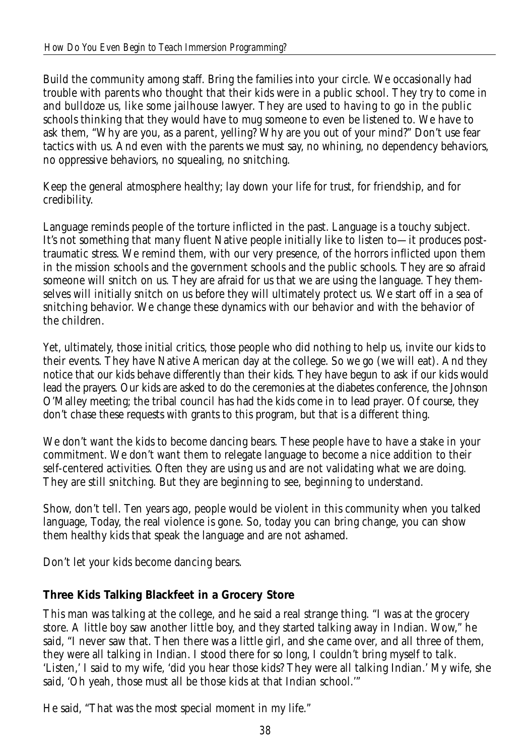Build the community among staff. Bring the families into your circle. We occasionally had trouble with parents who thought that their kids were in a public school. They try to come in and bulldoze us, like some jailhouse lawyer. They are used to having to go in the public schools thinking that they would have to mug someone to even be listened to. We have to ask them, "Why are you, as a parent, yelling? Why are you out of your mind?" Don't use fear tactics with us. And even with the parents we must say, no whining, no dependency behaviors, no oppressive behaviors, no squealing, no snitching.

Keep the general atmosphere healthy; lay down your life for trust, for friendship, and for credibility.

Language reminds people of the torture inflicted in the past. Language is a touchy subject. It's not something that many fluent Native people initially like to listen to—it produces post-traumatic stress. We remind them, with our very presence, of the horrors inflicted upon them in the mission schools and the government schools and the public schools. They are so afraid someone will snitch on us. They are afraid for us that we are using the language. They themselves will initially snitch on us before they will ultimately protect us. We start off in a sea of snitching behavior. We change these dynamics with our behavior and with the behavior of the children.

Yet, ultimately, those initial critics, those people who did nothing to help us, invite our kids to their events. They have Native American day at the college. So we go (we will eat). And they notice that our kids behave differently than their kids. They have begun to ask if our kids would lead the prayers. Our kids are asked to do the ceremonies at the diabetes conference, the Johnson O'Malley meeting; the tribal council has had the kids come in to lead prayer. Of course, they don't chase these requests with grants to this program, but that is a different thing.

We don't want the kids to become dancing bears. These people have to have a stake in your commitment. We don't want them to relegate language to become a nice addition to their self-centered activities. Often they are using us and are not validating what we are doing. They are still snitching. But they are beginning to see, beginning to understand.

Show, don't tell. Ten years ago, people would be violent in this community when you talked language, Today, the real violence is gone. So, today you can bring change, you can show them healthy kids that speak the language and are not ashamed.

Don't let your kids become dancing bears.

### Three Kids Talking Blackfeet in a Grocery Store

This man was talking at the college, and he said a real strange thing. "I was at the grocery store. A little boy saw another little boy, and they started talking away in Indian. Wow," he said, "I never saw that. Then there was a little girl, and she came over, and all three of them, they were all talking in Indian. I stood there for so long, I couldn't bring myself to talk. 'Listen,' I said to my wife, 'did you hear those kids? They were all talking Indian.' My wife, she said, 'Oh yeah, those must all be those kids at that Indian school.'"

He said, "That was the most special moment in my life."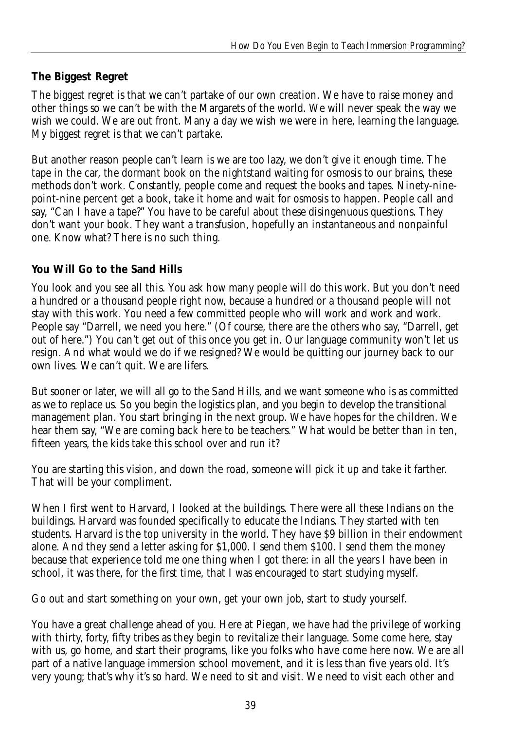### The Biggest Regret

The biggest regret is that we can't partake of our own creation. We have to raise money and other things so we can't be with the Margarets of the world. We will never speak the way we wish we could. We are out front. Many a day we wish we were in here, learning the language. My biggest regret is that we can't partake.

But another reason people can't learn is we are too lazy, we don't give it enough time. The tape in the car, the dormant book on the nightstand waiting for osmosis to our brains, these methods don't work. Constantly, people come and request the books and tapes. Ninety-nine-point-nine percent get a book, take it home and wait for osmosis to happen. People call and say, "Can I have a tape?" You have to be careful about these disingenuous questions. They don't want your book. They want a transfusion, hopefully an instantaneous and nonpainful one. Know what? There is no such thing.

### You Will Go to the Sand Hills

You look and you see all this. You ask how many people will do this work. But you don't need a hundred or a thousand people right now, because a hundred or a thousand people will not stay with this work. You need a few committed people who will work and work and work. People say "Darrell, we need you here." (Of course, there are the others who say, "Darrell, get out of here.") You can't get out of this once you get in. Our language community won't let us resign. And what would we do if we resigned? We would be quitting our journey back to our own lives. We can't quit. We are lifers.

But sooner or later, we will all go to the Sand Hills, and we want someone who is as committed as we to replace us. So you begin the logistics plan, and you begin to develop the transitional management plan. You start bringing in the next group. We have hopes for the children. We hear them say, "We are coming back here to be teachers." What would be better than in ten, fifteen years, the kids take this school over and run it?

You are starting this vision, and down the road, someone will pick it up and take it farther. That will be your compliment.

When I first went to Harvard, I looked at the buildings. There were all these Indians on the buildings. Harvard was founded specifically to educate the Indians. They started with ten students. Harvard is the top university in the world. They have $9 billion in their endowment alone. And they send a letter asking for $1,000. I send them $100. I send them the money because that experience told me one thing when I got there: in all the years I have been in school, it was there, for the first time, that I was encouraged to start studying myself.

Go out and start something on your own, get your own job, start to study yourself.

You have a great challenge ahead of you. Here at Piegan, we have had the privilege of working with thirty, forty, fifty tribes as they begin to revitalize their language. Some come here, stay with us, go home, and start their programs, like you folks who have come here now. We are all part of a native language immersion school movement, and it is less than five years old. It's very young; that's why it's so hard. We need to sit and visit. We need to visit each other and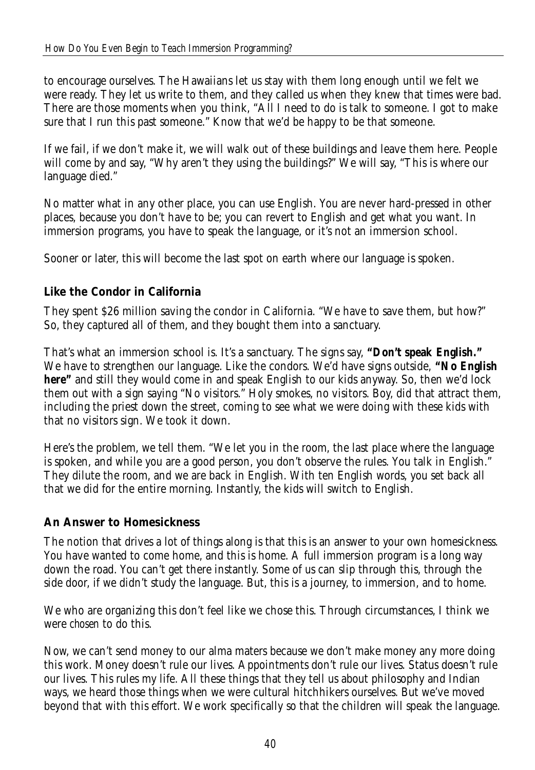to encourage ourselves. The Hawaiians let us stay with them long enough until we felt we were ready. They let us write to them, and they called us when they knew that times were bad. There are those moments when you think, "All I need to do is talk to someone. I got to make sure that I run this past someone." Know that we'd be happy to be that someone.

If we fail, if we don't make it, we will walk out of these buildings and leave them here. People will come by and say, "Why aren't they using the buildings?" We will say, "This is where our language died."

No matter what in any other place, you can use English. You are never hard-pressed in other places, because you don't have to be; you can revert to English and get what you want. In immersion programs, you have to speak the language, or it's not an immersion school.

Sooner or later, this will become the last spot on earth where our language is spoken.

### Like the Condor in California

They spent $26 million saving the condor in California. "We have to save them, but how?" So, they captured all of them, and they bought them into a sanctuary.

That's what an immersion school is. It's a sanctuary. The signs say, **"Don't speak English."** We have to strengthen our language. Like the condors. We'd have signs outside, **"No English here"** and still they would come in and speak English to our kids anyway. So, then we'd lock them out with a sign saying "No visitors." Holy smokes, no visitors. Boy, did that attract them, including the priest down the street, coming to see what we were doing with these kids with that no visitors sign. We took it down.

Here's the problem, we tell them. "We let you in the room, the last place where the language is spoken, and while you are a good person, you don't observe the rules. You talk in English." They dilute the room, and we are back in English. With ten English words, you set back all that we did for the entire morning. Instantly, the kids will switch to English.

### An Answer to Homesickness

The notion that drives a lot of things along is that this is an answer to your own homesickness. You have wanted to come home, and this is home. A full immersion program is a long way down the road. You can't get there instantly. Some of us can slip through this, through the side door, if we didn't study the language. But, this is a journey, to immersion, and to home.

We who are organizing this don't feel like we chose this. Through circumstances, I think we were *chosen* to do this.

Now, we can't send money to our alma maters because we don't make money any more doing this work. Money doesn't rule our lives. Appointments don't rule our lives. Status doesn't rule our lives. This rules my life. All these things that they tell us about philosophy and Indian ways, we heard those things when we were cultural hitchhikers ourselves. But we've moved beyond that with this effort. We work specifically so that the children will speak the language.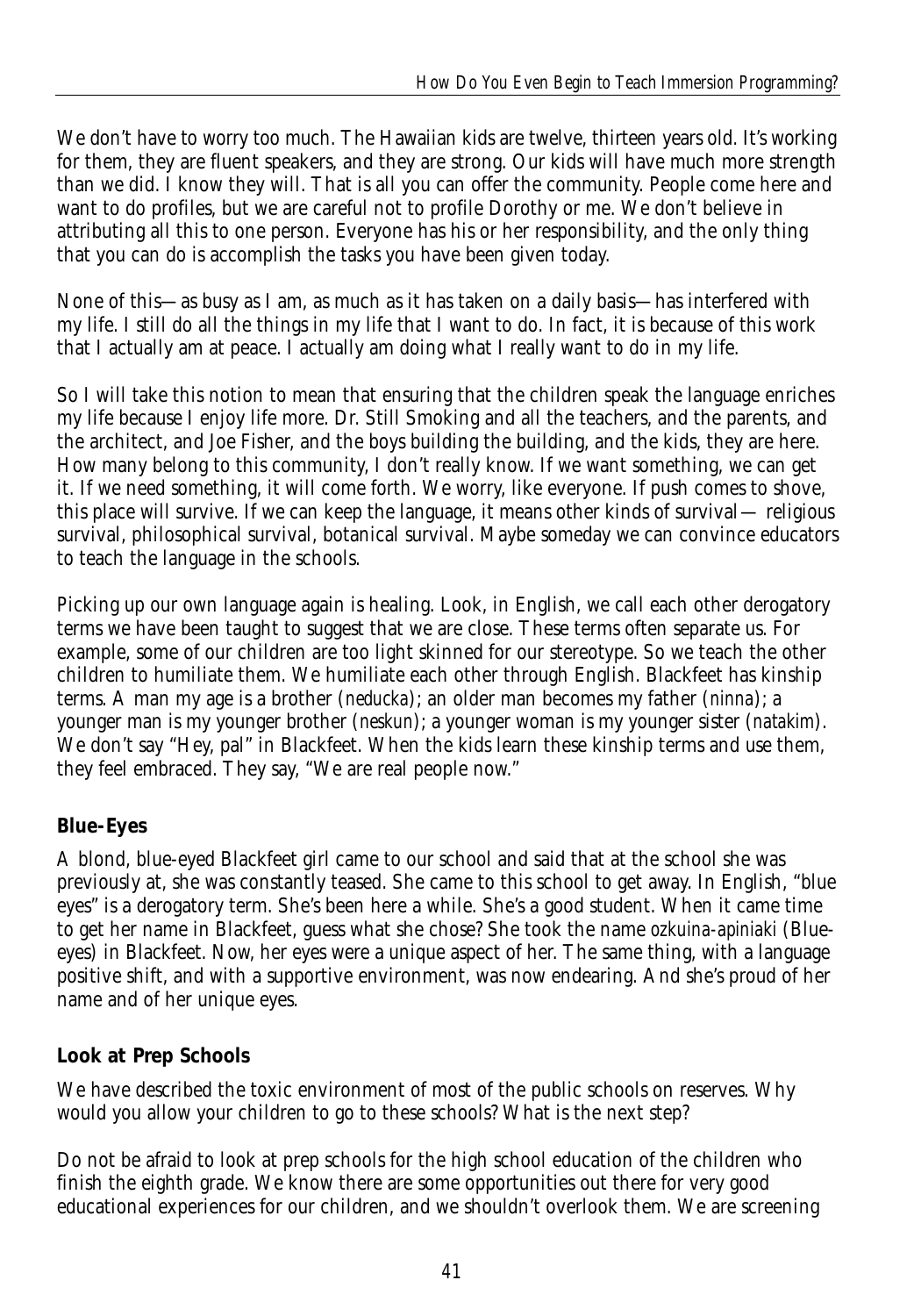We don't have to worry too much. The Hawaiian kids are twelve, thirteen years old. It's working for them, they are fluent speakers, and they are strong. Our kids will have much more strength than we did. I know they will. That is all you can offer the community. People come here and want to do profiles, but we are careful not to profile Dorothy or me. We don't believe in attributing all this to one person. Everyone has his or her responsibility, and the only thing that you can do is accomplish the tasks you have been given today.

None of this—as busy as I am, as much as it has taken on a daily basis—has interfered with my life. I still do all the things in my life that I want to do. In fact, it is because of this work that I actually am at peace. I actually am doing what I really want to do in my life.

So I will take this notion to mean that ensuring that the children speak the language enriches my life because I enjoy life more. Dr. Still Smoking and all the teachers, and the parents, and the architect, and Joe Fisher, and the boys building the building, and the kids, they are here. How many belong to this community, I don't really know. If we want something, we can get it. If we need something, it will come forth. We worry, like everyone. If push comes to shove, this place will survive. If we can keep the language, it means other kinds of survival— religious survival, philosophical survival, botanical survival. Maybe someday we can convince educators to teach the language in the schools.

Picking up our own language again is healing. Look, in English, we call each other derogatory terms we have been taught to suggest that we are close. These terms often separate us. For example, some of our children are too light skinned for our stereotype. So we teach the other children to humiliate them. We humiliate each other through English. Blackfeet has kinship terms. A man my age is a brother (*neducka*); an older man becomes my father (*ninna*); a younger man is my younger brother (*neskun*); a younger woman is my younger sister (*natakim*). We don't say "Hey, pal" in Blackfeet. When the kids learn these kinship terms and use them, they feel embraced. They say, "We are real people now."

### Blue-Eyes

A blond, blue-eyed Blackfeet girl came to our school and said that at the school she was previously at, she was constantly teased. She came to this school to get away. In English, "blue eyes" is a derogatory term. She's been here a while. She's a good student. When it came time to get her name in Blackfeet, guess what she chose? She took the name *ozkuina-apiniaki* (Blue-eyes) in Blackfeet. Now, her eyes were a unique aspect of her. The same thing, with a language positive shift, and with a supportive environment, was now endearing. And she's proud of her name and of her unique eyes.

### Look at Prep Schools

We have described the toxic environment of most of the public schools on reserves. Why would you allow your children to go to these schools? What is the next step?

Do not be afraid to look at prep schools for the high school education of the children who finish the eighth grade. We know there are some opportunities out there for very good educational experiences for our children, and we shouldn't overlook them. We are screening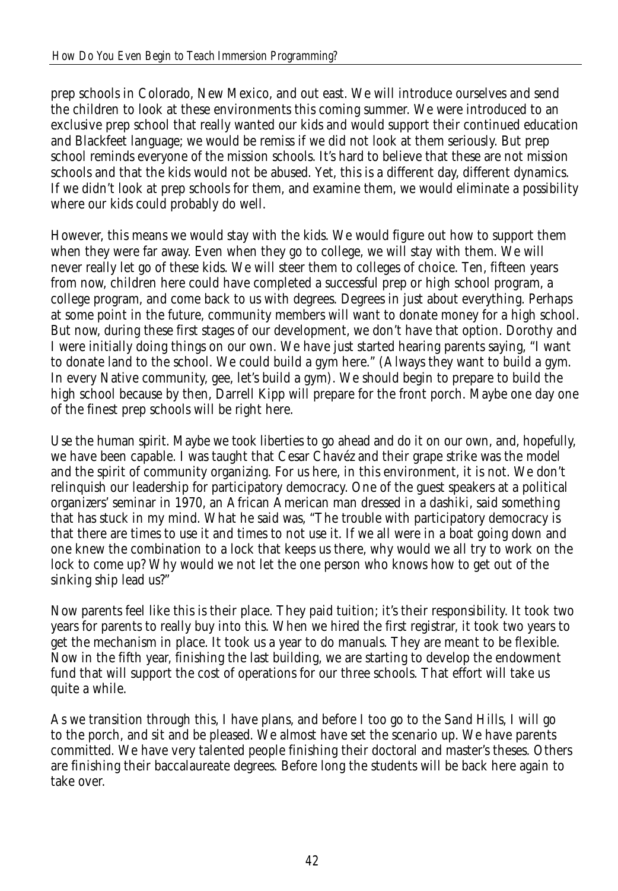prep schools in Colorado, New Mexico, and out east. We will introduce ourselves and send the children to look at these environments this coming summer. We were introduced to an exclusive prep school that really wanted our kids and would support their continued education and Blackfeet language; we would be remiss if we did not look at them seriously. But prep school reminds everyone of the mission schools. It's hard to believe that these are not mission schools and that the kids would not be abused. Yet, this is a different day, different dynamics. If we didn't look at prep schools for them, and examine them, we would eliminate a possibility where our kids could probably do well.

However, this means we would stay with the kids. We would figure out how to support them when they were far away. Even when they go to college, we will stay with them. We will never really let go of these kids. We will steer them to colleges of choice. Ten, fifteen years from now, children here could have completed a successful prep or high school program, a college program, and come back to us with degrees. Degrees in just about everything. Perhaps at some point in the future, community members will want to donate money for a high school. But now, during these first stages of our development, we don't have that option. Dorothy and I were initially doing things on our own. We have just started hearing parents saying, "I want to donate land to the school. We could build a gym here." (Always they want to build a gym. In every Native community, gee, let's build a gym). We should begin to prepare to build the high school because by then, Darrell Kipp will prepare for the front porch. Maybe one day one of the finest prep schools will be right here.

Use the human spirit. Maybe we took liberties to go ahead and do it on our own, and, hopefully, we have been capable. I was taught that Cesar Chavéz and their grape strike was the model and the spirit of community organizing. For us here, in this environment, it is not. We don't relinquish our leadership for participatory democracy. One of the guest speakers at a political organizers' seminar in 1970, an African American man dressed in a dashiki, said something that has stuck in my mind. What he said was, "The trouble with participatory democracy is that there are times to use it and times to not use it. If we all were in a boat going down and one knew the combination to a lock that keeps us there, why would we all try to work on the lock to come up? Why would we not let the one person who knows how to get out of the sinking ship lead us?"

Now parents feel like this is their place. They paid tuition; it's their responsibility. It took two years for parents to really buy into this. When we hired the first registrar, it took two years to get the mechanism in place. It took us a year to do manuals. They are meant to be flexible. Now in the fifth year, finishing the last building, we are starting to develop the endowment fund that will support the cost of operations for our three schools. That effort will take us quite a while.

As we transition through this, I have plans, and before I too go to the Sand Hills, I will go to the porch, and sit and be pleased. We almost have set the scenario up. We have parents committed. We have very talented people finishing their doctoral and master's theses. Others are finishing their baccalaureate degrees. Before long the students will be back here again to take over.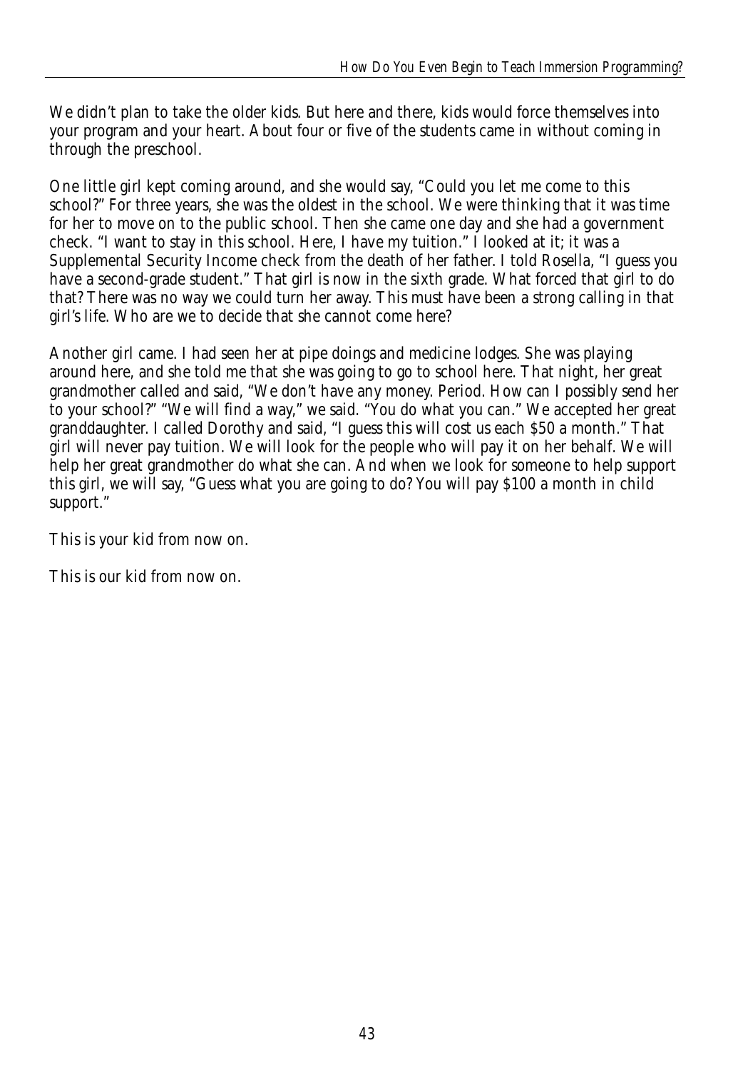We didn't plan to take the older kids. But here and there, kids would force themselves into your program and your heart. About four or five of the students came in without coming in through the preschool.

One little girl kept coming around, and she would say, "Could you let me come to this school?" For three years, she was the oldest in the school. We were thinking that it was time for her to move on to the public school. Then she came one day and she had a government check. "I want to stay in this school. Here, I have my tuition." I looked at it; it was a Supplemental Security Income check from the death of her father. I told Rosella, "I guess you have a second-grade student." That girl is now in the sixth grade. What forced that girl to do that? There was no way we could turn her away. This must have been a strong calling in that girl's life. Who are we to decide that she cannot come here?

Another girl came. I had seen her at pipe doings and medicine lodges. She was playing around here, and she told me that she was going to go to school here. That night, her great grandmother called and said, "We don't have any money. Period. How can I possibly send her to your school?" "We will find a way," we said. "You do what you can." We accepted her great granddaughter. I called Dorothy and said, "I guess this will cost us each $50 a month." That girl will never pay tuition. We will look for the people who will pay it on her behalf. We will help her great grandmother do what she can. And when we look for someone to help support this girl, we will say, "Guess what you are going to do? You will pay $100 a month in child support."

This is your kid from now on.

This is our kid from now on.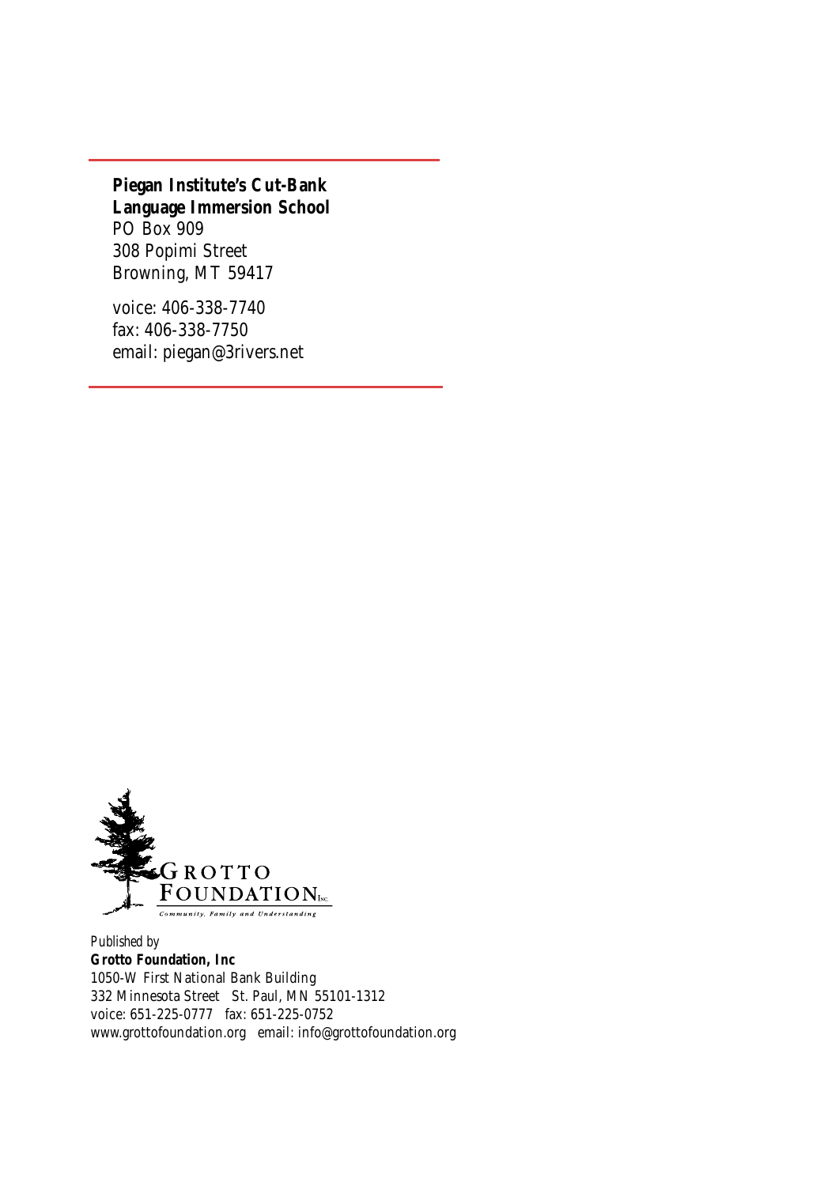**Piegan Institute's Cut-Bank Language Immersion School**
PO Box 909
308 Popimi Street
Browning, MT 59417

voice: 406-338-7740
fax: 406-338-7750
email: piegan@3rivers.net

GROTTO FOUNDATION INC.
*Community, Family and Understanding*

*Published by*
**Grotto Foundation, Inc**
1050-W First National Bank Building
332 Minnesota Street St. Paul, MN 55101-1312
voice: 651-225-0777 fax: 651-225-0752
www.grottofoundation.org email: info@grottofoundation.org